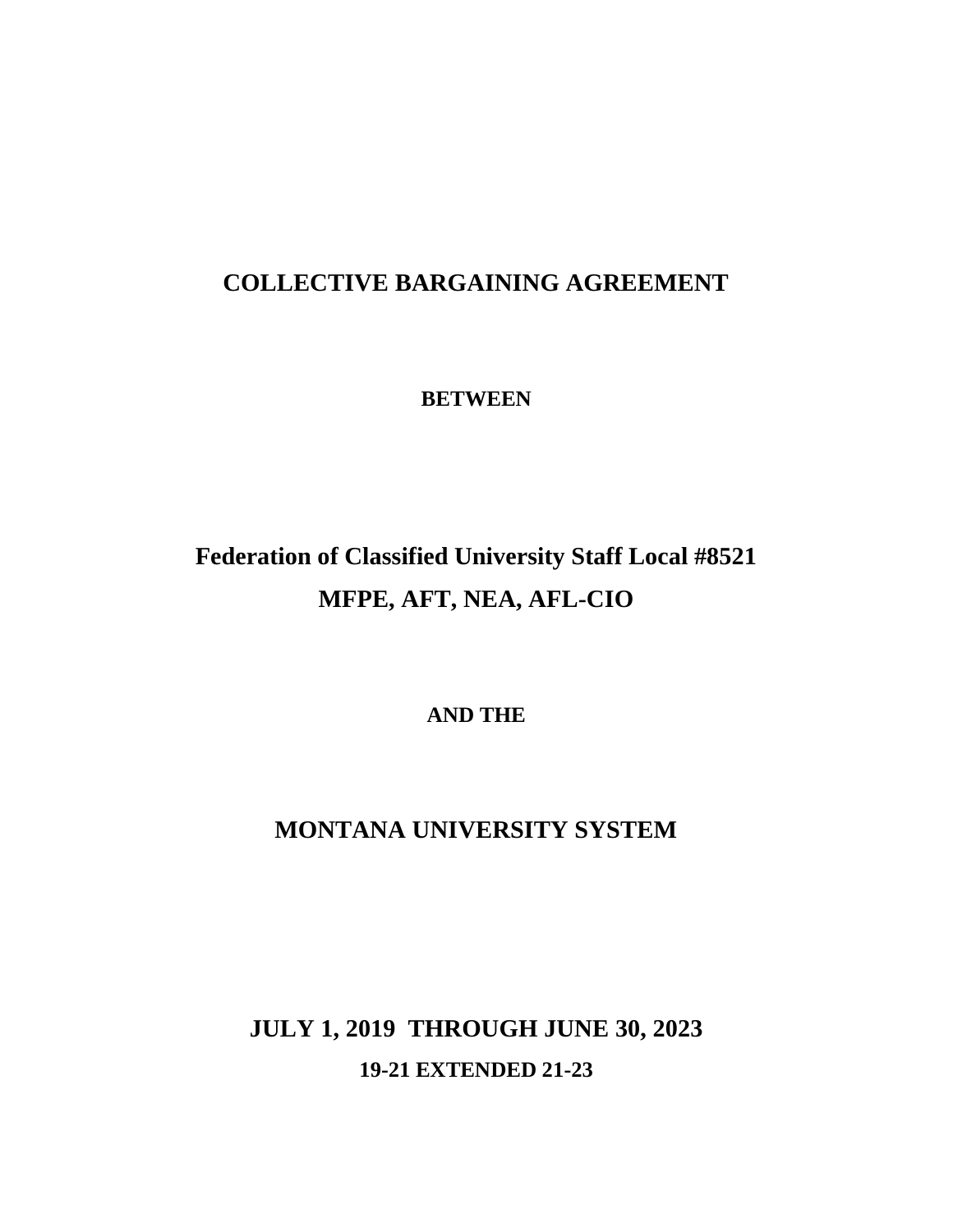# COLLECTIVE BARGAINING AGREEMENT

**BETWEEN**

## Federation of Classified University Staff Local #8521
## MFPE, AFT, NEA, AFL-CIO

**AND THE**

## MONTANA UNIVERSITY SYSTEM

## JULY 1, 2019 THROUGH JUNE 30, 2023

**19-21 EXTENDED 21-23**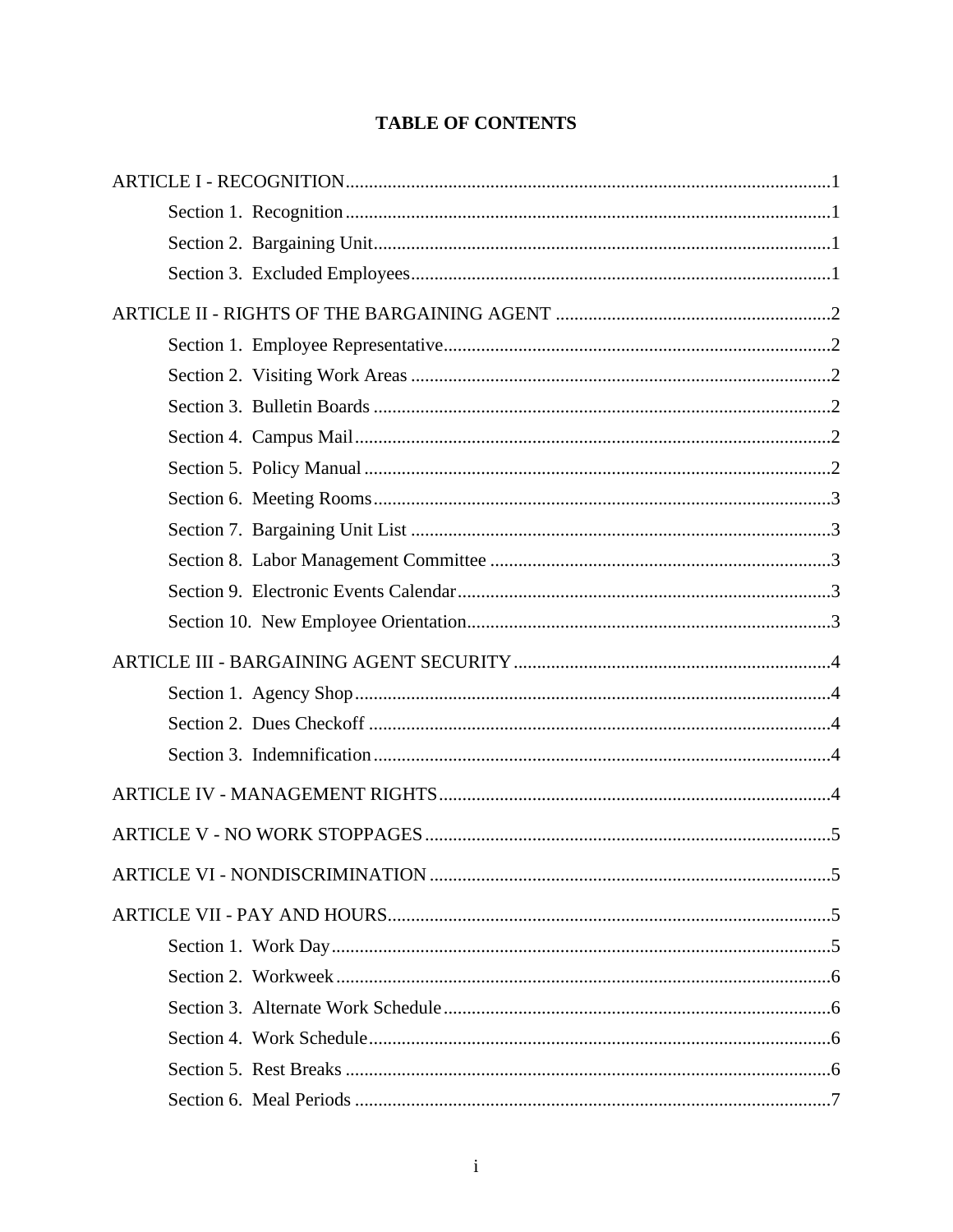# TABLE OF CONTENTS

ARTICLE I - RECOGNITION.......................................................................................................1

Section 1. Recognition.......................................................................................................1

Section 2. Bargaining Unit.................................................................................................1

Section 3. Excluded Employees.........................................................................................1

ARTICLE II - RIGHTS OF THE BARGAINING AGENT ..........................................................2

Section 1. Employee Representative..................................................................................2

Section 2. Visiting Work Areas .........................................................................................2

Section 3. Bulletin Boards ..................................................................................................2

Section 4. Campus Mail......................................................................................................2

Section 5. Policy Manual....................................................................................................2

Section 6. Meeting Rooms..................................................................................................3

Section 7. Bargaining Unit List ..........................................................................................3

Section 8. Labor Management Committee .........................................................................3

Section 9. Electronic Events Calendar................................................................................3

Section 10. New Employee Orientation.............................................................................3

ARTICLE III - BARGAINING AGENT SECURITY....................................................................4

Section 1. Agency Shop......................................................................................................4

Section 2. Dues Checkoff ...................................................................................................4

Section 3. Indemnification..................................................................................................4

ARTICLE IV - MANAGEMENT RIGHTS...................................................................................4

ARTICLE V - NO WORK STOPPAGES.......................................................................................5

ARTICLE VI - NONDISCRIMINATION......................................................................................5

ARTICLE VII - PAY AND HOURS...............................................................................................5

Section 1. Work Day...........................................................................................................5

Section 2. Workweek..........................................................................................................6

Section 3. Alternate Work Schedule...................................................................................6

Section 4. Work Schedule...................................................................................................6

Section 5. Rest Breaks ........................................................................................................6

Section 6. Meal Periods ......................................................................................................7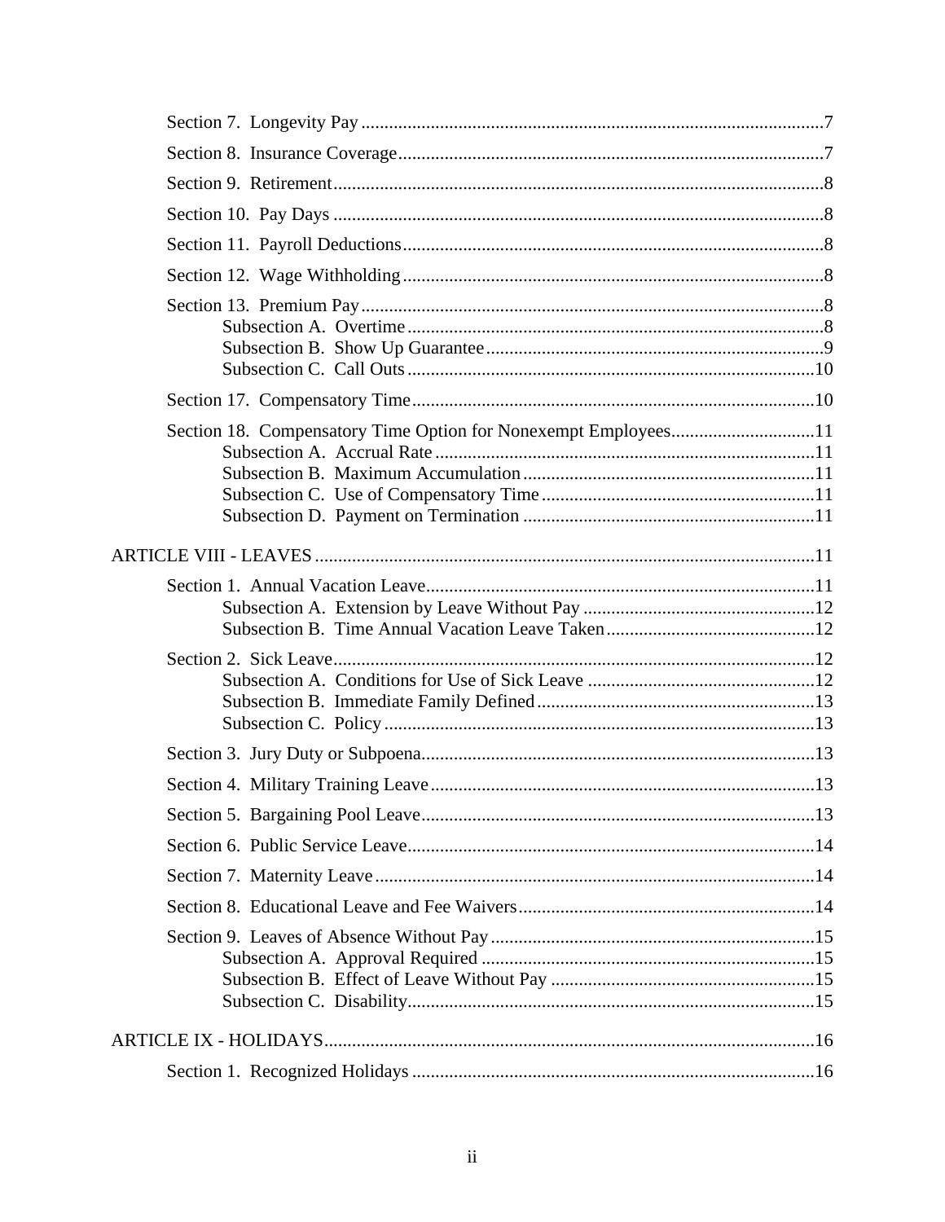Section 7. Longevity Pay ..... 7

Section 8. Insurance Coverage ..... 7

Section 9. Retirement ..... 8

Section 10. Pay Days ..... 8

Section 11. Payroll Deductions ..... 8

Section 12. Wage Withholding ..... 8

Section 13. Premium Pay ..... 8
- Subsection A. Overtime ..... 8
- Subsection B. Show Up Guarantee ..... 9
- Subsection C. Call Outs ..... 10

Section 17. Compensatory Time ..... 10

Section 18. Compensatory Time Option for Nonexempt Employees ..... 11
- Subsection A. Accrual Rate ..... 11
- Subsection B. Maximum Accumulation ..... 11
- Subsection C. Use of Compensatory Time ..... 11
- Subsection D. Payment on Termination ..... 11

ARTICLE VIII - LEAVES ..... 11

Section 1. Annual Vacation Leave ..... 11
- Subsection A. Extension by Leave Without Pay ..... 12
- Subsection B. Time Annual Vacation Leave Taken ..... 12

Section 2. Sick Leave ..... 12
- Subsection A. Conditions for Use of Sick Leave ..... 12
- Subsection B. Immediate Family Defined ..... 13
- Subsection C. Policy ..... 13

Section 3. Jury Duty or Subpoena ..... 13

Section 4. Military Training Leave ..... 13

Section 5. Bargaining Pool Leave ..... 13

Section 6. Public Service Leave ..... 14

Section 7. Maternity Leave ..... 14

Section 8. Educational Leave and Fee Waivers ..... 14

Section 9. Leaves of Absence Without Pay ..... 15
- Subsection A. Approval Required ..... 15
- Subsection B. Effect of Leave Without Pay ..... 15
- Subsection C. Disability ..... 15

ARTICLE IX - HOLIDAYS ..... 16

Section 1. Recognized Holidays ..... 16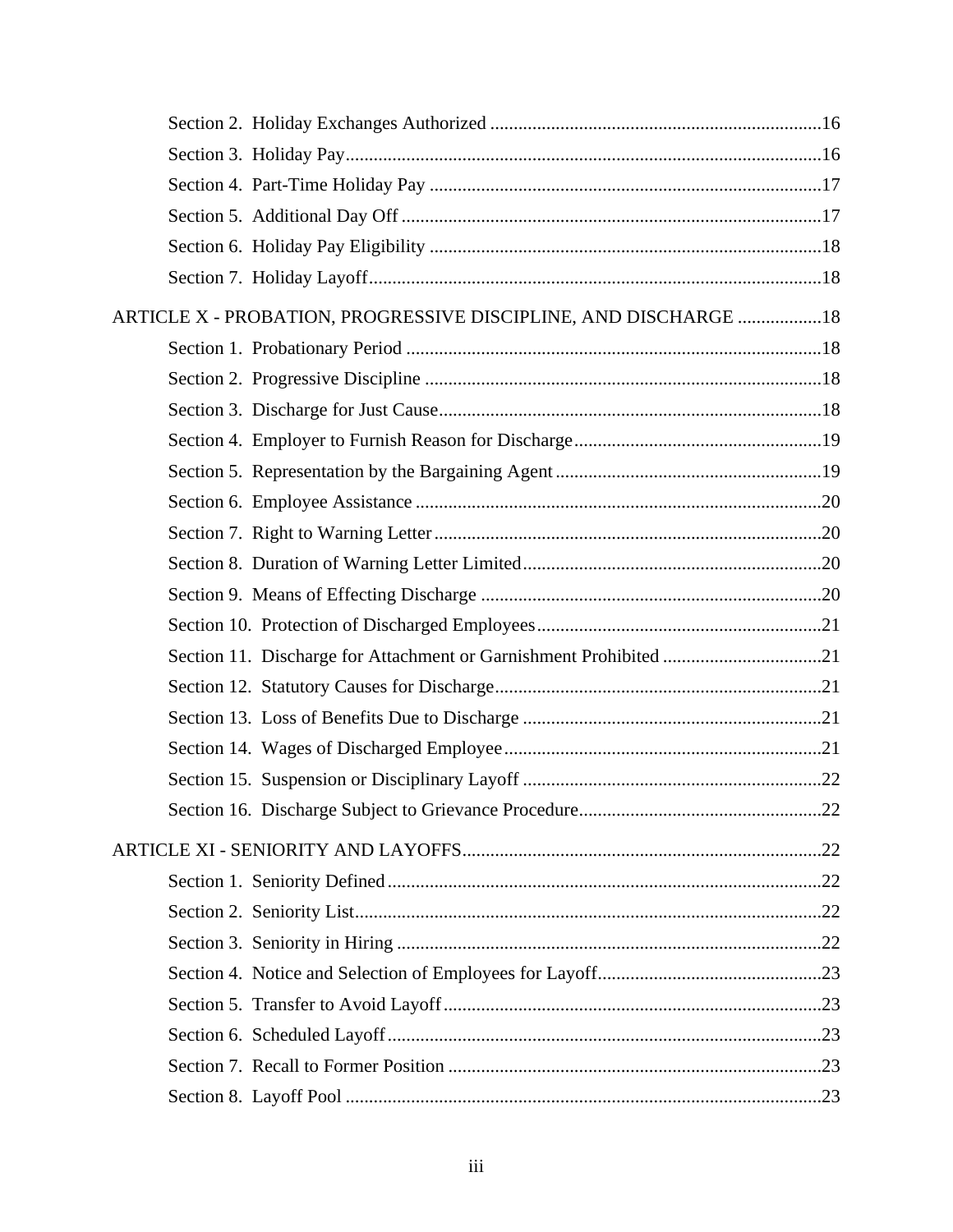Section 2. Holiday Exchanges Authorized ....................................................................16

Section 3. Holiday Pay....................................................................................................16

Section 4. Part-Time Holiday Pay ..................................................................................17

Section 5. Additional Day Off ........................................................................................17

Section 6. Holiday Pay Eligibility ..................................................................................18

Section 7. Holiday Layoff...............................................................................................18

ARTICLE X - PROBATION, PROGRESSIVE DISCIPLINE, AND DISCHARGE ..................18

Section 1. Probationary Period ........................................................................................18

Section 2. Progressive Discipline ....................................................................................18

Section 3. Discharge for Just Cause.................................................................................18

Section 4. Employer to Furnish Reason for Discharge....................................................19

Section 5. Representation by the Bargaining Agent........................................................19

Section 6. Employee Assistance ......................................................................................20

Section 7. Right to Warning Letter..................................................................................20

Section 8. Duration of Warning Letter Limited...............................................................20

Section 9. Means of Effecting Discharge ........................................................................20

Section 10. Protection of Discharged Employees............................................................21

Section 11. Discharge for Attachment or Garnishment Prohibited .................................21

Section 12. Statutory Causes for Discharge.....................................................................21

Section 13. Loss of Benefits Due to Discharge ...............................................................21

Section 14. Wages of Discharged Employee...................................................................21

Section 15. Suspension or Disciplinary Layoff ...............................................................22

Section 16. Discharge Subject to Grievance Procedure...................................................22

ARTICLE XI - SENIORITY AND LAYOFFS............................................................................22

Section 1. Seniority Defined............................................................................................22

Section 2. Seniority List...................................................................................................22

Section 3. Seniority in Hiring ..........................................................................................22

Section 4. Notice and Selection of Employees for Layoff...............................................23

Section 5. Transfer to Avoid Layoff................................................................................23

Section 6. Scheduled Layoff............................................................................................23

Section 7. Recall to Former Position ...............................................................................23

Section 8. Layoff Pool .....................................................................................................23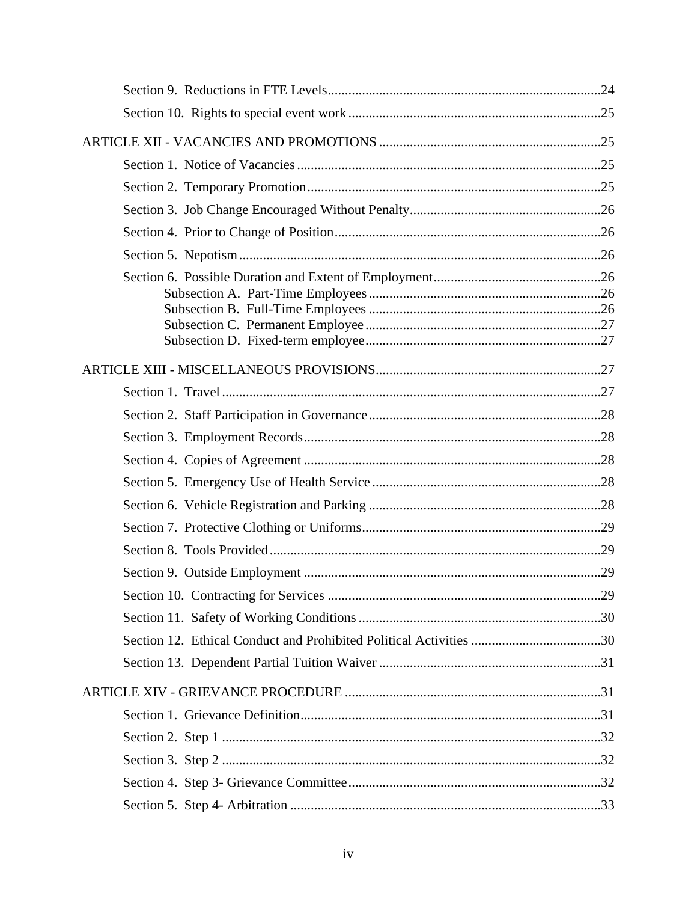Section 9. Reductions in FTE Levels ..... 24

Section 10. Rights to special event work ..... 25

ARTICLE XII - VACANCIES AND PROMOTIONS ..... 25

Section 1. Notice of Vacancies ..... 25

Section 2. Temporary Promotion ..... 25

Section 3. Job Change Encouraged Without Penalty ..... 26

Section 4. Prior to Change of Position ..... 26

Section 5. Nepotism ..... 26

Section 6. Possible Duration and Extent of Employment ..... 26

Subsection A. Part-Time Employees ..... 26

Subsection B. Full-Time Employees ..... 26

Subsection C. Permanent Employee ..... 27

Subsection D. Fixed-term employee ..... 27

ARTICLE XIII - MISCELLANEOUS PROVISIONS ..... 27

Section 1. Travel ..... 27

Section 2. Staff Participation in Governance ..... 28

Section 3. Employment Records ..... 28

Section 4. Copies of Agreement ..... 28

Section 5. Emergency Use of Health Service ..... 28

Section 6. Vehicle Registration and Parking ..... 28

Section 7. Protective Clothing or Uniforms ..... 29

Section 8. Tools Provided ..... 29

Section 9. Outside Employment ..... 29

Section 10. Contracting for Services ..... 29

Section 11. Safety of Working Conditions ..... 30

Section 12. Ethical Conduct and Prohibited Political Activities ..... 30

Section 13. Dependent Partial Tuition Waiver ..... 31

ARTICLE XIV - GRIEVANCE PROCEDURE ..... 31

Section 1. Grievance Definition ..... 31

Section 2. Step 1 ..... 32

Section 3. Step 2 ..... 32

Section 4. Step 3- Grievance Committee ..... 32

Section 5. Step 4- Arbitration ..... 33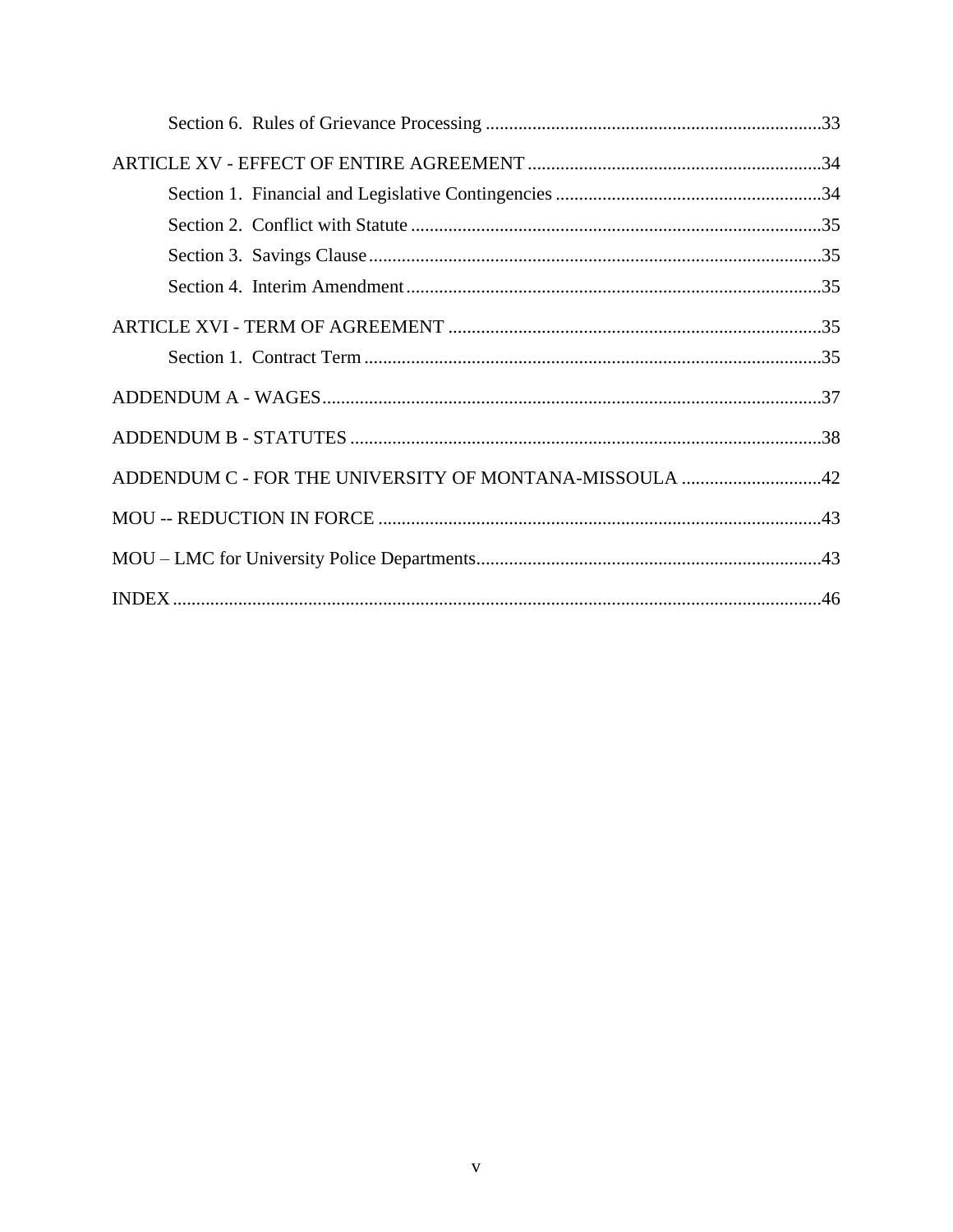Section 6. Rules of Grievance Processing ........................................................................33

ARTICLE XV - EFFECT OF ENTIRE AGREEMENT ...............................................................34

Section 1. Financial and Legislative Contingencies .........................................................34

Section 2. Conflict with Statute ........................................................................................35

Section 3. Savings Clause .................................................................................................35

Section 4. Interim Amendment .........................................................................................35

ARTICLE XVI - TERM OF AGREEMENT ................................................................................35

Section 1. Contract Term ..................................................................................................35

ADDENDUM A - WAGES ...........................................................................................................37

ADDENDUM B - STATUTES .....................................................................................................38

ADDENDUM C - FOR THE UNIVERSITY OF MONTANA-MISSOULA ..............................42

MOU -- REDUCTION IN FORCE ...............................................................................................43

MOU – LMC for University Police Departments ..........................................................................43

INDEX ...........................................................................................................................................46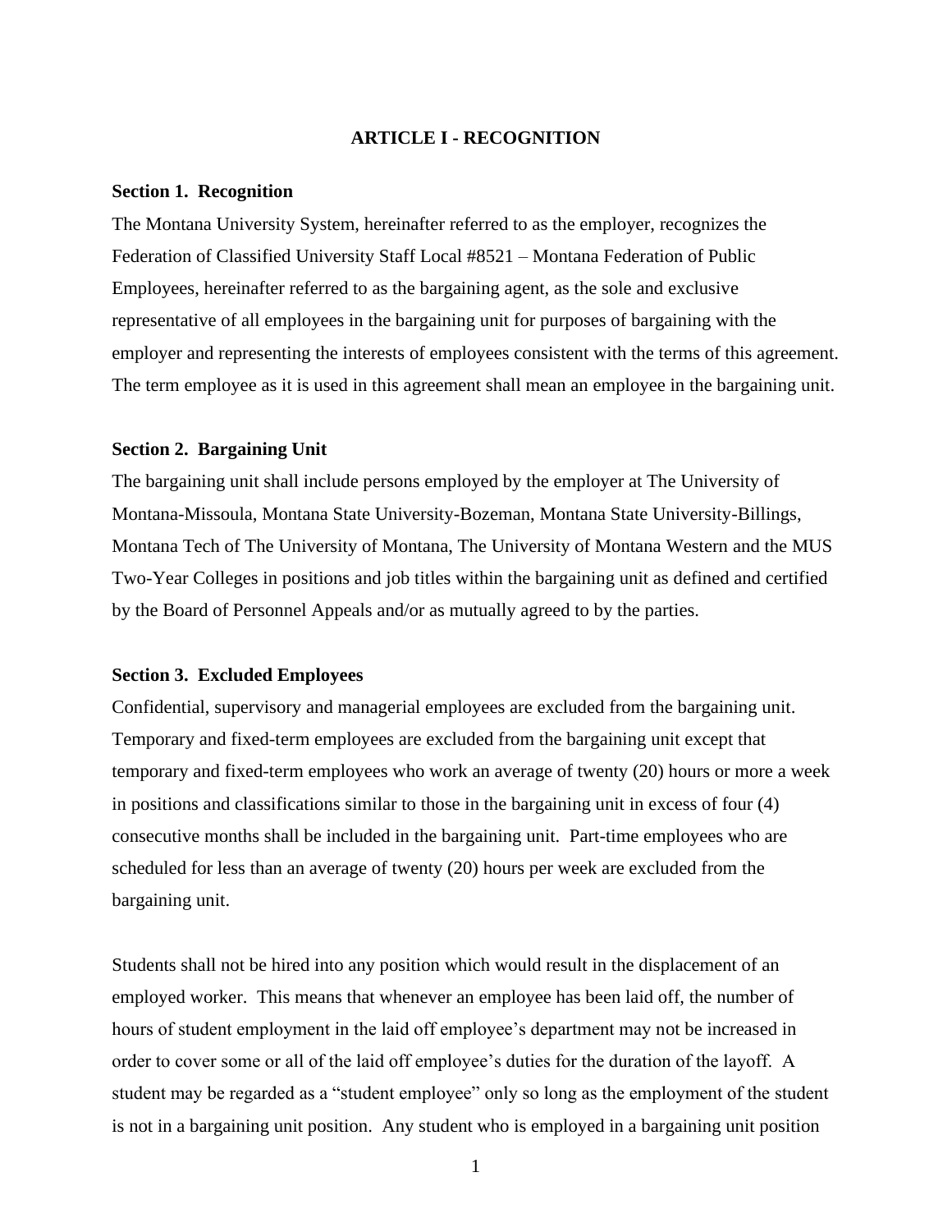## ARTICLE I - RECOGNITION

### Section 1. Recognition

The Montana University System, hereinafter referred to as the employer, recognizes the Federation of Classified University Staff Local #8521 – Montana Federation of Public Employees, hereinafter referred to as the bargaining agent, as the sole and exclusive representative of all employees in the bargaining unit for purposes of bargaining with the employer and representing the interests of employees consistent with the terms of this agreement. The term employee as it is used in this agreement shall mean an employee in the bargaining unit.

### Section 2. Bargaining Unit

The bargaining unit shall include persons employed by the employer at The University of Montana-Missoula, Montana State University-Bozeman, Montana State University-Billings, Montana Tech of The University of Montana, The University of Montana Western and the MUS Two-Year Colleges in positions and job titles within the bargaining unit as defined and certified by the Board of Personnel Appeals and/or as mutually agreed to by the parties.

### Section 3. Excluded Employees

Confidential, supervisory and managerial employees are excluded from the bargaining unit. Temporary and fixed-term employees are excluded from the bargaining unit except that temporary and fixed-term employees who work an average of twenty (20) hours or more a week in positions and classifications similar to those in the bargaining unit in excess of four (4) consecutive months shall be included in the bargaining unit. Part-time employees who are scheduled for less than an average of twenty (20) hours per week are excluded from the bargaining unit.

Students shall not be hired into any position which would result in the displacement of an employed worker. This means that whenever an employee has been laid off, the number of hours of student employment in the laid off employee's department may not be increased in order to cover some or all of the laid off employee's duties for the duration of the layoff. A student may be regarded as a "student employee" only so long as the employment of the student is not in a bargaining unit position. Any student who is employed in a bargaining unit position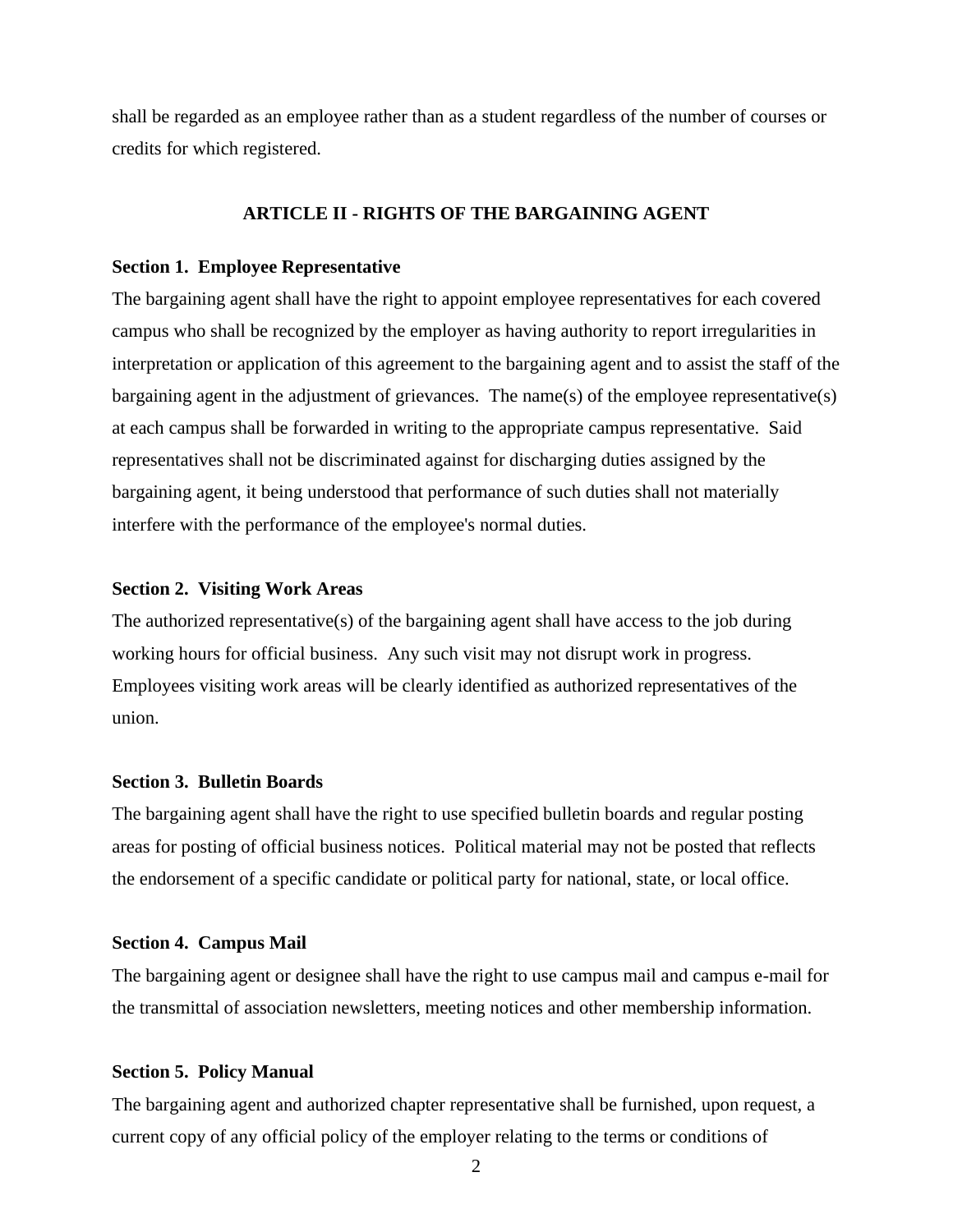shall be regarded as an employee rather than as a student regardless of the number of courses or credits for which registered.

## ARTICLE II - RIGHTS OF THE BARGAINING AGENT

**Section 1. Employee Representative**

The bargaining agent shall have the right to appoint employee representatives for each covered campus who shall be recognized by the employer as having authority to report irregularities in interpretation or application of this agreement to the bargaining agent and to assist the staff of the bargaining agent in the adjustment of grievances. The name(s) of the employee representative(s) at each campus shall be forwarded in writing to the appropriate campus representative. Said representatives shall not be discriminated against for discharging duties assigned by the bargaining agent, it being understood that performance of such duties shall not materially interfere with the performance of the employee's normal duties.

**Section 2. Visiting Work Areas**

The authorized representative(s) of the bargaining agent shall have access to the job during working hours for official business. Any such visit may not disrupt work in progress. Employees visiting work areas will be clearly identified as authorized representatives of the union.

**Section 3. Bulletin Boards**

The bargaining agent shall have the right to use specified bulletin boards and regular posting areas for posting of official business notices. Political material may not be posted that reflects the endorsement of a specific candidate or political party for national, state, or local office.

**Section 4. Campus Mail**

The bargaining agent or designee shall have the right to use campus mail and campus e-mail for the transmittal of association newsletters, meeting notices and other membership information.

**Section 5. Policy Manual**

The bargaining agent and authorized chapter representative shall be furnished, upon request, a current copy of any official policy of the employer relating to the terms or conditions of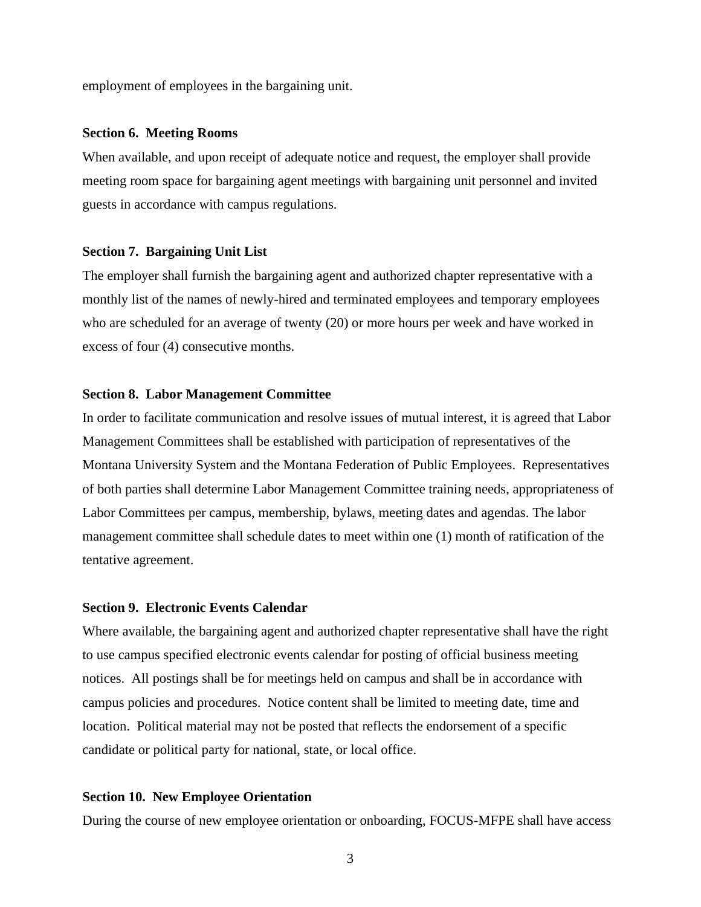employment of employees in the bargaining unit.

**Section 6. Meeting Rooms**

When available, and upon receipt of adequate notice and request, the employer shall provide meeting room space for bargaining agent meetings with bargaining unit personnel and invited guests in accordance with campus regulations.

**Section 7. Bargaining Unit List**

The employer shall furnish the bargaining agent and authorized chapter representative with a monthly list of the names of newly-hired and terminated employees and temporary employees who are scheduled for an average of twenty (20) or more hours per week and have worked in excess of four (4) consecutive months.

**Section 8. Labor Management Committee**

In order to facilitate communication and resolve issues of mutual interest, it is agreed that Labor Management Committees shall be established with participation of representatives of the Montana University System and the Montana Federation of Public Employees. Representatives of both parties shall determine Labor Management Committee training needs, appropriateness of Labor Committees per campus, membership, bylaws, meeting dates and agendas. The labor management committee shall schedule dates to meet within one (1) month of ratification of the tentative agreement.

**Section 9. Electronic Events Calendar**

Where available, the bargaining agent and authorized chapter representative shall have the right to use campus specified electronic events calendar for posting of official business meeting notices. All postings shall be for meetings held on campus and shall be in accordance with campus policies and procedures. Notice content shall be limited to meeting date, time and location. Political material may not be posted that reflects the endorsement of a specific candidate or political party for national, state, or local office.

**Section 10. New Employee Orientation**

During the course of new employee orientation or onboarding, FOCUS-MFPE shall have access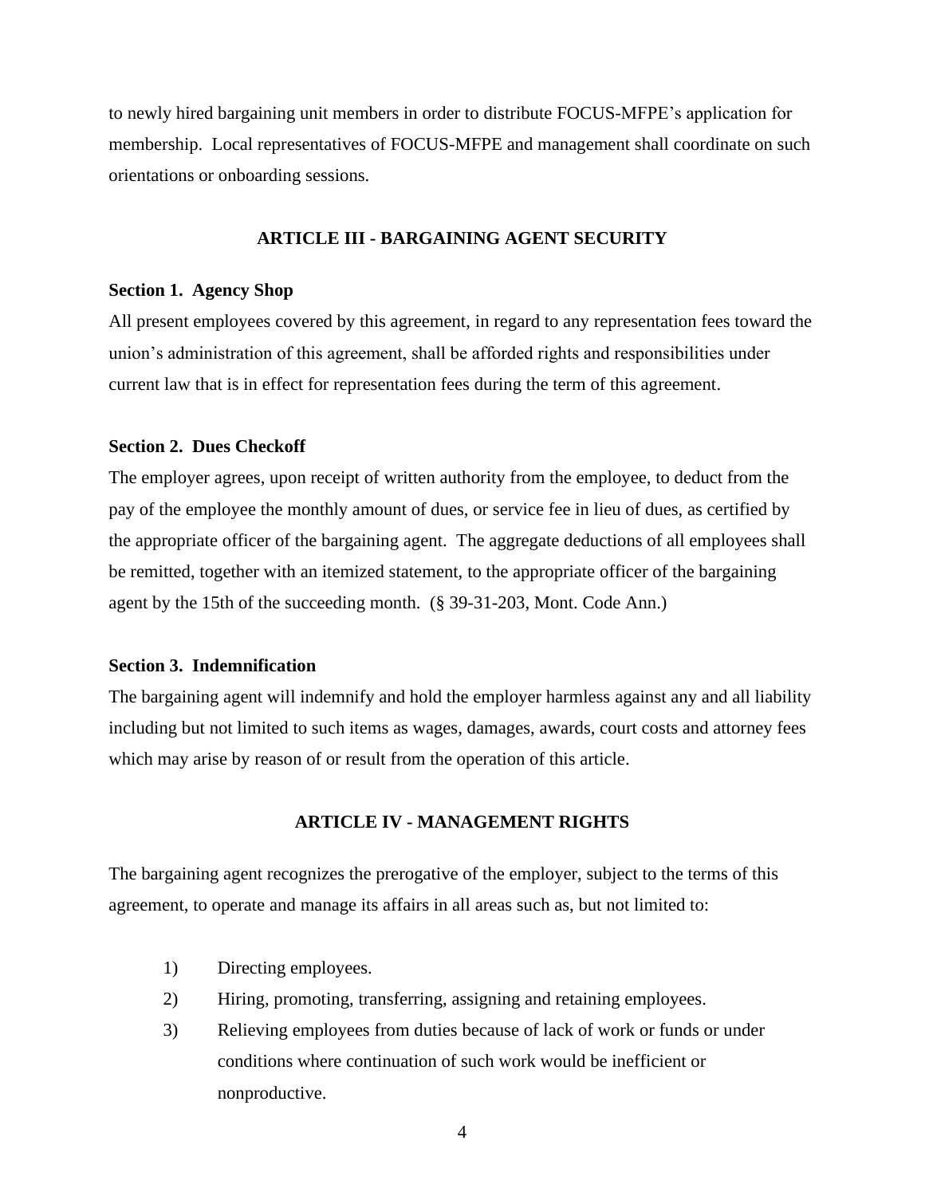to newly hired bargaining unit members in order to distribute FOCUS-MFPE's application for membership. Local representatives of FOCUS-MFPE and management shall coordinate on such orientations or onboarding sessions.

## ARTICLE III - BARGAINING AGENT SECURITY

**Section 1. Agency Shop**

All present employees covered by this agreement, in regard to any representation fees toward the union's administration of this agreement, shall be afforded rights and responsibilities under current law that is in effect for representation fees during the term of this agreement.

**Section 2. Dues Checkoff**

The employer agrees, upon receipt of written authority from the employee, to deduct from the pay of the employee the monthly amount of dues, or service fee in lieu of dues, as certified by the appropriate officer of the bargaining agent. The aggregate deductions of all employees shall be remitted, together with an itemized statement, to the appropriate officer of the bargaining agent by the 15th of the succeeding month. (§ 39-31-203, Mont. Code Ann.)

**Section 3. Indemnification**

The bargaining agent will indemnify and hold the employer harmless against any and all liability including but not limited to such items as wages, damages, awards, court costs and attorney fees which may arise by reason of or result from the operation of this article.

## ARTICLE IV - MANAGEMENT RIGHTS

The bargaining agent recognizes the prerogative of the employer, subject to the terms of this agreement, to operate and manage its affairs in all areas such as, but not limited to:

1) Directing employees.
2) Hiring, promoting, transferring, assigning and retaining employees.
3) Relieving employees from duties because of lack of work or funds or under conditions where continuation of such work would be inefficient or nonproductive.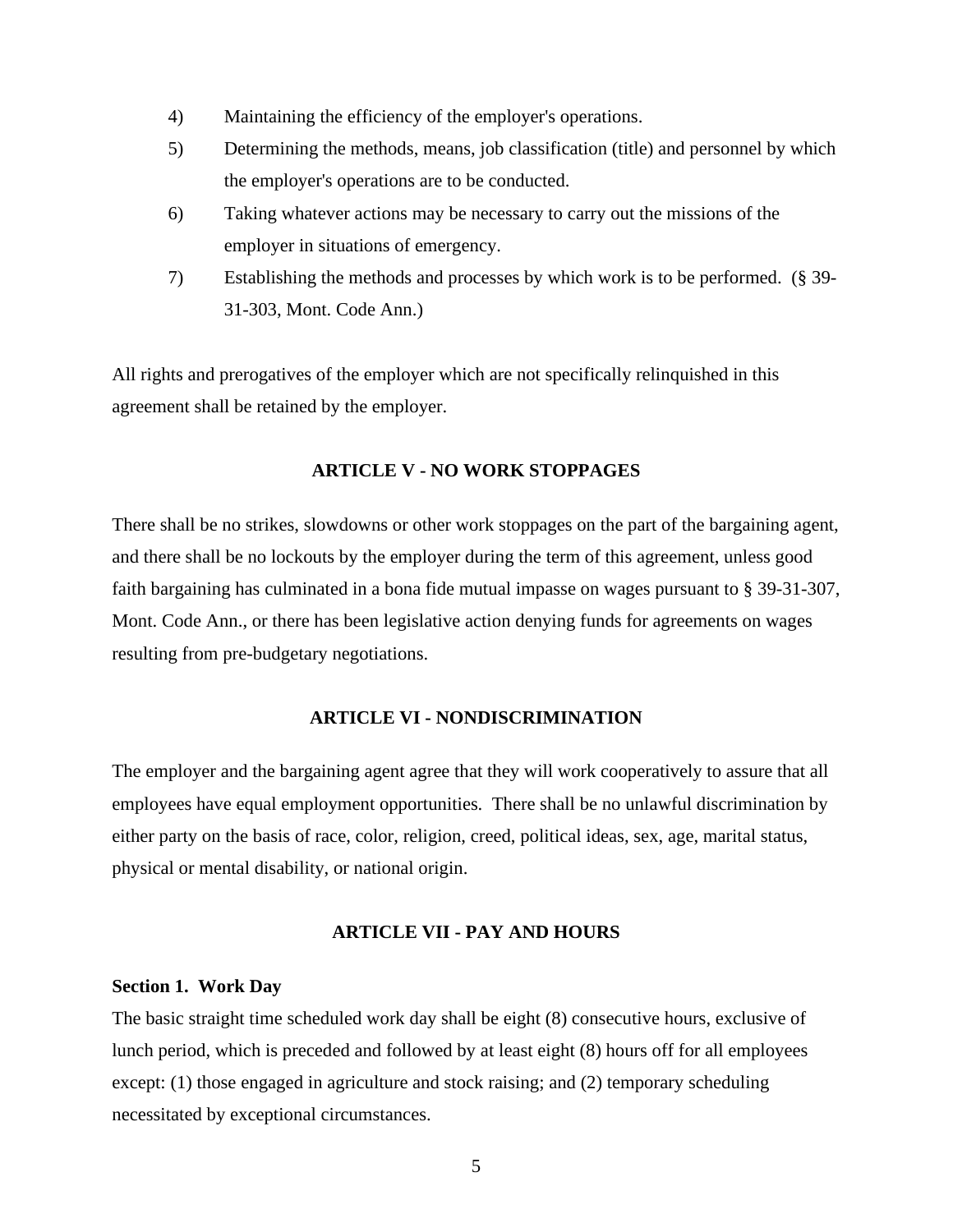4) Maintaining the efficiency of the employer's operations.

5) Determining the methods, means, job classification (title) and personnel by which the employer's operations are to be conducted.

6) Taking whatever actions may be necessary to carry out the missions of the employer in situations of emergency.

7) Establishing the methods and processes by which work is to be performed. (§ 39-31-303, Mont. Code Ann.)

All rights and prerogatives of the employer which are not specifically relinquished in this agreement shall be retained by the employer.

## ARTICLE V - NO WORK STOPPAGES

There shall be no strikes, slowdowns or other work stoppages on the part of the bargaining agent, and there shall be no lockouts by the employer during the term of this agreement, unless good faith bargaining has culminated in a bona fide mutual impasse on wages pursuant to § 39-31-307, Mont. Code Ann., or there has been legislative action denying funds for agreements on wages resulting from pre-budgetary negotiations.

## ARTICLE VI - NONDISCRIMINATION

The employer and the bargaining agent agree that they will work cooperatively to assure that all employees have equal employment opportunities. There shall be no unlawful discrimination by either party on the basis of race, color, religion, creed, political ideas, sex, age, marital status, physical or mental disability, or national origin.

## ARTICLE VII - PAY AND HOURS

**Section 1. Work Day**

The basic straight time scheduled work day shall be eight (8) consecutive hours, exclusive of lunch period, which is preceded and followed by at least eight (8) hours off for all employees except: (1) those engaged in agriculture and stock raising; and (2) temporary scheduling necessitated by exceptional circumstances.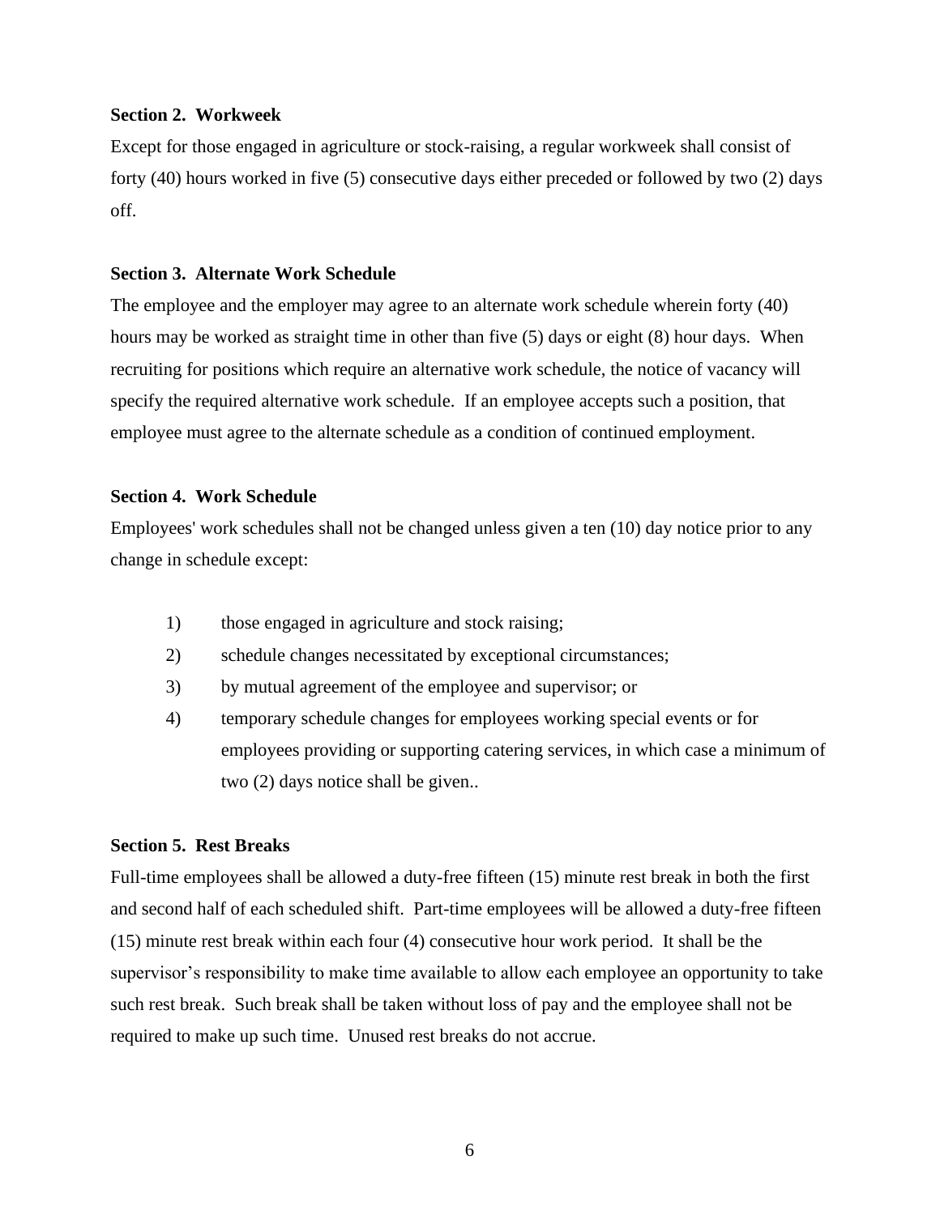**Section 2. Workweek**

Except for those engaged in agriculture or stock-raising, a regular workweek shall consist of forty (40) hours worked in five (5) consecutive days either preceded or followed by two (2) days off.

**Section 3. Alternate Work Schedule**

The employee and the employer may agree to an alternate work schedule wherein forty (40) hours may be worked as straight time in other than five (5) days or eight (8) hour days. When recruiting for positions which require an alternative work schedule, the notice of vacancy will specify the required alternative work schedule. If an employee accepts such a position, that employee must agree to the alternate schedule as a condition of continued employment.

**Section 4. Work Schedule**

Employees' work schedules shall not be changed unless given a ten (10) day notice prior to any change in schedule except:

1) those engaged in agriculture and stock raising;
2) schedule changes necessitated by exceptional circumstances;
3) by mutual agreement of the employee and supervisor; or
4) temporary schedule changes for employees working special events or for employees providing or supporting catering services, in which case a minimum of two (2) days notice shall be given..

**Section 5. Rest Breaks**

Full-time employees shall be allowed a duty-free fifteen (15) minute rest break in both the first and second half of each scheduled shift. Part-time employees will be allowed a duty-free fifteen (15) minute rest break within each four (4) consecutive hour work period. It shall be the supervisor's responsibility to make time available to allow each employee an opportunity to take such rest break. Such break shall be taken without loss of pay and the employee shall not be required to make up such time. Unused rest breaks do not accrue.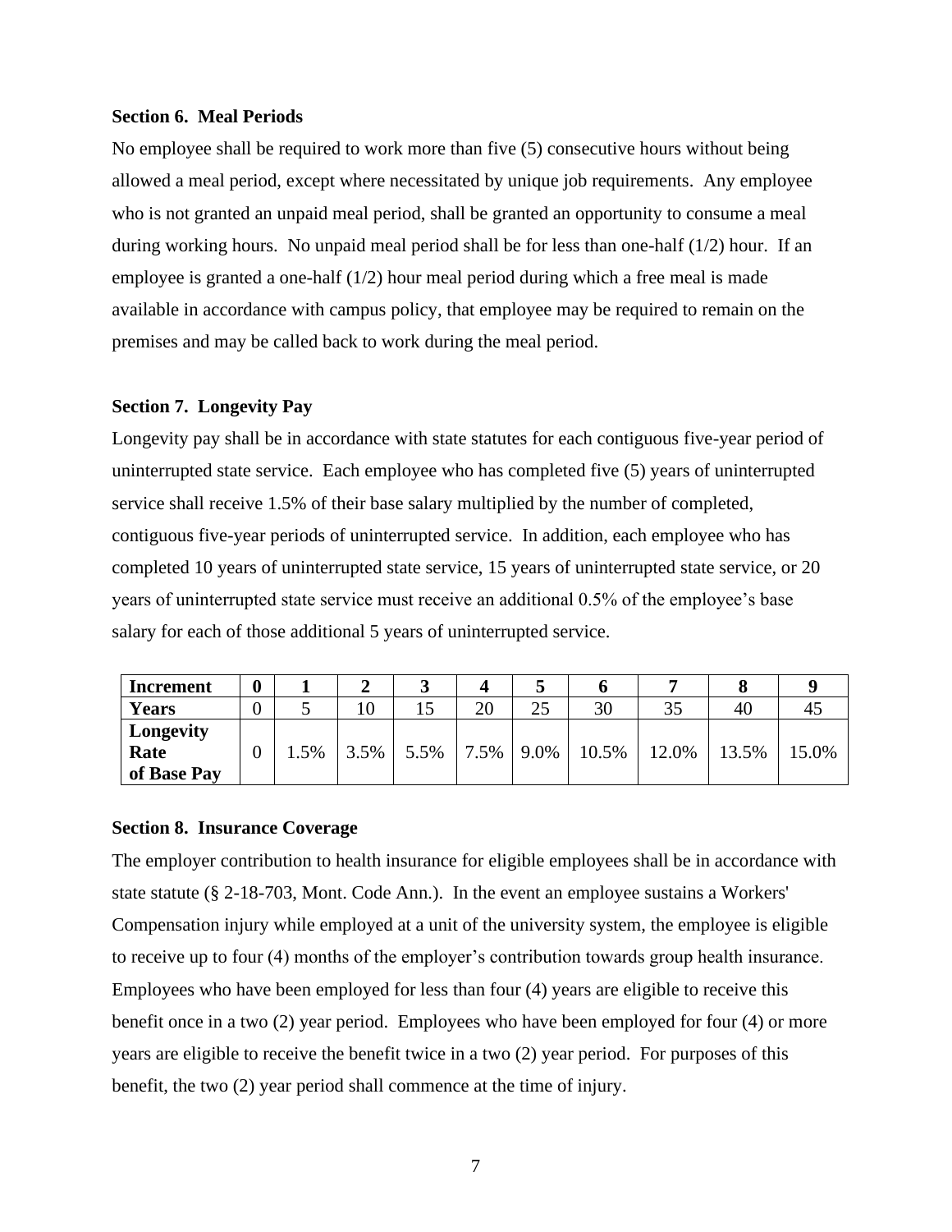**Section 6. Meal Periods**

No employee shall be required to work more than five (5) consecutive hours without being allowed a meal period, except where necessitated by unique job requirements. Any employee who is not granted an unpaid meal period, shall be granted an opportunity to consume a meal during working hours. No unpaid meal period shall be for less than one-half (1/2) hour. If an employee is granted a one-half (1/2) hour meal period during which a free meal is made available in accordance with campus policy, that employee may be required to remain on the premises and may be called back to work during the meal period.

**Section 7. Longevity Pay**

Longevity pay shall be in accordance with state statutes for each contiguous five-year period of uninterrupted state service. Each employee who has completed five (5) years of uninterrupted service shall receive 1.5% of their base salary multiplied by the number of completed, contiguous five-year periods of uninterrupted service. In addition, each employee who has completed 10 years of uninterrupted state service, 15 years of uninterrupted state service, or 20 years of uninterrupted state service must receive an additional 0.5% of the employee's base salary for each of those additional 5 years of uninterrupted service.

| **Increment** | **0** | **1** | **2** | **3** | **4** | **5** | **6** | **7** | **8** | **9** |
|---|---|---|---|---|---|---|---|---|---|---|
| **Years** | 0 | 5 | 10 | 15 | 20 | 25 | 30 | 35 | 40 | 45 |
| **Longevity Rate of Base Pay** | 0 | 1.5% | 3.5% | 5.5% | 7.5% | 9.0% | 10.5% | 12.0% | 13.5% | 15.0% |

**Section 8. Insurance Coverage**

The employer contribution to health insurance for eligible employees shall be in accordance with state statute (§ 2-18-703, Mont. Code Ann.). In the event an employee sustains a Workers' Compensation injury while employed at a unit of the university system, the employee is eligible to receive up to four (4) months of the employer's contribution towards group health insurance. Employees who have been employed for less than four (4) years are eligible to receive this benefit once in a two (2) year period. Employees who have been employed for four (4) or more years are eligible to receive the benefit twice in a two (2) year period. For purposes of this benefit, the two (2) year period shall commence at the time of injury.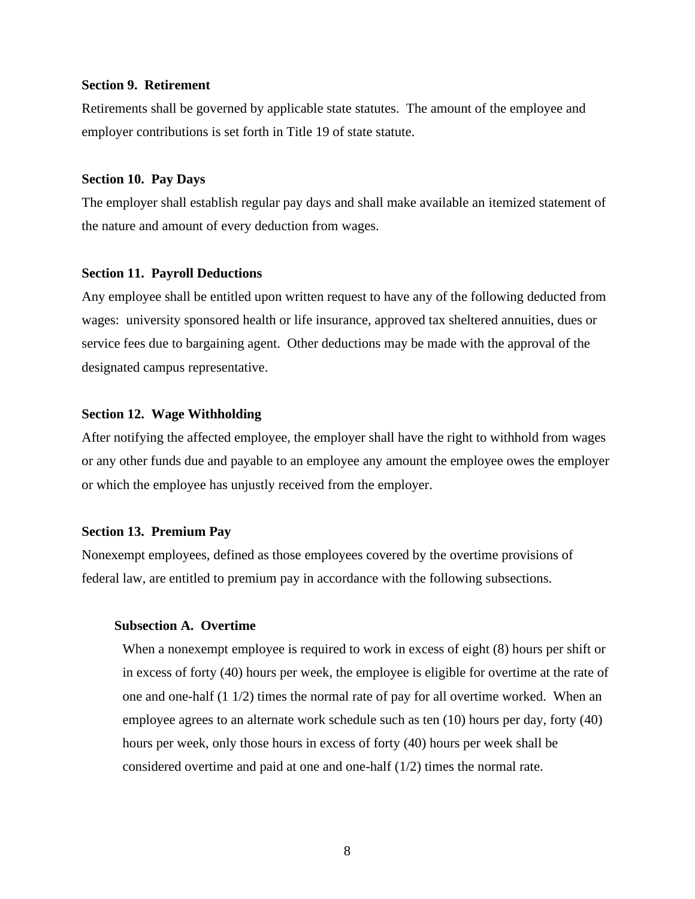**Section 9. Retirement**

Retirements shall be governed by applicable state statutes. The amount of the employee and employer contributions is set forth in Title 19 of state statute.

**Section 10. Pay Days**

The employer shall establish regular pay days and shall make available an itemized statement of the nature and amount of every deduction from wages.

**Section 11. Payroll Deductions**

Any employee shall be entitled upon written request to have any of the following deducted from wages: university sponsored health or life insurance, approved tax sheltered annuities, dues or service fees due to bargaining agent. Other deductions may be made with the approval of the designated campus representative.

**Section 12. Wage Withholding**

After notifying the affected employee, the employer shall have the right to withhold from wages or any other funds due and payable to an employee any amount the employee owes the employer or which the employee has unjustly received from the employer.

**Section 13. Premium Pay**

Nonexempt employees, defined as those employees covered by the overtime provisions of federal law, are entitled to premium pay in accordance with the following subsections.

**Subsection A. Overtime**

When a nonexempt employee is required to work in excess of eight (8) hours per shift or in excess of forty (40) hours per week, the employee is eligible for overtime at the rate of one and one-half (1 1/2) times the normal rate of pay for all overtime worked. When an employee agrees to an alternate work schedule such as ten (10) hours per day, forty (40) hours per week, only those hours in excess of forty (40) hours per week shall be considered overtime and paid at one and one-half (1/2) times the normal rate.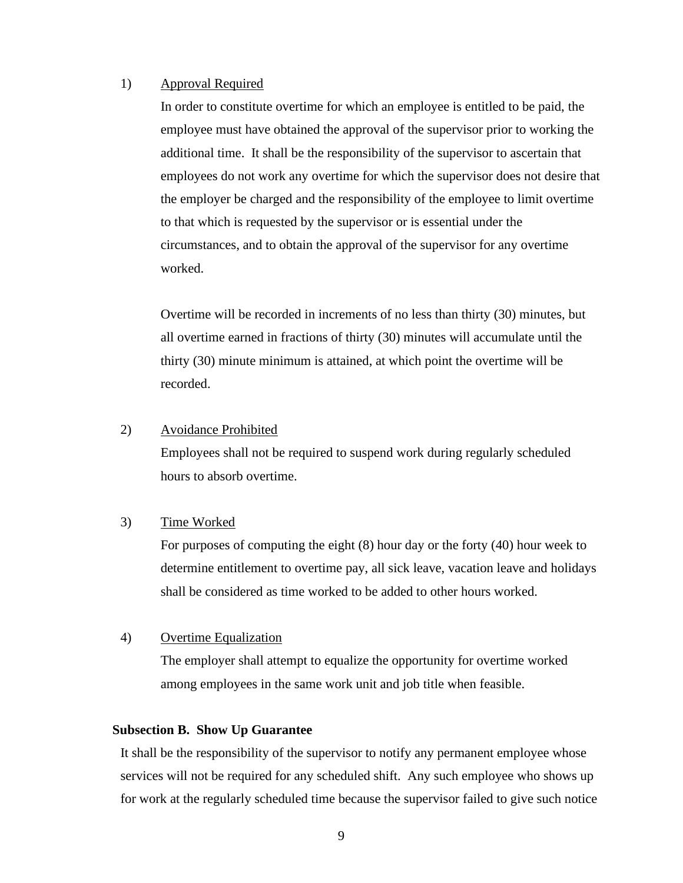1) Approval Required

In order to constitute overtime for which an employee is entitled to be paid, the employee must have obtained the approval of the supervisor prior to working the additional time. It shall be the responsibility of the supervisor to ascertain that employees do not work any overtime for which the supervisor does not desire that the employer be charged and the responsibility of the employee to limit overtime to that which is requested by the supervisor or is essential under the circumstances, and to obtain the approval of the supervisor for any overtime worked.

Overtime will be recorded in increments of no less than thirty (30) minutes, but all overtime earned in fractions of thirty (30) minutes will accumulate until the thirty (30) minute minimum is attained, at which point the overtime will be recorded.

2) Avoidance Prohibited

Employees shall not be required to suspend work during regularly scheduled hours to absorb overtime.

3) Time Worked

For purposes of computing the eight (8) hour day or the forty (40) hour week to determine entitlement to overtime pay, all sick leave, vacation leave and holidays shall be considered as time worked to be added to other hours worked.

4) Overtime Equalization

The employer shall attempt to equalize the opportunity for overtime worked among employees in the same work unit and job title when feasible.

**Subsection B. Show Up Guarantee**

It shall be the responsibility of the supervisor to notify any permanent employee whose services will not be required for any scheduled shift. Any such employee who shows up for work at the regularly scheduled time because the supervisor failed to give such notice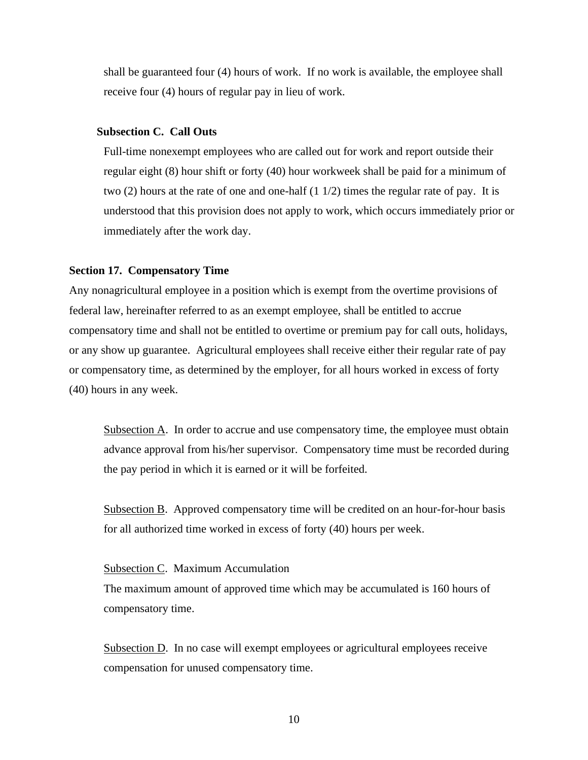shall be guaranteed four (4) hours of work. If no work is available, the employee shall receive four (4) hours of regular pay in lieu of work.

**Subsection C. Call Outs**

Full-time nonexempt employees who are called out for work and report outside their regular eight (8) hour shift or forty (40) hour workweek shall be paid for a minimum of two (2) hours at the rate of one and one-half (1 1/2) times the regular rate of pay. It is understood that this provision does not apply to work, which occurs immediately prior or immediately after the work day.

**Section 17. Compensatory Time**

Any nonagricultural employee in a position which is exempt from the overtime provisions of federal law, hereinafter referred to as an exempt employee, shall be entitled to accrue compensatory time and shall not be entitled to overtime or premium pay for call outs, holidays, or any show up guarantee. Agricultural employees shall receive either their regular rate of pay or compensatory time, as determined by the employer, for all hours worked in excess of forty (40) hours in any week.

Subsection A. In order to accrue and use compensatory time, the employee must obtain advance approval from his/her supervisor. Compensatory time must be recorded during the pay period in which it is earned or it will be forfeited.

Subsection B. Approved compensatory time will be credited on an hour-for-hour basis for all authorized time worked in excess of forty (40) hours per week.

Subsection C. Maximum Accumulation

The maximum amount of approved time which may be accumulated is 160 hours of compensatory time.

Subsection D. In no case will exempt employees or agricultural employees receive compensation for unused compensatory time.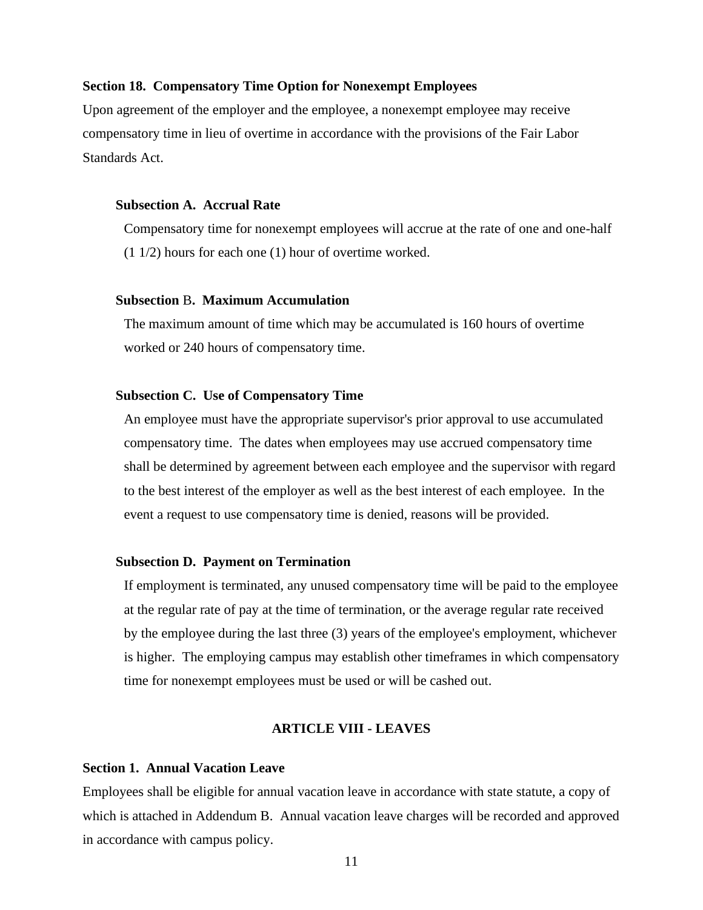### Section 18. Compensatory Time Option for Nonexempt Employees

Upon agreement of the employer and the employee, a nonexempt employee may receive compensatory time in lieu of overtime in accordance with the provisions of the Fair Labor Standards Act.

#### Subsection A. Accrual Rate

Compensatory time for nonexempt employees will accrue at the rate of one and one-half (1 1/2) hours for each one (1) hour of overtime worked.

#### Subsection B. Maximum Accumulation

The maximum amount of time which may be accumulated is 160 hours of overtime worked or 240 hours of compensatory time.

#### Subsection C. Use of Compensatory Time

An employee must have the appropriate supervisor's prior approval to use accumulated compensatory time. The dates when employees may use accrued compensatory time shall be determined by agreement between each employee and the supervisor with regard to the best interest of the employer as well as the best interest of each employee. In the event a request to use compensatory time is denied, reasons will be provided.

#### Subsection D. Payment on Termination

If employment is terminated, any unused compensatory time will be paid to the employee at the regular rate of pay at the time of termination, or the average regular rate received by the employee during the last three (3) years of the employee's employment, whichever is higher. The employing campus may establish other timeframes in which compensatory time for nonexempt employees must be used or will be cashed out.

## ARTICLE VIII - LEAVES

### Section 1. Annual Vacation Leave

Employees shall be eligible for annual vacation leave in accordance with state statute, a copy of which is attached in Addendum B. Annual vacation leave charges will be recorded and approved in accordance with campus policy.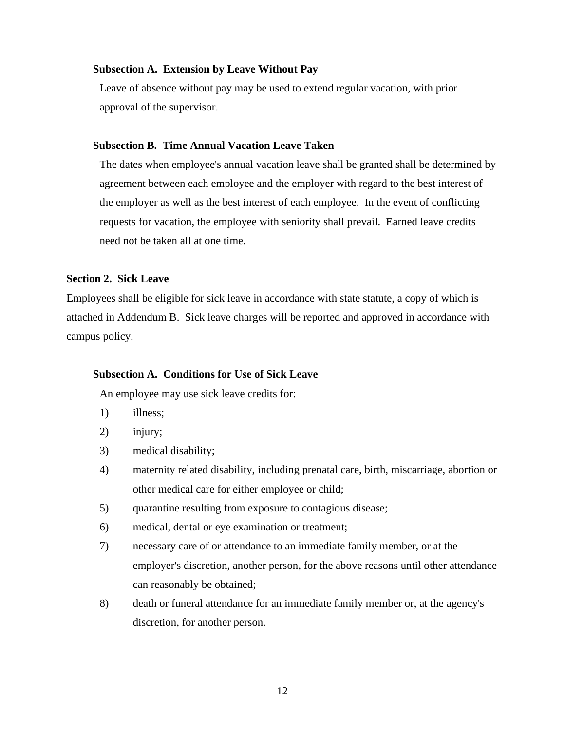#### Subsection A. Extension by Leave Without Pay

Leave of absence without pay may be used to extend regular vacation, with prior approval of the supervisor.

#### Subsection B. Time Annual Vacation Leave Taken

The dates when employee's annual vacation leave shall be granted shall be determined by agreement between each employee and the employer with regard to the best interest of the employer as well as the best interest of each employee. In the event of conflicting requests for vacation, the employee with seniority shall prevail. Earned leave credits need not be taken all at one time.

### Section 2. Sick Leave

Employees shall be eligible for sick leave in accordance with state statute, a copy of which is attached in Addendum B. Sick leave charges will be reported and approved in accordance with campus policy.

#### Subsection A. Conditions for Use of Sick Leave

An employee may use sick leave credits for:

1) illness;
2) injury;
3) medical disability;
4) maternity related disability, including prenatal care, birth, miscarriage, abortion or other medical care for either employee or child;
5) quarantine resulting from exposure to contagious disease;
6) medical, dental or eye examination or treatment;
7) necessary care of or attendance to an immediate family member, or at the employer's discretion, another person, for the above reasons until other attendance can reasonably be obtained;
8) death or funeral attendance for an immediate family member or, at the agency's discretion, for another person.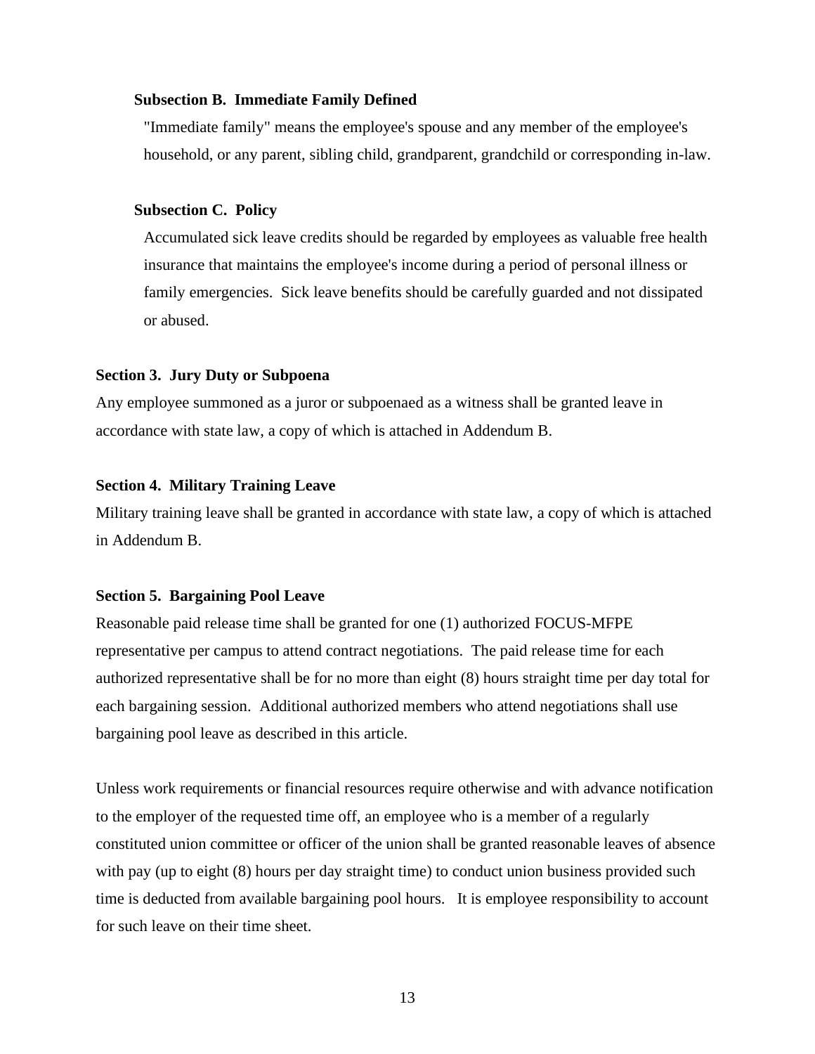**Subsection B. Immediate Family Defined**

"Immediate family" means the employee's spouse and any member of the employee's household, or any parent, sibling child, grandparent, grandchild or corresponding in-law.

**Subsection C. Policy**

Accumulated sick leave credits should be regarded by employees as valuable free health insurance that maintains the employee's income during a period of personal illness or family emergencies. Sick leave benefits should be carefully guarded and not dissipated or abused.

**Section 3. Jury Duty or Subpoena**

Any employee summoned as a juror or subpoenaed as a witness shall be granted leave in accordance with state law, a copy of which is attached in Addendum B.

**Section 4. Military Training Leave**

Military training leave shall be granted in accordance with state law, a copy of which is attached in Addendum B.

**Section 5. Bargaining Pool Leave**

Reasonable paid release time shall be granted for one (1) authorized FOCUS-MFPE representative per campus to attend contract negotiations. The paid release time for each authorized representative shall be for no more than eight (8) hours straight time per day total for each bargaining session. Additional authorized members who attend negotiations shall use bargaining pool leave as described in this article.

Unless work requirements or financial resources require otherwise and with advance notification to the employer of the requested time off, an employee who is a member of a regularly constituted union committee or officer of the union shall be granted reasonable leaves of absence with pay (up to eight (8) hours per day straight time) to conduct union business provided such time is deducted from available bargaining pool hours. It is employee responsibility to account for such leave on their time sheet.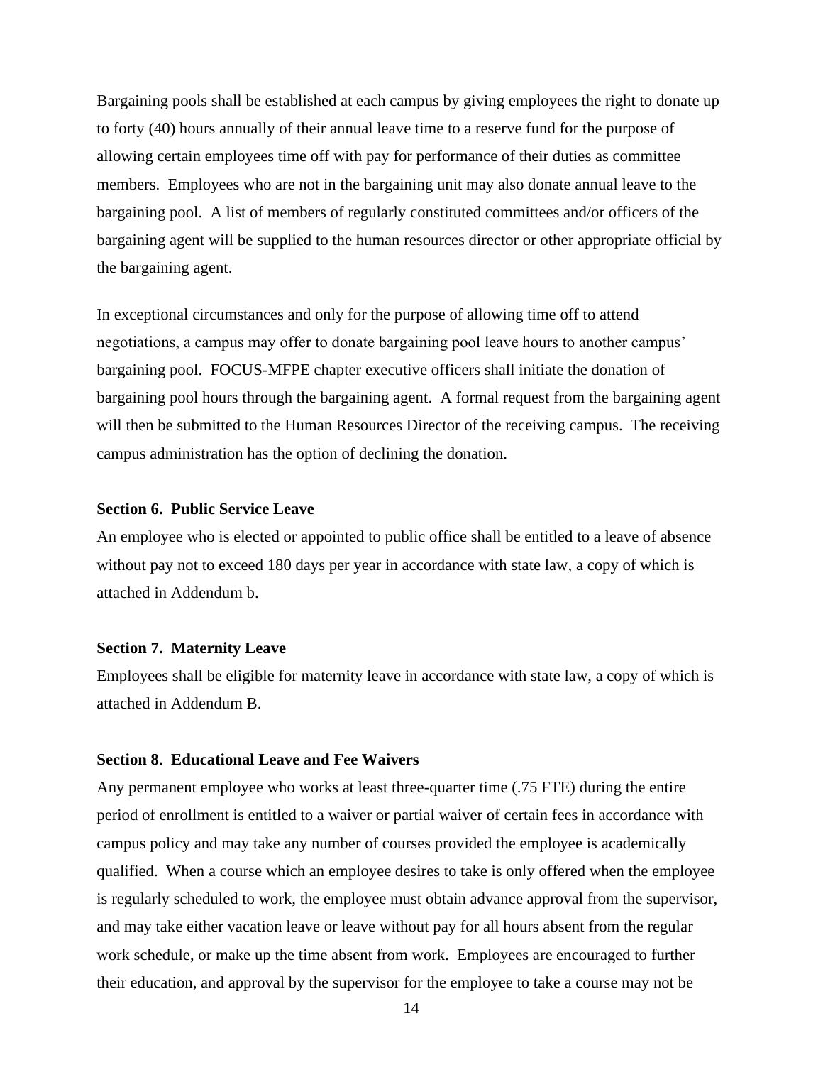Bargaining pools shall be established at each campus by giving employees the right to donate up to forty (40) hours annually of their annual leave time to a reserve fund for the purpose of allowing certain employees time off with pay for performance of their duties as committee members. Employees who are not in the bargaining unit may also donate annual leave to the bargaining pool. A list of members of regularly constituted committees and/or officers of the bargaining agent will be supplied to the human resources director or other appropriate official by the bargaining agent.

In exceptional circumstances and only for the purpose of allowing time off to attend negotiations, a campus may offer to donate bargaining pool leave hours to another campus' bargaining pool. FOCUS-MFPE chapter executive officers shall initiate the donation of bargaining pool hours through the bargaining agent. A formal request from the bargaining agent will then be submitted to the Human Resources Director of the receiving campus. The receiving campus administration has the option of declining the donation.

**Section 6. Public Service Leave**

An employee who is elected or appointed to public office shall be entitled to a leave of absence without pay not to exceed 180 days per year in accordance with state law, a copy of which is attached in Addendum b.

**Section 7. Maternity Leave**

Employees shall be eligible for maternity leave in accordance with state law, a copy of which is attached in Addendum B.

**Section 8. Educational Leave and Fee Waivers**

Any permanent employee who works at least three-quarter time (.75 FTE) during the entire period of enrollment is entitled to a waiver or partial waiver of certain fees in accordance with campus policy and may take any number of courses provided the employee is academically qualified. When a course which an employee desires to take is only offered when the employee is regularly scheduled to work, the employee must obtain advance approval from the supervisor, and may take either vacation leave or leave without pay for all hours absent from the regular work schedule, or make up the time absent from work. Employees are encouraged to further their education, and approval by the supervisor for the employee to take a course may not be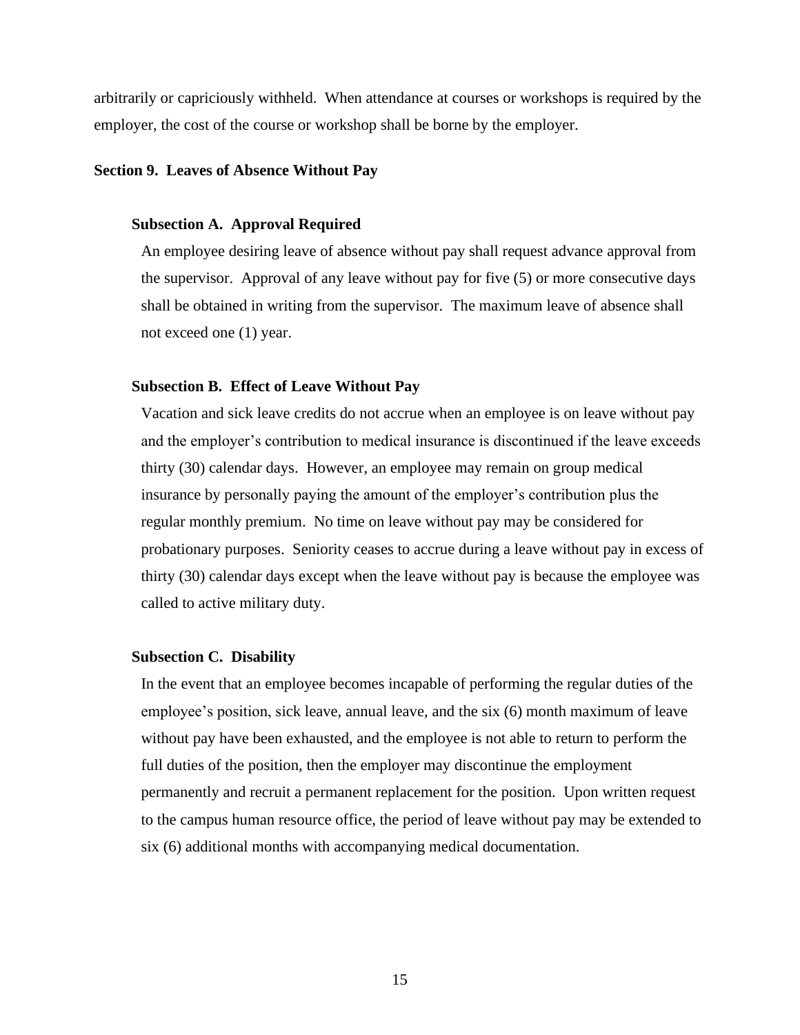arbitrarily or capriciously withheld. When attendance at courses or workshops is required by the employer, the cost of the course or workshop shall be borne by the employer.

## Section 9. Leaves of Absence Without Pay

### Subsection A. Approval Required

An employee desiring leave of absence without pay shall request advance approval from the supervisor. Approval of any leave without pay for five (5) or more consecutive days shall be obtained in writing from the supervisor. The maximum leave of absence shall not exceed one (1) year.

### Subsection B. Effect of Leave Without Pay

Vacation and sick leave credits do not accrue when an employee is on leave without pay and the employer's contribution to medical insurance is discontinued if the leave exceeds thirty (30) calendar days. However, an employee may remain on group medical insurance by personally paying the amount of the employer's contribution plus the regular monthly premium. No time on leave without pay may be considered for probationary purposes. Seniority ceases to accrue during a leave without pay in excess of thirty (30) calendar days except when the leave without pay is because the employee was called to active military duty.

### Subsection C. Disability

In the event that an employee becomes incapable of performing the regular duties of the employee's position, sick leave, annual leave, and the six (6) month maximum of leave without pay have been exhausted, and the employee is not able to return to perform the full duties of the position, then the employer may discontinue the employment permanently and recruit a permanent replacement for the position. Upon written request to the campus human resource office, the period of leave without pay may be extended to six (6) additional months with accompanying medical documentation.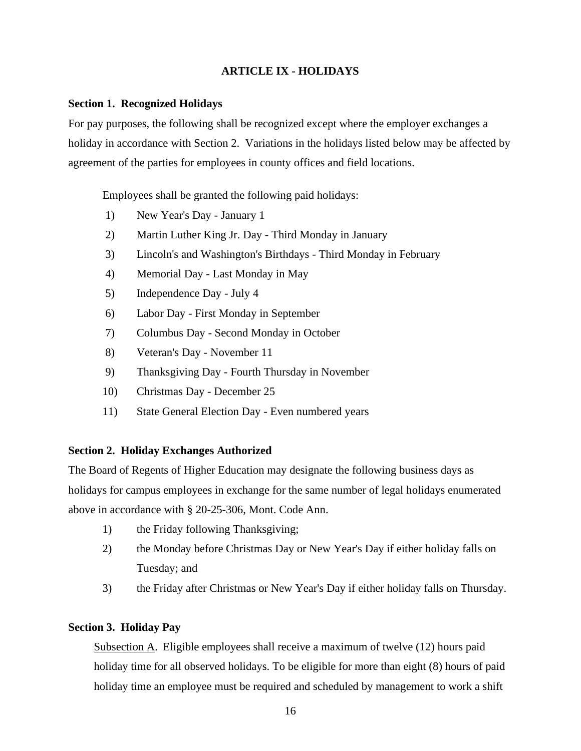## ARTICLE IX - HOLIDAYS

### Section 1. Recognized Holidays

For pay purposes, the following shall be recognized except where the employer exchanges a holiday in accordance with Section 2. Variations in the holidays listed below may be affected by agreement of the parties for employees in county offices and field locations.

Employees shall be granted the following paid holidays:

1) New Year's Day - January 1
2) Martin Luther King Jr. Day - Third Monday in January
3) Lincoln's and Washington's Birthdays - Third Monday in February
4) Memorial Day - Last Monday in May
5) Independence Day - July 4
6) Labor Day - First Monday in September
7) Columbus Day - Second Monday in October
8) Veteran's Day - November 11
9) Thanksgiving Day - Fourth Thursday in November
10) Christmas Day - December 25
11) State General Election Day - Even numbered years

### Section 2. Holiday Exchanges Authorized

The Board of Regents of Higher Education may designate the following business days as holidays for campus employees in exchange for the same number of legal holidays enumerated above in accordance with § 20-25-306, Mont. Code Ann.

1) the Friday following Thanksgiving;
2) the Monday before Christmas Day or New Year's Day if either holiday falls on Tuesday; and
3) the Friday after Christmas or New Year's Day if either holiday falls on Thursday.

### Section 3. Holiday Pay

Subsection A. Eligible employees shall receive a maximum of twelve (12) hours paid holiday time for all observed holidays. To be eligible for more than eight (8) hours of paid holiday time an employee must be required and scheduled by management to work a shift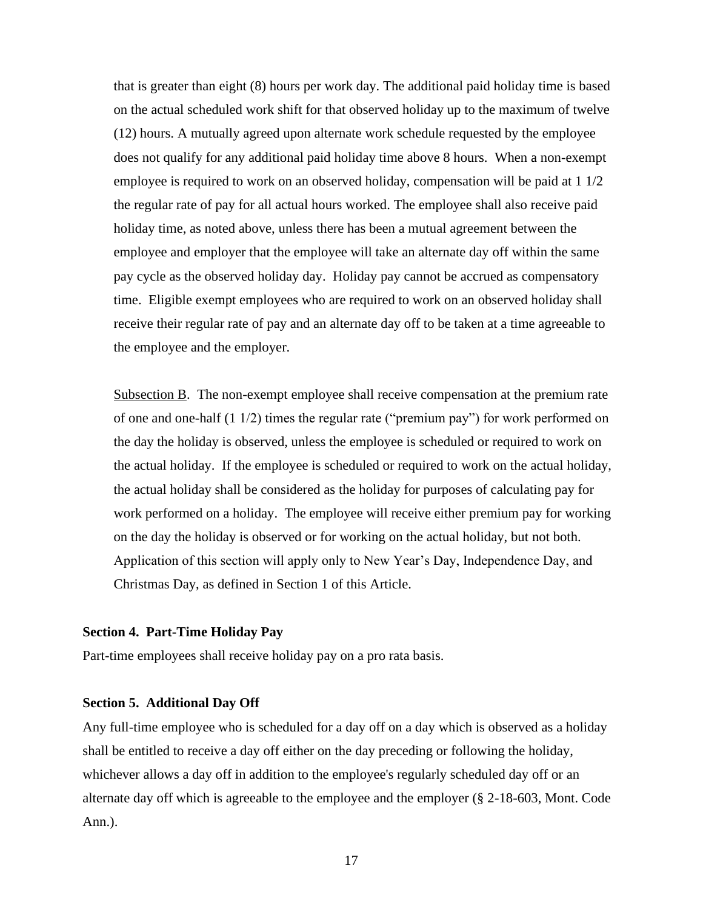that is greater than eight (8) hours per work day. The additional paid holiday time is based on the actual scheduled work shift for that observed holiday up to the maximum of twelve (12) hours. A mutually agreed upon alternate work schedule requested by the employee does not qualify for any additional paid holiday time above 8 hours. When a non-exempt employee is required to work on an observed holiday, compensation will be paid at 1 1/2 the regular rate of pay for all actual hours worked. The employee shall also receive paid holiday time, as noted above, unless there has been a mutual agreement between the employee and employer that the employee will take an alternate day off within the same pay cycle as the observed holiday day. Holiday pay cannot be accrued as compensatory time. Eligible exempt employees who are required to work on an observed holiday shall receive their regular rate of pay and an alternate day off to be taken at a time agreeable to the employee and the employer.

Subsection B. The non-exempt employee shall receive compensation at the premium rate of one and one-half (1 1/2) times the regular rate ("premium pay") for work performed on the day the holiday is observed, unless the employee is scheduled or required to work on the actual holiday. If the employee is scheduled or required to work on the actual holiday, the actual holiday shall be considered as the holiday for purposes of calculating pay for work performed on a holiday. The employee will receive either premium pay for working on the day the holiday is observed or for working on the actual holiday, but not both. Application of this section will apply only to New Year's Day, Independence Day, and Christmas Day, as defined in Section 1 of this Article.

**Section 4. Part-Time Holiday Pay**

Part-time employees shall receive holiday pay on a pro rata basis.

**Section 5. Additional Day Off**

Any full-time employee who is scheduled for a day off on a day which is observed as a holiday shall be entitled to receive a day off either on the day preceding or following the holiday, whichever allows a day off in addition to the employee's regularly scheduled day off or an alternate day off which is agreeable to the employee and the employer (§ 2-18-603, Mont. Code Ann.).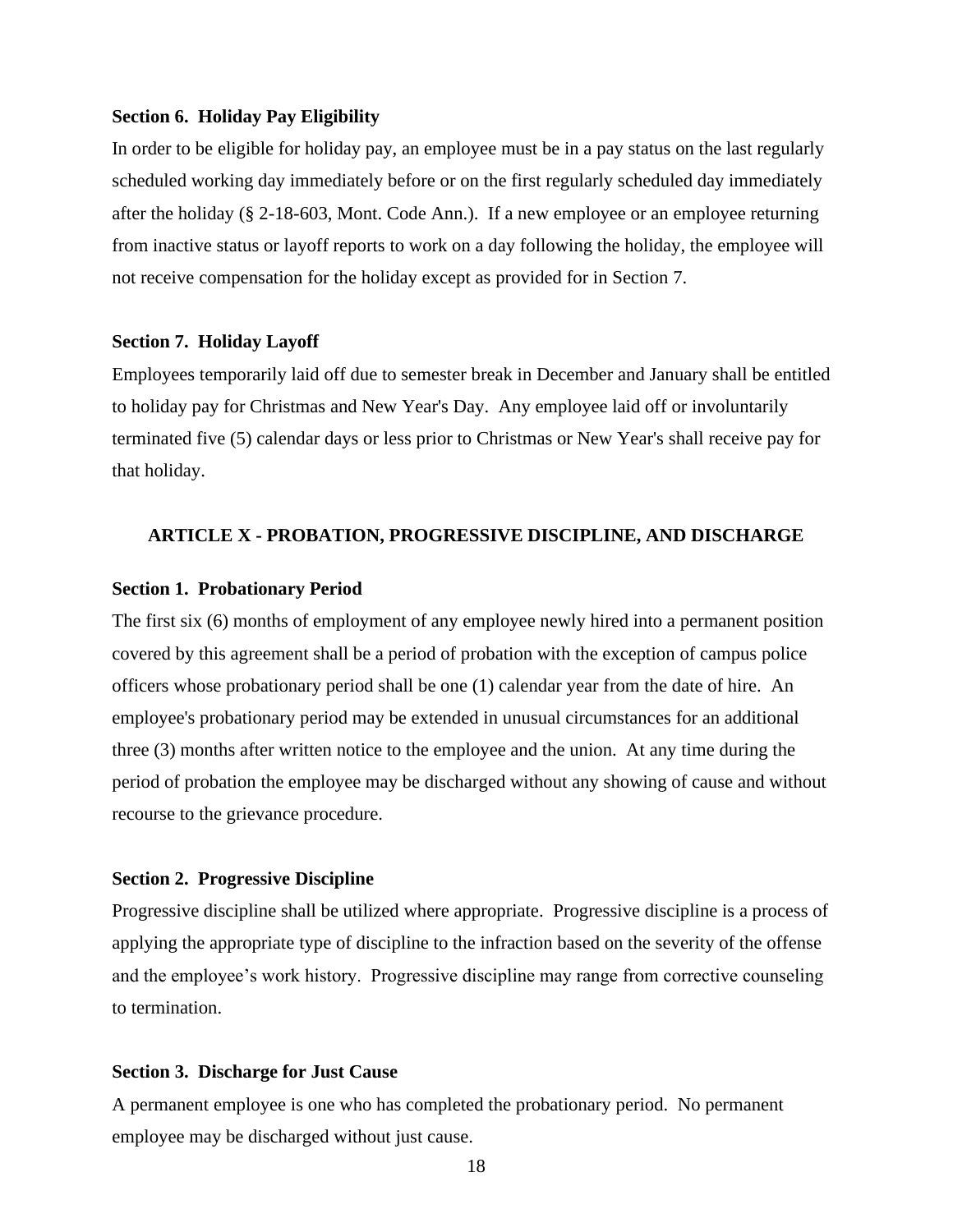**Section 6. Holiday Pay Eligibility**

In order to be eligible for holiday pay, an employee must be in a pay status on the last regularly scheduled working day immediately before or on the first regularly scheduled day immediately after the holiday (§ 2-18-603, Mont. Code Ann.). If a new employee or an employee returning from inactive status or layoff reports to work on a day following the holiday, the employee will not receive compensation for the holiday except as provided for in Section 7.

**Section 7. Holiday Layoff**

Employees temporarily laid off due to semester break in December and January shall be entitled to holiday pay for Christmas and New Year's Day. Any employee laid off or involuntarily terminated five (5) calendar days or less prior to Christmas or New Year's shall receive pay for that holiday.

## ARTICLE X - PROBATION, PROGRESSIVE DISCIPLINE, AND DISCHARGE

**Section 1. Probationary Period**

The first six (6) months of employment of any employee newly hired into a permanent position covered by this agreement shall be a period of probation with the exception of campus police officers whose probationary period shall be one (1) calendar year from the date of hire. An employee's probationary period may be extended in unusual circumstances for an additional three (3) months after written notice to the employee and the union. At any time during the period of probation the employee may be discharged without any showing of cause and without recourse to the grievance procedure.

**Section 2. Progressive Discipline**

Progressive discipline shall be utilized where appropriate. Progressive discipline is a process of applying the appropriate type of discipline to the infraction based on the severity of the offense and the employee's work history. Progressive discipline may range from corrective counseling to termination.

**Section 3. Discharge for Just Cause**

A permanent employee is one who has completed the probationary period. No permanent employee may be discharged without just cause.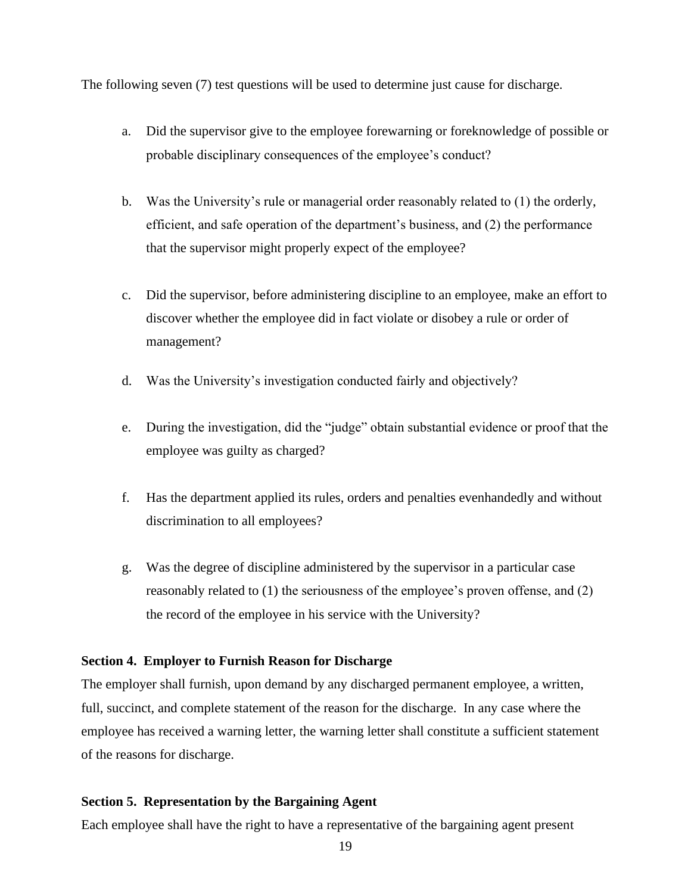The following seven (7) test questions will be used to determine just cause for discharge.

a. Did the supervisor give to the employee forewarning or foreknowledge of possible or probable disciplinary consequences of the employee's conduct?

b. Was the University's rule or managerial order reasonably related to (1) the orderly, efficient, and safe operation of the department's business, and (2) the performance that the supervisor might properly expect of the employee?

c. Did the supervisor, before administering discipline to an employee, make an effort to discover whether the employee did in fact violate or disobey a rule or order of management?

d. Was the University's investigation conducted fairly and objectively?

e. During the investigation, did the "judge" obtain substantial evidence or proof that the employee was guilty as charged?

f. Has the department applied its rules, orders and penalties evenhandedly and without discrimination to all employees?

g. Was the degree of discipline administered by the supervisor in a particular case reasonably related to (1) the seriousness of the employee's proven offense, and (2) the record of the employee in his service with the University?

**Section 4. Employer to Furnish Reason for Discharge**

The employer shall furnish, upon demand by any discharged permanent employee, a written, full, succinct, and complete statement of the reason for the discharge. In any case where the employee has received a warning letter, the warning letter shall constitute a sufficient statement of the reasons for discharge.

**Section 5. Representation by the Bargaining Agent**

Each employee shall have the right to have a representative of the bargaining agent present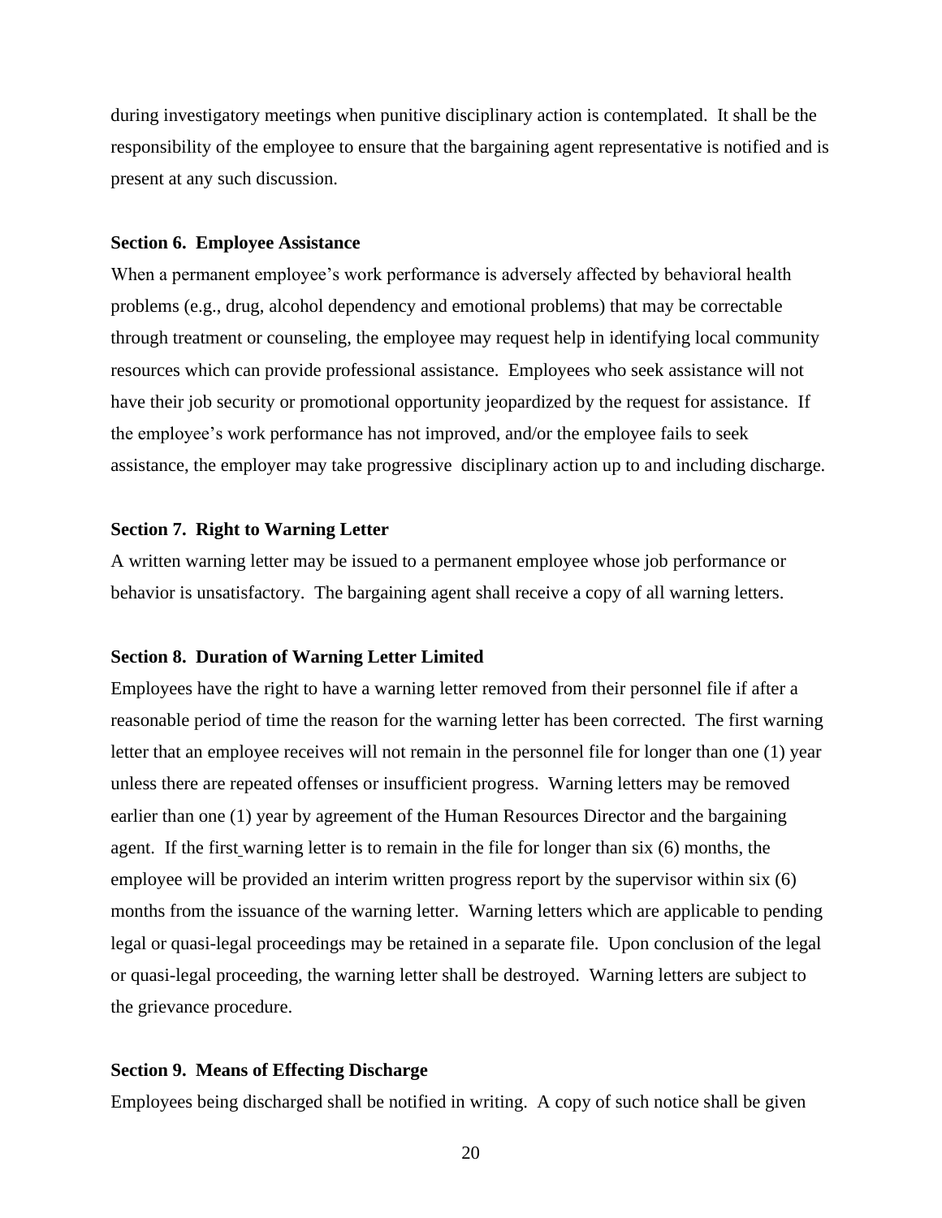during investigatory meetings when punitive disciplinary action is contemplated. It shall be the responsibility of the employee to ensure that the bargaining agent representative is notified and is present at any such discussion.

**Section 6. Employee Assistance**

When a permanent employee's work performance is adversely affected by behavioral health problems (e.g., drug, alcohol dependency and emotional problems) that may be correctable through treatment or counseling, the employee may request help in identifying local community resources which can provide professional assistance. Employees who seek assistance will not have their job security or promotional opportunity jeopardized by the request for assistance. If the employee's work performance has not improved, and/or the employee fails to seek assistance, the employer may take progressive disciplinary action up to and including discharge.

**Section 7. Right to Warning Letter**

A written warning letter may be issued to a permanent employee whose job performance or behavior is unsatisfactory. The bargaining agent shall receive a copy of all warning letters.

**Section 8. Duration of Warning Letter Limited**

Employees have the right to have a warning letter removed from their personnel file if after a reasonable period of time the reason for the warning letter has been corrected. The first warning letter that an employee receives will not remain in the personnel file for longer than one (1) year unless there are repeated offenses or insufficient progress. Warning letters may be removed earlier than one (1) year by agreement of the Human Resources Director and the bargaining agent. If the first warning letter is to remain in the file for longer than six (6) months, the employee will be provided an interim written progress report by the supervisor within six (6) months from the issuance of the warning letter. Warning letters which are applicable to pending legal or quasi-legal proceedings may be retained in a separate file. Upon conclusion of the legal or quasi-legal proceeding, the warning letter shall be destroyed. Warning letters are subject to the grievance procedure.

**Section 9. Means of Effecting Discharge**

Employees being discharged shall be notified in writing. A copy of such notice shall be given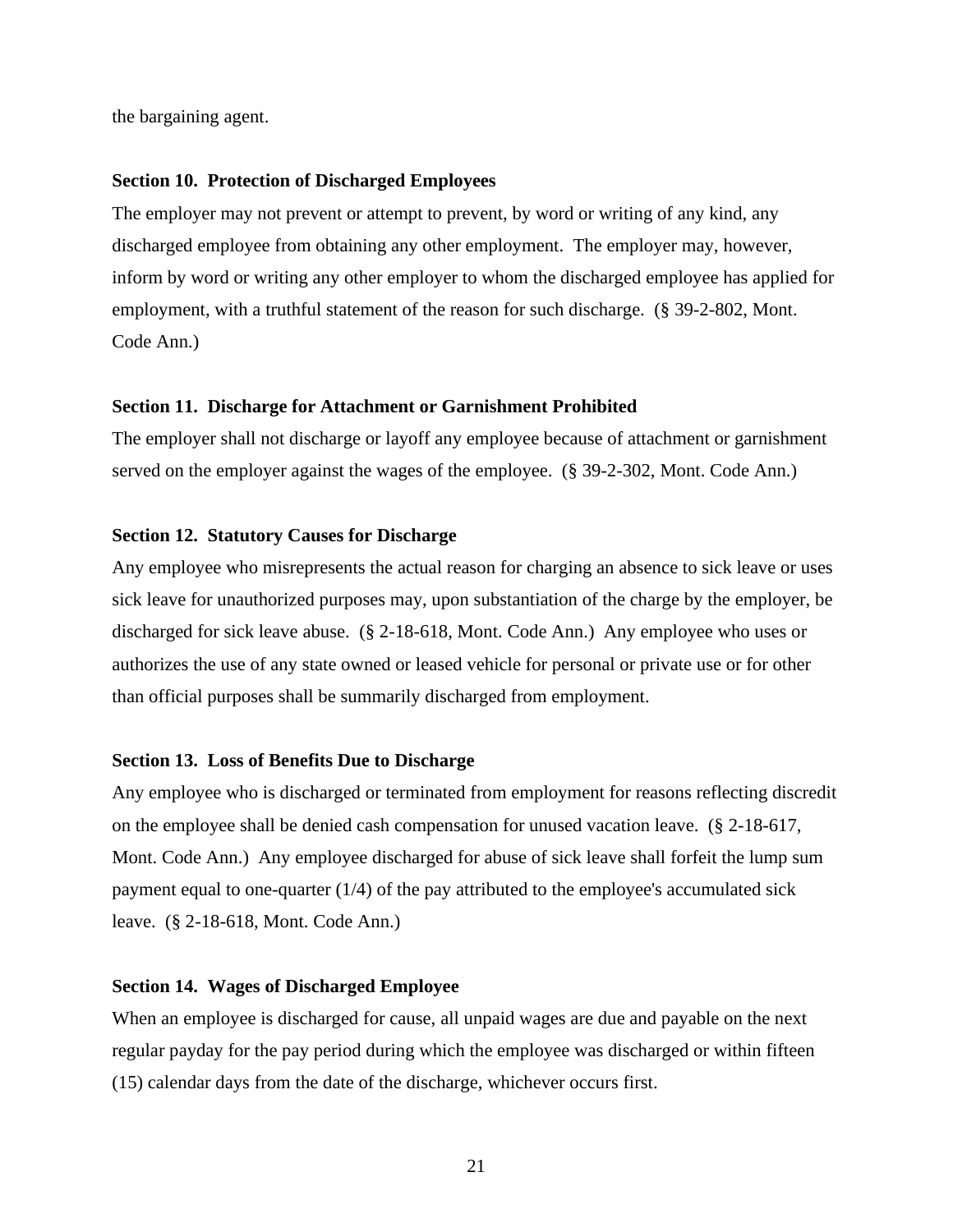the bargaining agent.

**Section 10. Protection of Discharged Employees**

The employer may not prevent or attempt to prevent, by word or writing of any kind, any discharged employee from obtaining any other employment. The employer may, however, inform by word or writing any other employer to whom the discharged employee has applied for employment, with a truthful statement of the reason for such discharge. (§ 39-2-802, Mont. Code Ann.)

**Section 11. Discharge for Attachment or Garnishment Prohibited**

The employer shall not discharge or layoff any employee because of attachment or garnishment served on the employer against the wages of the employee. (§ 39-2-302, Mont. Code Ann.)

**Section 12. Statutory Causes for Discharge**

Any employee who misrepresents the actual reason for charging an absence to sick leave or uses sick leave for unauthorized purposes may, upon substantiation of the charge by the employer, be discharged for sick leave abuse. (§ 2-18-618, Mont. Code Ann.) Any employee who uses or authorizes the use of any state owned or leased vehicle for personal or private use or for other than official purposes shall be summarily discharged from employment.

**Section 13. Loss of Benefits Due to Discharge**

Any employee who is discharged or terminated from employment for reasons reflecting discredit on the employee shall be denied cash compensation for unused vacation leave. (§ 2-18-617, Mont. Code Ann.) Any employee discharged for abuse of sick leave shall forfeit the lump sum payment equal to one-quarter (1/4) of the pay attributed to the employee's accumulated sick leave. (§ 2-18-618, Mont. Code Ann.)

**Section 14. Wages of Discharged Employee**

When an employee is discharged for cause, all unpaid wages are due and payable on the next regular payday for the pay period during which the employee was discharged or within fifteen (15) calendar days from the date of the discharge, whichever occurs first.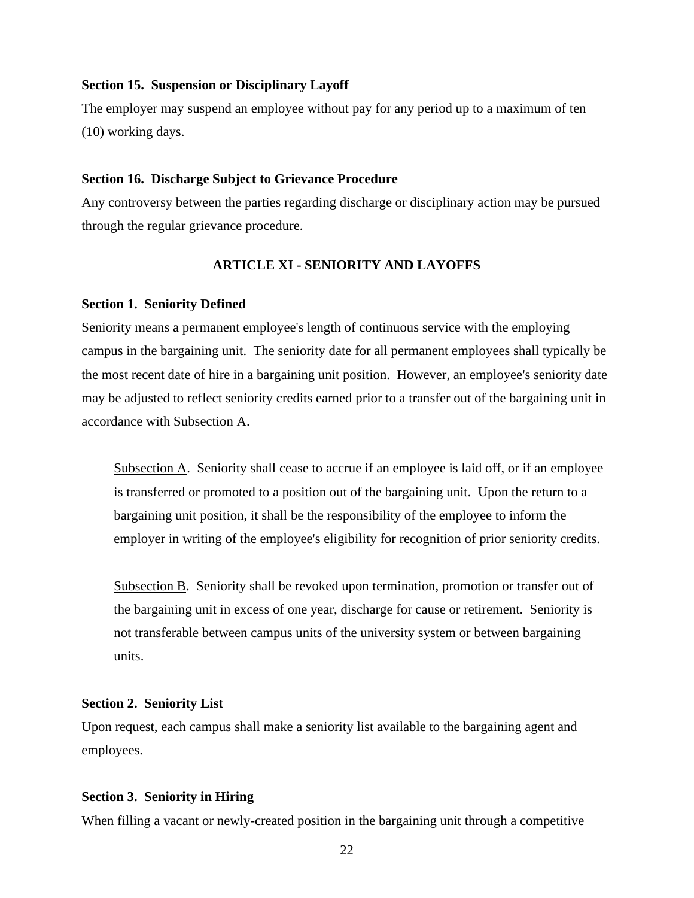**Section 15.  Suspension or Disciplinary Layoff**

The employer may suspend an employee without pay for any period up to a maximum of ten (10) working days.

**Section 16.  Discharge Subject to Grievance Procedure**

Any controversy between the parties regarding discharge or disciplinary action may be pursued through the regular grievance procedure.

## ARTICLE XI - SENIORITY AND LAYOFFS

**Section 1.  Seniority Defined**

Seniority means a permanent employee's length of continuous service with the employing campus in the bargaining unit.  The seniority date for all permanent employees shall typically be the most recent date of hire in a bargaining unit position.  However, an employee's seniority date may be adjusted to reflect seniority credits earned prior to a transfer out of the bargaining unit in accordance with Subsection A.

> <u>Subsection A</u>.  Seniority shall cease to accrue if an employee is laid off, or if an employee is transferred or promoted to a position out of the bargaining unit.  Upon the return to a bargaining unit position, it shall be the responsibility of the employee to inform the employer in writing of the employee's eligibility for recognition of prior seniority credits.
>
> <u>Subsection B</u>.  Seniority shall be revoked upon termination, promotion or transfer out of the bargaining unit in excess of one year, discharge for cause or retirement.  Seniority is not transferable between campus units of the university system or between bargaining units.

**Section 2.  Seniority List**

Upon request, each campus shall make a seniority list available to the bargaining agent and employees.

**Section 3.  Seniority in Hiring**

When filling a vacant or newly-created position in the bargaining unit through a competitive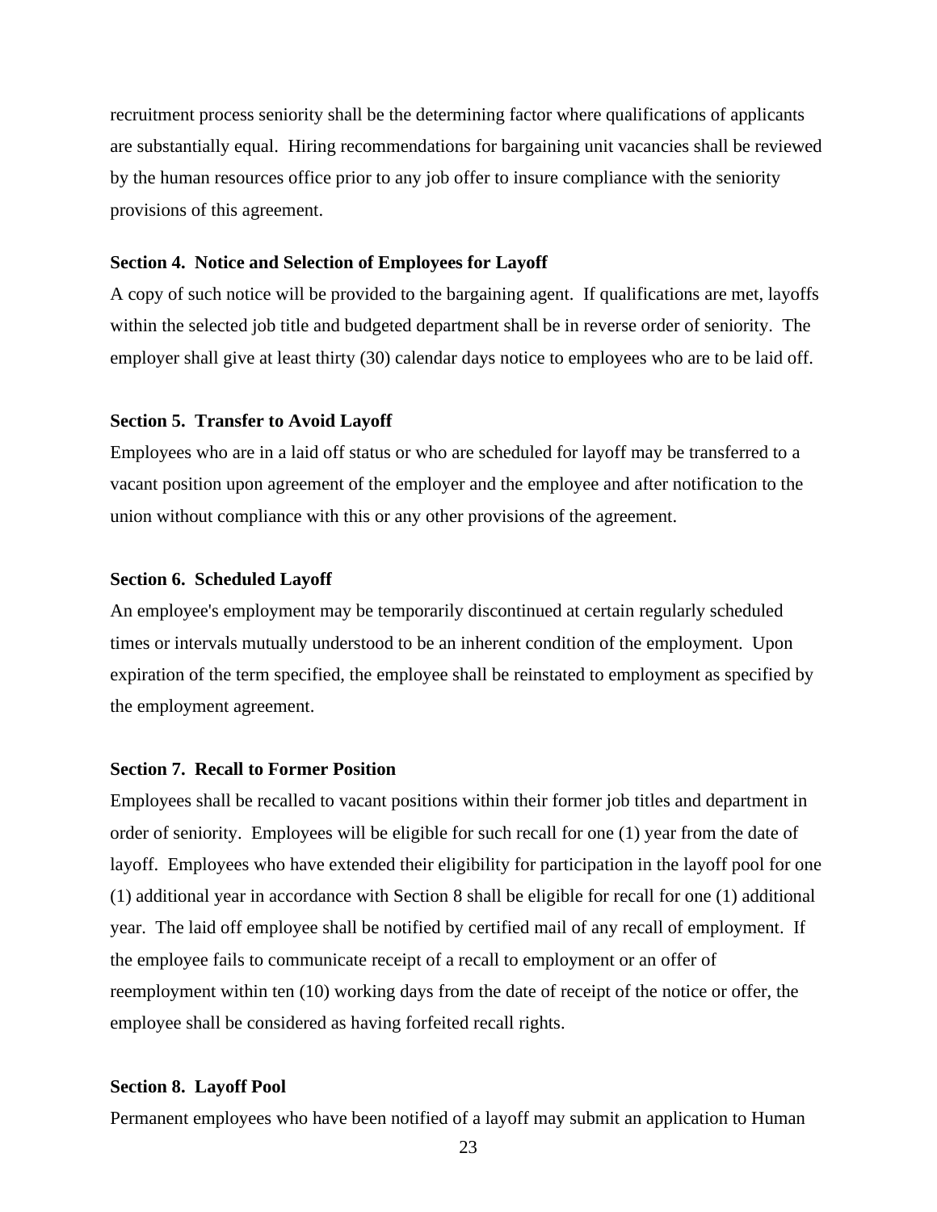recruitment process seniority shall be the determining factor where qualifications of applicants are substantially equal. Hiring recommendations for bargaining unit vacancies shall be reviewed by the human resources office prior to any job offer to insure compliance with the seniority provisions of this agreement.

**Section 4. Notice and Selection of Employees for Layoff**

A copy of such notice will be provided to the bargaining agent. If qualifications are met, layoffs within the selected job title and budgeted department shall be in reverse order of seniority. The employer shall give at least thirty (30) calendar days notice to employees who are to be laid off.

**Section 5. Transfer to Avoid Layoff**

Employees who are in a laid off status or who are scheduled for layoff may be transferred to a vacant position upon agreement of the employer and the employee and after notification to the union without compliance with this or any other provisions of the agreement.

**Section 6. Scheduled Layoff**

An employee's employment may be temporarily discontinued at certain regularly scheduled times or intervals mutually understood to be an inherent condition of the employment. Upon expiration of the term specified, the employee shall be reinstated to employment as specified by the employment agreement.

**Section 7. Recall to Former Position**

Employees shall be recalled to vacant positions within their former job titles and department in order of seniority. Employees will be eligible for such recall for one (1) year from the date of layoff. Employees who have extended their eligibility for participation in the layoff pool for one (1) additional year in accordance with Section 8 shall be eligible for recall for one (1) additional year. The laid off employee shall be notified by certified mail of any recall of employment. If the employee fails to communicate receipt of a recall to employment or an offer of reemployment within ten (10) working days from the date of receipt of the notice or offer, the employee shall be considered as having forfeited recall rights.

**Section 8. Layoff Pool**

Permanent employees who have been notified of a layoff may submit an application to Human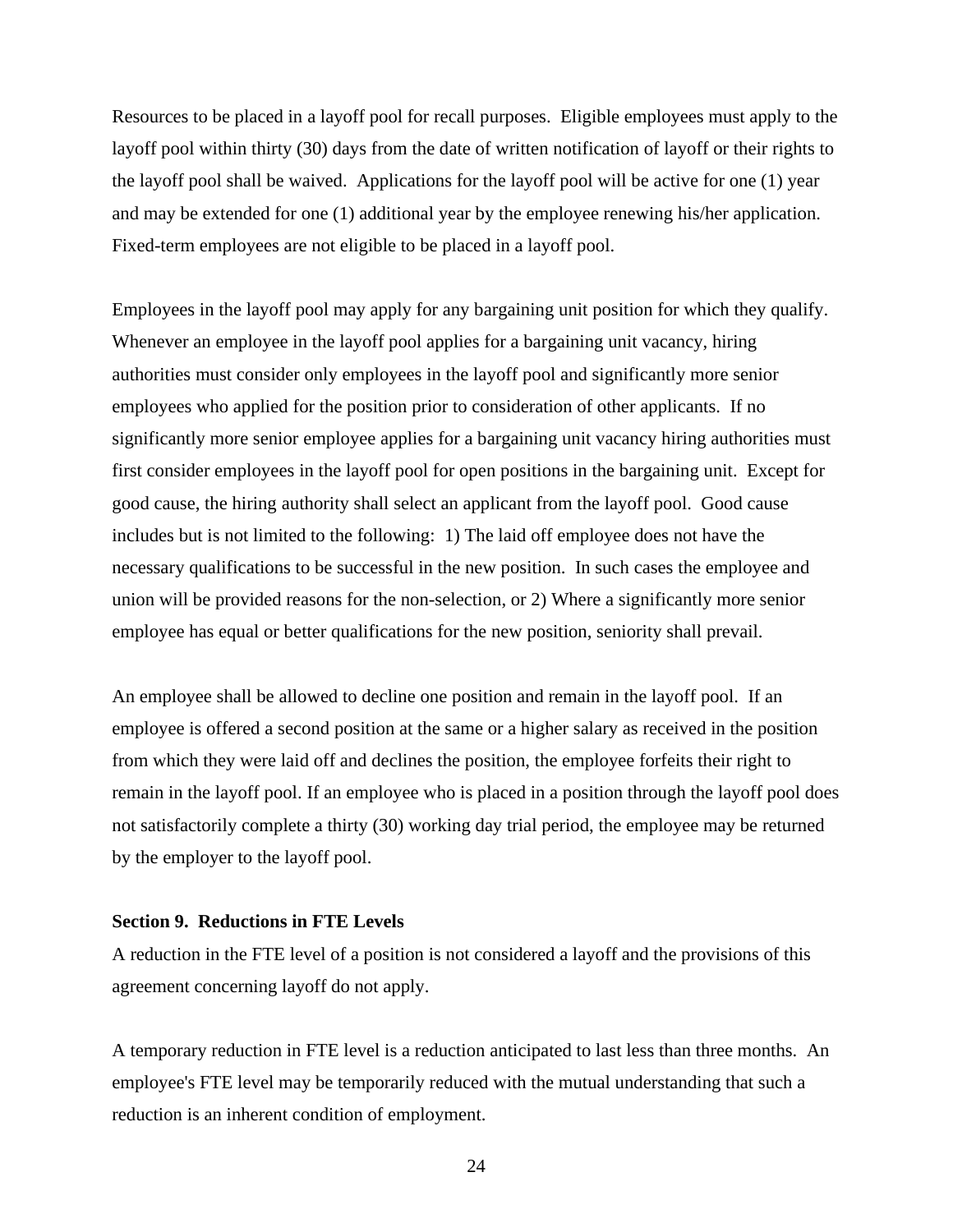Resources to be placed in a layoff pool for recall purposes. Eligible employees must apply to the layoff pool within thirty (30) days from the date of written notification of layoff or their rights to the layoff pool shall be waived. Applications for the layoff pool will be active for one (1) year and may be extended for one (1) additional year by the employee renewing his/her application. Fixed-term employees are not eligible to be placed in a layoff pool.

Employees in the layoff pool may apply for any bargaining unit position for which they qualify. Whenever an employee in the layoff pool applies for a bargaining unit vacancy, hiring authorities must consider only employees in the layoff pool and significantly more senior employees who applied for the position prior to consideration of other applicants. If no significantly more senior employee applies for a bargaining unit vacancy hiring authorities must first consider employees in the layoff pool for open positions in the bargaining unit. Except for good cause, the hiring authority shall select an applicant from the layoff pool. Good cause includes but is not limited to the following: 1) The laid off employee does not have the necessary qualifications to be successful in the new position. In such cases the employee and union will be provided reasons for the non-selection, or 2) Where a significantly more senior employee has equal or better qualifications for the new position, seniority shall prevail.

An employee shall be allowed to decline one position and remain in the layoff pool. If an employee is offered a second position at the same or a higher salary as received in the position from which they were laid off and declines the position, the employee forfeits their right to remain in the layoff pool. If an employee who is placed in a position through the layoff pool does not satisfactorily complete a thirty (30) working day trial period, the employee may be returned by the employer to the layoff pool.

**Section 9. Reductions in FTE Levels**

A reduction in the FTE level of a position is not considered a layoff and the provisions of this agreement concerning layoff do not apply.

A temporary reduction in FTE level is a reduction anticipated to last less than three months. An employee's FTE level may be temporarily reduced with the mutual understanding that such a reduction is an inherent condition of employment.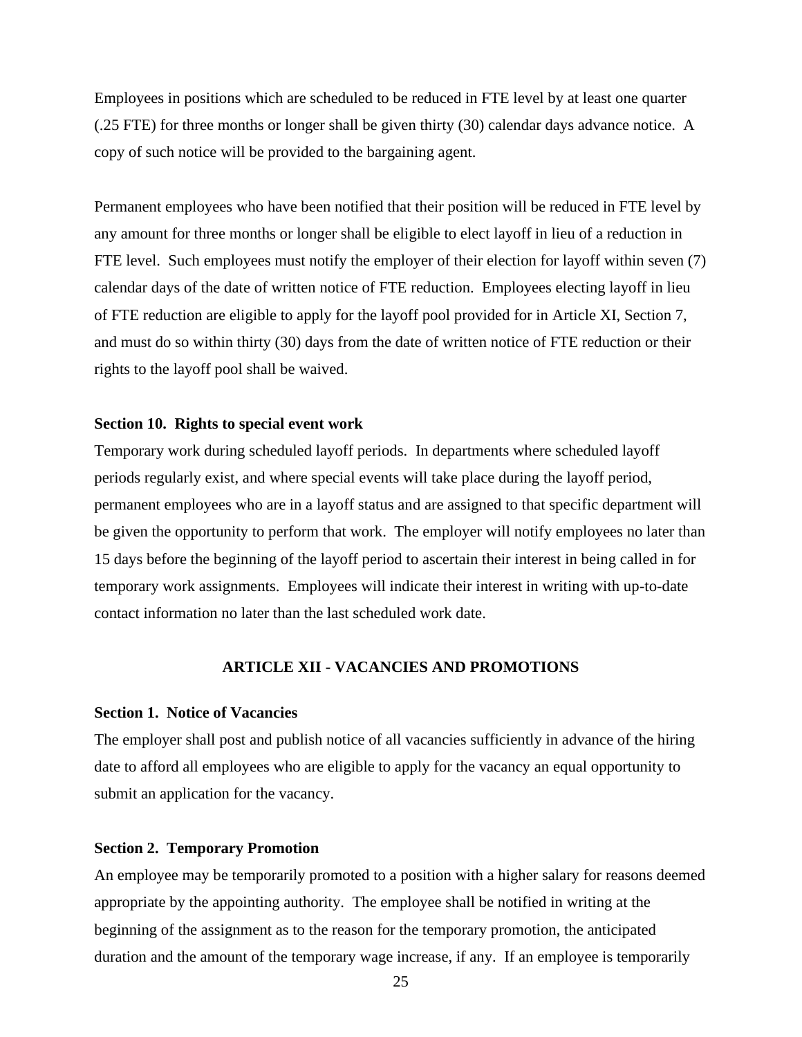Employees in positions which are scheduled to be reduced in FTE level by at least one quarter (.25 FTE) for three months or longer shall be given thirty (30) calendar days advance notice. A copy of such notice will be provided to the bargaining agent.

Permanent employees who have been notified that their position will be reduced in FTE level by any amount for three months or longer shall be eligible to elect layoff in lieu of a reduction in FTE level. Such employees must notify the employer of their election for layoff within seven (7) calendar days of the date of written notice of FTE reduction. Employees electing layoff in lieu of FTE reduction are eligible to apply for the layoff pool provided for in Article XI, Section 7, and must do so within thirty (30) days from the date of written notice of FTE reduction or their rights to the layoff pool shall be waived.

**Section 10. Rights to special event work**

Temporary work during scheduled layoff periods. In departments where scheduled layoff periods regularly exist, and where special events will take place during the layoff period, permanent employees who are in a layoff status and are assigned to that specific department will be given the opportunity to perform that work. The employer will notify employees no later than 15 days before the beginning of the layoff period to ascertain their interest in being called in for temporary work assignments. Employees will indicate their interest in writing with up-to-date contact information no later than the last scheduled work date.

## ARTICLE XII - VACANCIES AND PROMOTIONS

**Section 1. Notice of Vacancies**

The employer shall post and publish notice of all vacancies sufficiently in advance of the hiring date to afford all employees who are eligible to apply for the vacancy an equal opportunity to submit an application for the vacancy.

**Section 2. Temporary Promotion**

An employee may be temporarily promoted to a position with a higher salary for reasons deemed appropriate by the appointing authority. The employee shall be notified in writing at the beginning of the assignment as to the reason for the temporary promotion, the anticipated duration and the amount of the temporary wage increase, if any. If an employee is temporarily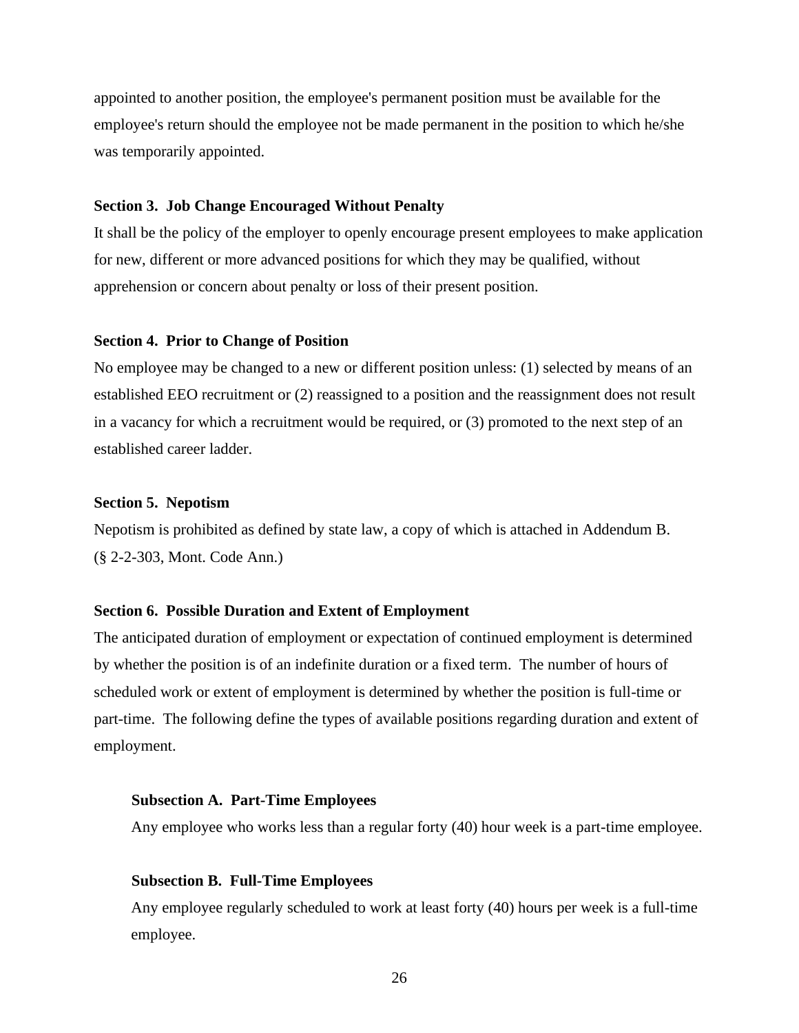appointed to another position, the employee's permanent position must be available for the employee's return should the employee not be made permanent in the position to which he/she was temporarily appointed.

**Section 3. Job Change Encouraged Without Penalty**

It shall be the policy of the employer to openly encourage present employees to make application for new, different or more advanced positions for which they may be qualified, without apprehension or concern about penalty or loss of their present position.

**Section 4. Prior to Change of Position**

No employee may be changed to a new or different position unless: (1) selected by means of an established EEO recruitment or (2) reassigned to a position and the reassignment does not result in a vacancy for which a recruitment would be required, or (3) promoted to the next step of an established career ladder.

**Section 5. Nepotism**

Nepotism is prohibited as defined by state law, a copy of which is attached in Addendum B. (§ 2-2-303, Mont. Code Ann.)

**Section 6. Possible Duration and Extent of Employment**

The anticipated duration of employment or expectation of continued employment is determined by whether the position is of an indefinite duration or a fixed term. The number of hours of scheduled work or extent of employment is determined by whether the position is full-time or part-time. The following define the types of available positions regarding duration and extent of employment.

**Subsection A. Part-Time Employees**

Any employee who works less than a regular forty (40) hour week is a part-time employee.

**Subsection B. Full-Time Employees**

Any employee regularly scheduled to work at least forty (40) hours per week is a full-time employee.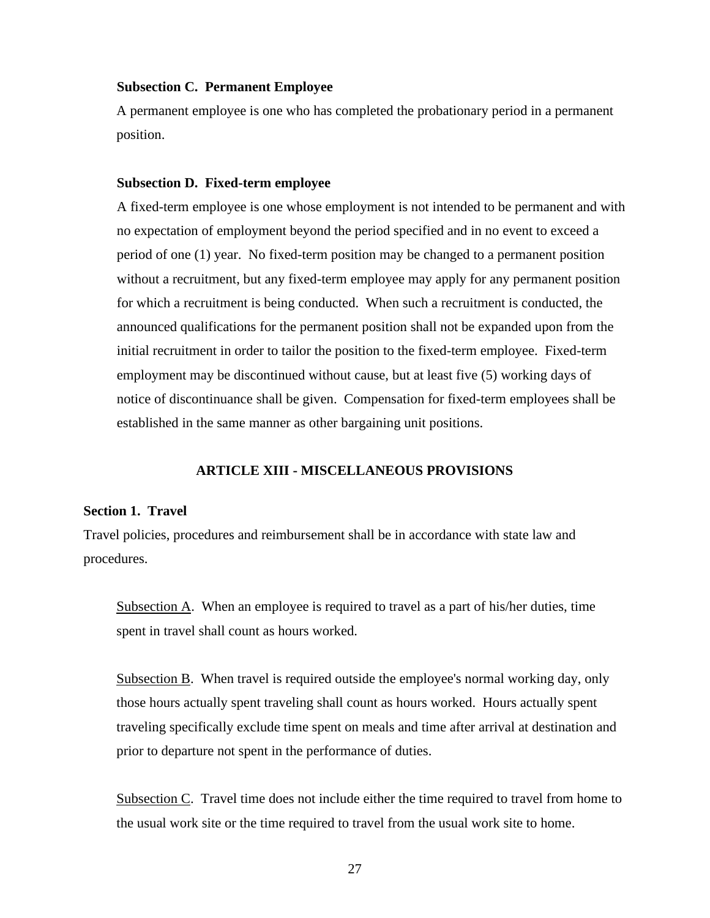**Subsection C. Permanent Employee**

A permanent employee is one who has completed the probationary period in a permanent position.

**Subsection D. Fixed-term employee**

A fixed-term employee is one whose employment is not intended to be permanent and with no expectation of employment beyond the period specified and in no event to exceed a period of one (1) year. No fixed-term position may be changed to a permanent position without a recruitment, but any fixed-term employee may apply for any permanent position for which a recruitment is being conducted. When such a recruitment is conducted, the announced qualifications for the permanent position shall not be expanded upon from the initial recruitment in order to tailor the position to the fixed-term employee. Fixed-term employment may be discontinued without cause, but at least five (5) working days of notice of discontinuance shall be given. Compensation for fixed-term employees shall be established in the same manner as other bargaining unit positions.

## ARTICLE XIII - MISCELLANEOUS PROVISIONS

**Section 1. Travel**

Travel policies, procedures and reimbursement shall be in accordance with state law and procedures.

Subsection A. When an employee is required to travel as a part of his/her duties, time spent in travel shall count as hours worked.

Subsection B. When travel is required outside the employee's normal working day, only those hours actually spent traveling shall count as hours worked. Hours actually spent traveling specifically exclude time spent on meals and time after arrival at destination and prior to departure not spent in the performance of duties.

Subsection C. Travel time does not include either the time required to travel from home to the usual work site or the time required to travel from the usual work site to home.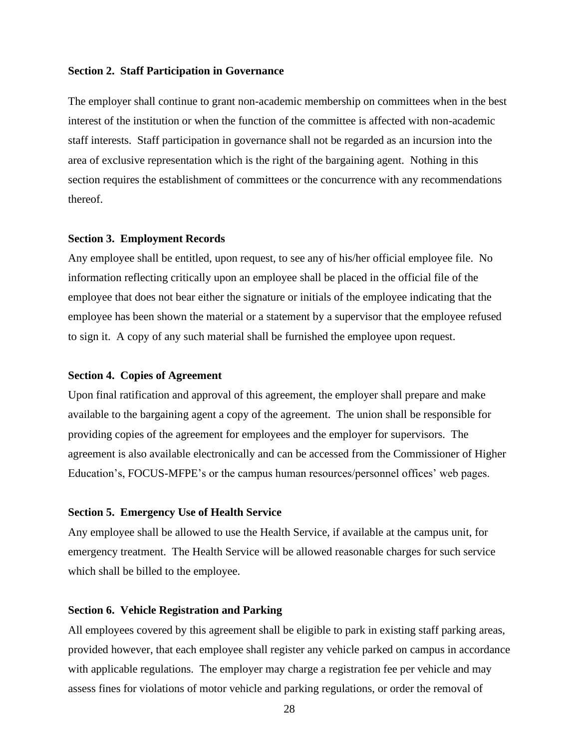**Section 2. Staff Participation in Governance**

The employer shall continue to grant non-academic membership on committees when in the best interest of the institution or when the function of the committee is affected with non-academic staff interests. Staff participation in governance shall not be regarded as an incursion into the area of exclusive representation which is the right of the bargaining agent. Nothing in this section requires the establishment of committees or the concurrence with any recommendations thereof.

**Section 3. Employment Records**

Any employee shall be entitled, upon request, to see any of his/her official employee file. No information reflecting critically upon an employee shall be placed in the official file of the employee that does not bear either the signature or initials of the employee indicating that the employee has been shown the material or a statement by a supervisor that the employee refused to sign it. A copy of any such material shall be furnished the employee upon request.

**Section 4. Copies of Agreement**

Upon final ratification and approval of this agreement, the employer shall prepare and make available to the bargaining agent a copy of the agreement. The union shall be responsible for providing copies of the agreement for employees and the employer for supervisors. The agreement is also available electronically and can be accessed from the Commissioner of Higher Education's, FOCUS-MFPE's or the campus human resources/personnel offices' web pages.

**Section 5. Emergency Use of Health Service**

Any employee shall be allowed to use the Health Service, if available at the campus unit, for emergency treatment. The Health Service will be allowed reasonable charges for such service which shall be billed to the employee.

**Section 6. Vehicle Registration and Parking**

All employees covered by this agreement shall be eligible to park in existing staff parking areas, provided however, that each employee shall register any vehicle parked on campus in accordance with applicable regulations. The employer may charge a registration fee per vehicle and may assess fines for violations of motor vehicle and parking regulations, or order the removal of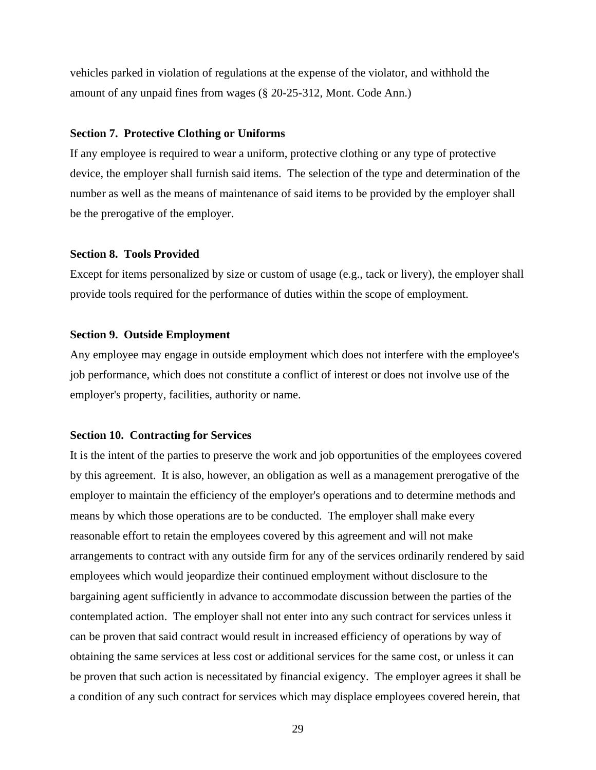vehicles parked in violation of regulations at the expense of the violator, and withhold the amount of any unpaid fines from wages (§ 20-25-312, Mont. Code Ann.)

**Section 7. Protective Clothing or Uniforms**

If any employee is required to wear a uniform, protective clothing or any type of protective device, the employer shall furnish said items. The selection of the type and determination of the number as well as the means of maintenance of said items to be provided by the employer shall be the prerogative of the employer.

**Section 8. Tools Provided**

Except for items personalized by size or custom of usage (e.g., tack or livery), the employer shall provide tools required for the performance of duties within the scope of employment.

**Section 9. Outside Employment**

Any employee may engage in outside employment which does not interfere with the employee's job performance, which does not constitute a conflict of interest or does not involve use of the employer's property, facilities, authority or name.

**Section 10. Contracting for Services**

It is the intent of the parties to preserve the work and job opportunities of the employees covered by this agreement. It is also, however, an obligation as well as a management prerogative of the employer to maintain the efficiency of the employer's operations and to determine methods and means by which those operations are to be conducted. The employer shall make every reasonable effort to retain the employees covered by this agreement and will not make arrangements to contract with any outside firm for any of the services ordinarily rendered by said employees which would jeopardize their continued employment without disclosure to the bargaining agent sufficiently in advance to accommodate discussion between the parties of the contemplated action. The employer shall not enter into any such contract for services unless it can be proven that said contract would result in increased efficiency of operations by way of obtaining the same services at less cost or additional services for the same cost, or unless it can be proven that such action is necessitated by financial exigency. The employer agrees it shall be a condition of any such contract for services which may displace employees covered herein, that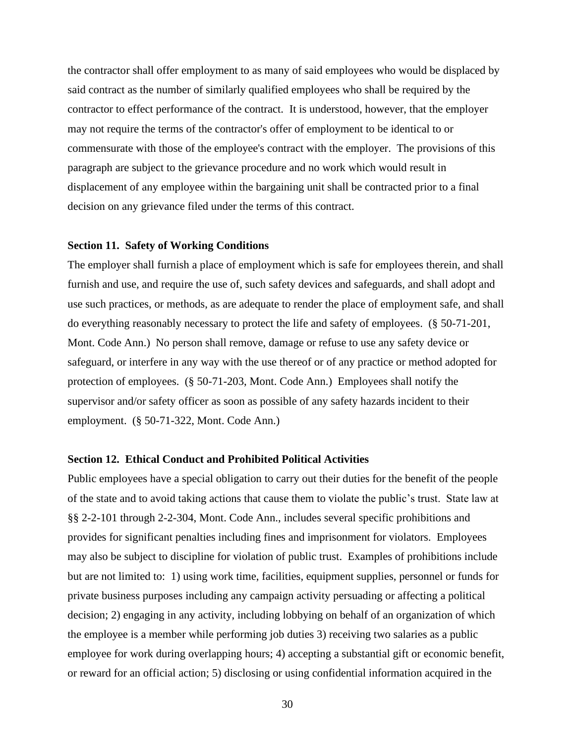the contractor shall offer employment to as many of said employees who would be displaced by said contract as the number of similarly qualified employees who shall be required by the contractor to effect performance of the contract. It is understood, however, that the employer may not require the terms of the contractor's offer of employment to be identical to or commensurate with those of the employee's contract with the employer. The provisions of this paragraph are subject to the grievance procedure and no work which would result in displacement of any employee within the bargaining unit shall be contracted prior to a final decision on any grievance filed under the terms of this contract.

**Section 11. Safety of Working Conditions**

The employer shall furnish a place of employment which is safe for employees therein, and shall furnish and use, and require the use of, such safety devices and safeguards, and shall adopt and use such practices, or methods, as are adequate to render the place of employment safe, and shall do everything reasonably necessary to protect the life and safety of employees. (§ 50-71-201, Mont. Code Ann.) No person shall remove, damage or refuse to use any safety device or safeguard, or interfere in any way with the use thereof or of any practice or method adopted for protection of employees. (§ 50-71-203, Mont. Code Ann.) Employees shall notify the supervisor and/or safety officer as soon as possible of any safety hazards incident to their employment. (§ 50-71-322, Mont. Code Ann.)

**Section 12. Ethical Conduct and Prohibited Political Activities**

Public employees have a special obligation to carry out their duties for the benefit of the people of the state and to avoid taking actions that cause them to violate the public's trust. State law at §§ 2-2-101 through 2-2-304, Mont. Code Ann., includes several specific prohibitions and provides for significant penalties including fines and imprisonment for violators. Employees may also be subject to discipline for violation of public trust. Examples of prohibitions include but are not limited to: 1) using work time, facilities, equipment supplies, personnel or funds for private business purposes including any campaign activity persuading or affecting a political decision; 2) engaging in any activity, including lobbying on behalf of an organization of which the employee is a member while performing job duties 3) receiving two salaries as a public employee for work during overlapping hours; 4) accepting a substantial gift or economic benefit, or reward for an official action; 5) disclosing or using confidential information acquired in the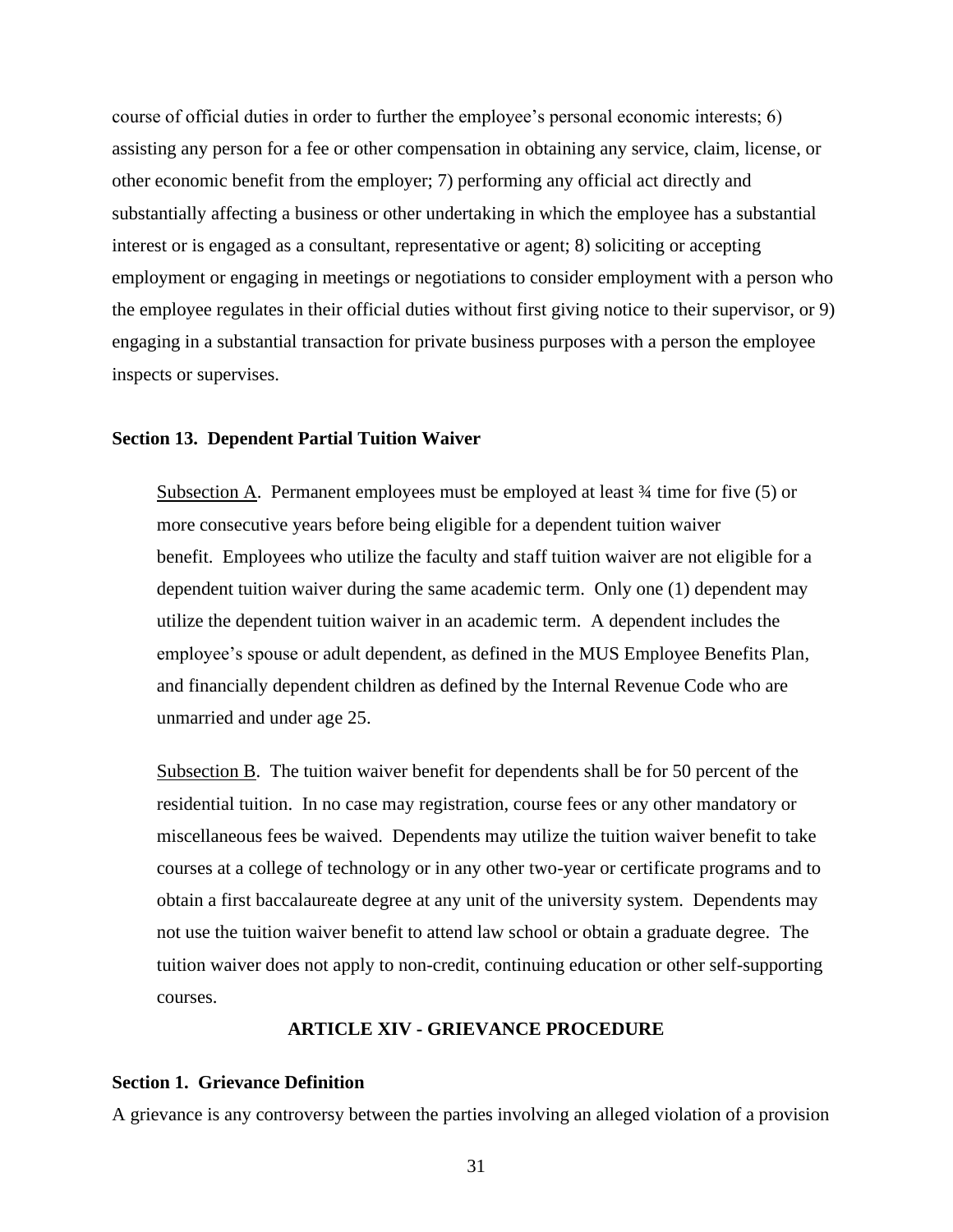course of official duties in order to further the employee's personal economic interests; 6) assisting any person for a fee or other compensation in obtaining any service, claim, license, or other economic benefit from the employer; 7) performing any official act directly and substantially affecting a business or other undertaking in which the employee has a substantial interest or is engaged as a consultant, representative or agent; 8) soliciting or accepting employment or engaging in meetings or negotiations to consider employment with a person who the employee regulates in their official duties without first giving notice to their supervisor, or 9) engaging in a substantial transaction for private business purposes with a person the employee inspects or supervises.

**Section 13. Dependent Partial Tuition Waiver**

Subsection A. Permanent employees must be employed at least ¾ time for five (5) or more consecutive years before being eligible for a dependent tuition waiver benefit. Employees who utilize the faculty and staff tuition waiver are not eligible for a dependent tuition waiver during the same academic term. Only one (1) dependent may utilize the dependent tuition waiver in an academic term. A dependent includes the employee's spouse or adult dependent, as defined in the MUS Employee Benefits Plan, and financially dependent children as defined by the Internal Revenue Code who are unmarried and under age 25.

Subsection B. The tuition waiver benefit for dependents shall be for 50 percent of the residential tuition. In no case may registration, course fees or any other mandatory or miscellaneous fees be waived. Dependents may utilize the tuition waiver benefit to take courses at a college of technology or in any other two-year or certificate programs and to obtain a first baccalaureate degree at any unit of the university system. Dependents may not use the tuition waiver benefit to attend law school or obtain a graduate degree. The tuition waiver does not apply to non-credit, continuing education or other self-supporting courses.

## ARTICLE XIV - GRIEVANCE PROCEDURE

**Section 1. Grievance Definition**

A grievance is any controversy between the parties involving an alleged violation of a provision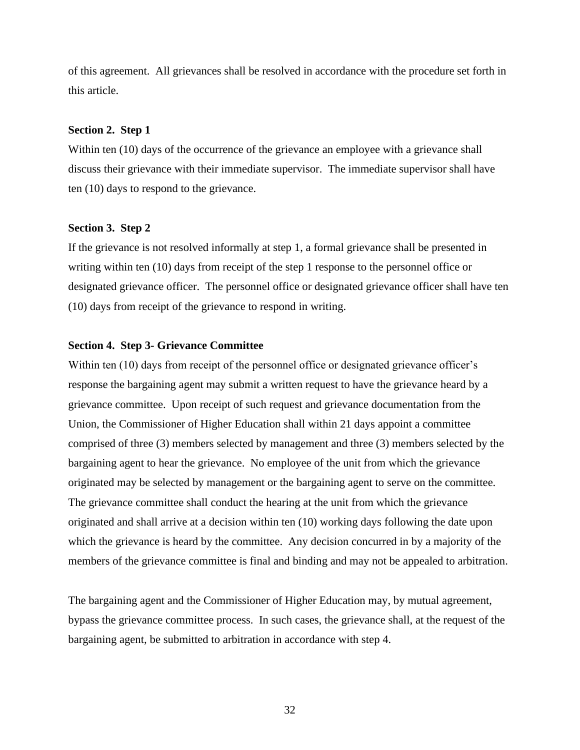of this agreement. All grievances shall be resolved in accordance with the procedure set forth in this article.

**Section 2. Step 1**

Within ten (10) days of the occurrence of the grievance an employee with a grievance shall discuss their grievance with their immediate supervisor. The immediate supervisor shall have ten (10) days to respond to the grievance.

**Section 3. Step 2**

If the grievance is not resolved informally at step 1, a formal grievance shall be presented in writing within ten (10) days from receipt of the step 1 response to the personnel office or designated grievance officer. The personnel office or designated grievance officer shall have ten (10) days from receipt of the grievance to respond in writing.

**Section 4. Step 3- Grievance Committee**

Within ten (10) days from receipt of the personnel office or designated grievance officer's response the bargaining agent may submit a written request to have the grievance heard by a grievance committee. Upon receipt of such request and grievance documentation from the Union, the Commissioner of Higher Education shall within 21 days appoint a committee comprised of three (3) members selected by management and three (3) members selected by the bargaining agent to hear the grievance. No employee of the unit from which the grievance originated may be selected by management or the bargaining agent to serve on the committee. The grievance committee shall conduct the hearing at the unit from which the grievance originated and shall arrive at a decision within ten (10) working days following the date upon which the grievance is heard by the committee. Any decision concurred in by a majority of the members of the grievance committee is final and binding and may not be appealed to arbitration.

The bargaining agent and the Commissioner of Higher Education may, by mutual agreement, bypass the grievance committee process. In such cases, the grievance shall, at the request of the bargaining agent, be submitted to arbitration in accordance with step 4.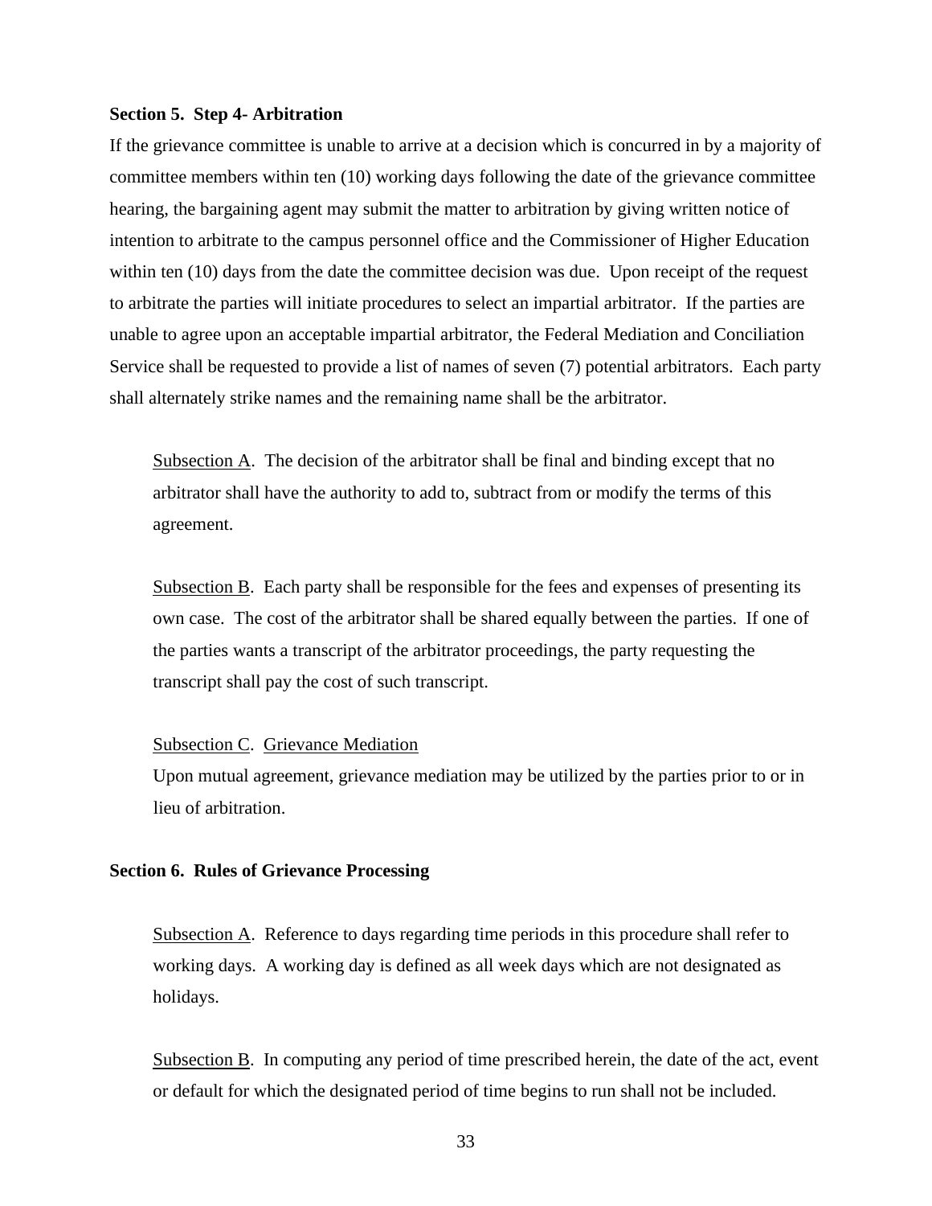**Section 5. Step 4- Arbitration**

If the grievance committee is unable to arrive at a decision which is concurred in by a majority of committee members within ten (10) working days following the date of the grievance committee hearing, the bargaining agent may submit the matter to arbitration by giving written notice of intention to arbitrate to the campus personnel office and the Commissioner of Higher Education within ten (10) days from the date the committee decision was due. Upon receipt of the request to arbitrate the parties will initiate procedures to select an impartial arbitrator. If the parties are unable to agree upon an acceptable impartial arbitrator, the Federal Mediation and Conciliation Service shall be requested to provide a list of names of seven (7) potential arbitrators. Each party shall alternately strike names and the remaining name shall be the arbitrator.

Subsection A. The decision of the arbitrator shall be final and binding except that no arbitrator shall have the authority to add to, subtract from or modify the terms of this agreement.

Subsection B. Each party shall be responsible for the fees and expenses of presenting its own case. The cost of the arbitrator shall be shared equally between the parties. If one of the parties wants a transcript of the arbitrator proceedings, the party requesting the transcript shall pay the cost of such transcript.

Subsection C. Grievance Mediation

Upon mutual agreement, grievance mediation may be utilized by the parties prior to or in lieu of arbitration.

**Section 6. Rules of Grievance Processing**

Subsection A. Reference to days regarding time periods in this procedure shall refer to working days. A working day is defined as all week days which are not designated as holidays.

Subsection B. In computing any period of time prescribed herein, the date of the act, event or default for which the designated period of time begins to run shall not be included.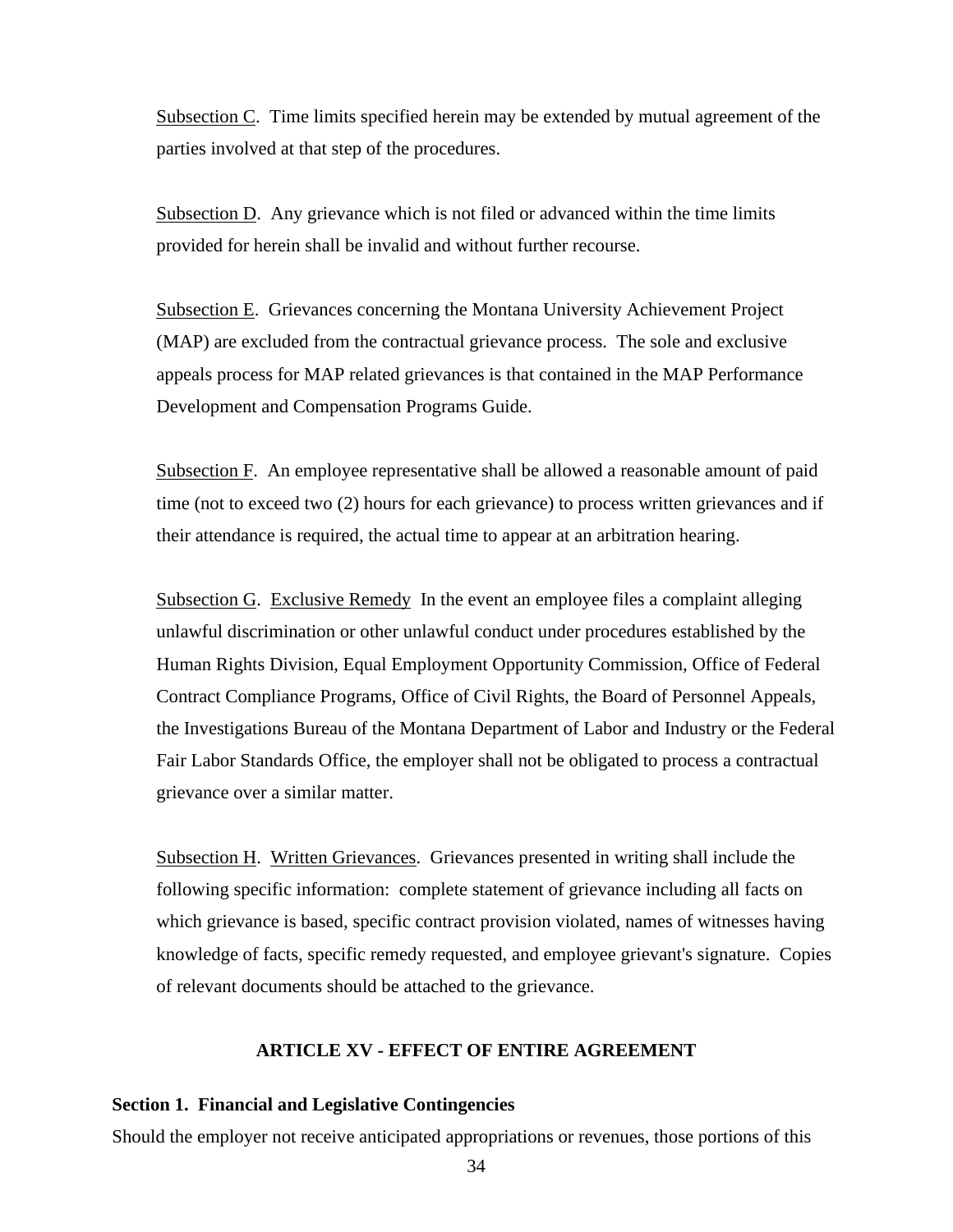Subsection C. Time limits specified herein may be extended by mutual agreement of the parties involved at that step of the procedures.

Subsection D. Any grievance which is not filed or advanced within the time limits provided for herein shall be invalid and without further recourse.

Subsection E. Grievances concerning the Montana University Achievement Project (MAP) are excluded from the contractual grievance process. The sole and exclusive appeals process for MAP related grievances is that contained in the MAP Performance Development and Compensation Programs Guide.

Subsection F. An employee representative shall be allowed a reasonable amount of paid time (not to exceed two (2) hours for each grievance) to process written grievances and if their attendance is required, the actual time to appear at an arbitration hearing.

Subsection G. Exclusive Remedy In the event an employee files a complaint alleging unlawful discrimination or other unlawful conduct under procedures established by the Human Rights Division, Equal Employment Opportunity Commission, Office of Federal Contract Compliance Programs, Office of Civil Rights, the Board of Personnel Appeals, the Investigations Bureau of the Montana Department of Labor and Industry or the Federal Fair Labor Standards Office, the employer shall not be obligated to process a contractual grievance over a similar matter.

Subsection H. Written Grievances. Grievances presented in writing shall include the following specific information: complete statement of grievance including all facts on which grievance is based, specific contract provision violated, names of witnesses having knowledge of facts, specific remedy requested, and employee grievant's signature. Copies of relevant documents should be attached to the grievance.

## ARTICLE XV - EFFECT OF ENTIRE AGREEMENT

**Section 1. Financial and Legislative Contingencies**

Should the employer not receive anticipated appropriations or revenues, those portions of this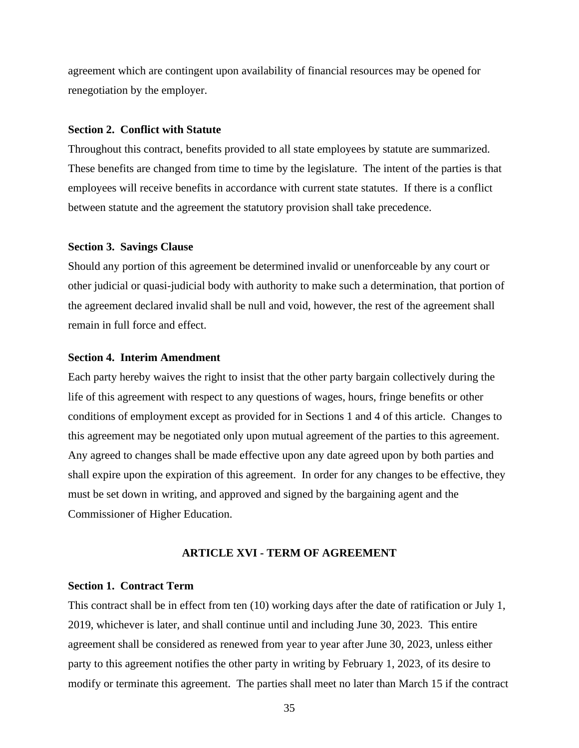agreement which are contingent upon availability of financial resources may be opened for renegotiation by the employer.

**Section 2. Conflict with Statute**

Throughout this contract, benefits provided to all state employees by statute are summarized. These benefits are changed from time to time by the legislature. The intent of the parties is that employees will receive benefits in accordance with current state statutes. If there is a conflict between statute and the agreement the statutory provision shall take precedence.

**Section 3. Savings Clause**

Should any portion of this agreement be determined invalid or unenforceable by any court or other judicial or quasi-judicial body with authority to make such a determination, that portion of the agreement declared invalid shall be null and void, however, the rest of the agreement shall remain in full force and effect.

**Section 4. Interim Amendment**

Each party hereby waives the right to insist that the other party bargain collectively during the life of this agreement with respect to any questions of wages, hours, fringe benefits or other conditions of employment except as provided for in Sections 1 and 4 of this article. Changes to this agreement may be negotiated only upon mutual agreement of the parties to this agreement. Any agreed to changes shall be made effective upon any date agreed upon by both parties and shall expire upon the expiration of this agreement. In order for any changes to be effective, they must be set down in writing, and approved and signed by the bargaining agent and the Commissioner of Higher Education.

## ARTICLE XVI - TERM OF AGREEMENT

**Section 1. Contract Term**

This contract shall be in effect from ten (10) working days after the date of ratification or July 1, 2019, whichever is later, and shall continue until and including June 30, 2023. This entire agreement shall be considered as renewed from year to year after June 30, 2023, unless either party to this agreement notifies the other party in writing by February 1, 2023, of its desire to modify or terminate this agreement. The parties shall meet no later than March 15 if the contract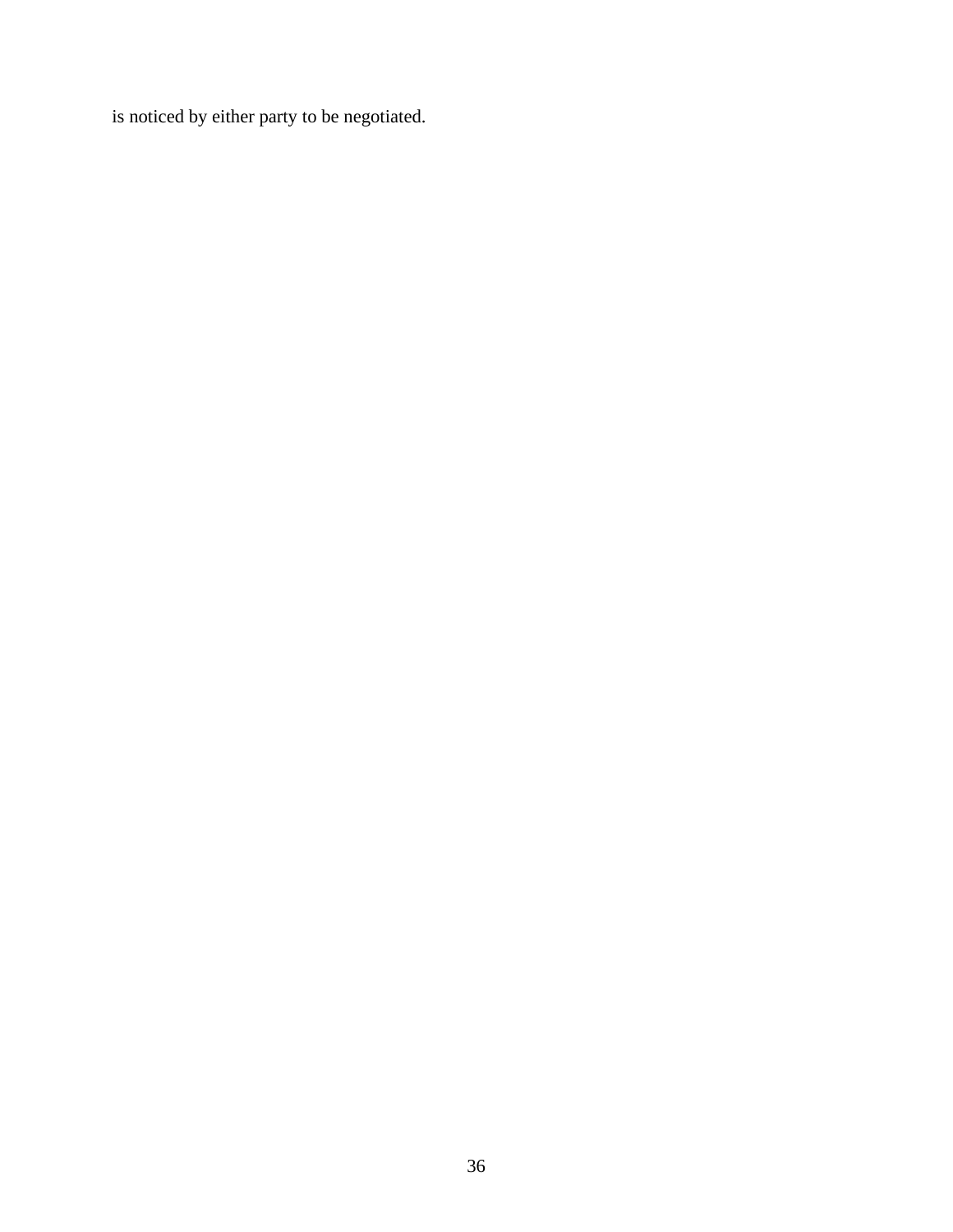is noticed by either party to be negotiated.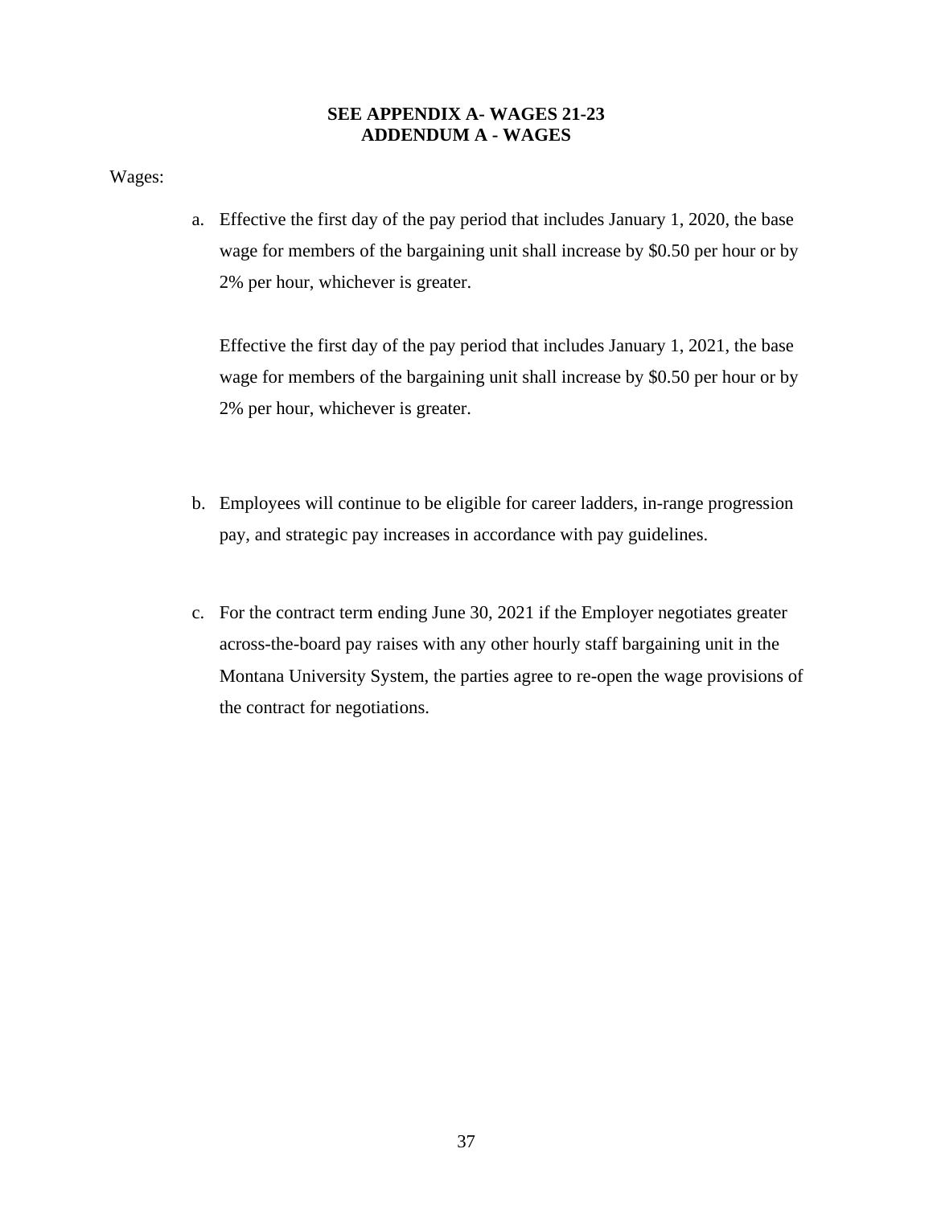**SEE APPENDIX A- WAGES 21-23**
**ADDENDUM A - WAGES**

Wages:

a. Effective the first day of the pay period that includes January 1, 2020, the base wage for members of the bargaining unit shall increase by $0.50 per hour or by 2% per hour, whichever is greater.

   Effective the first day of the pay period that includes January 1, 2021, the base wage for members of the bargaining unit shall increase by $0.50 per hour or by 2% per hour, whichever is greater.

b. Employees will continue to be eligible for career ladders, in-range progression pay, and strategic pay increases in accordance with pay guidelines.

c. For the contract term ending June 30, 2021 if the Employer negotiates greater across-the-board pay raises with any other hourly staff bargaining unit in the Montana University System, the parties agree to re-open the wage provisions of the contract for negotiations.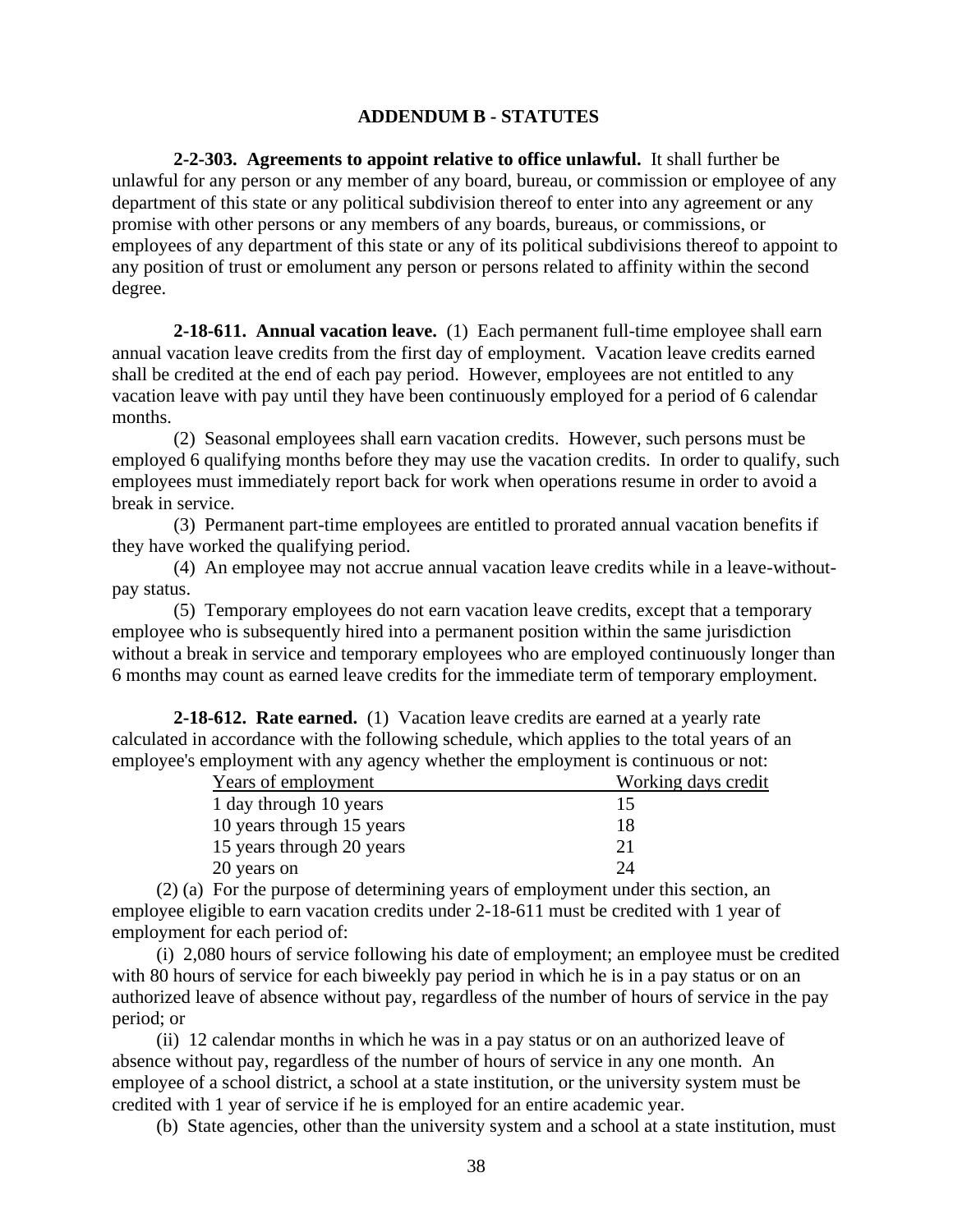## ADDENDUM B - STATUTES

**2-2-303. Agreements to appoint relative to office unlawful.** It shall further be unlawful for any person or any member of any board, bureau, or commission or employee of any department of this state or any political subdivision thereof to enter into any agreement or any promise with other persons or any members of any boards, bureaus, or commissions, or employees of any department of this state or any of its political subdivisions thereof to appoint to any position of trust or emolument any person or persons related to affinity within the second degree.

**2-18-611. Annual vacation leave.** (1) Each permanent full-time employee shall earn annual vacation leave credits from the first day of employment. Vacation leave credits earned shall be credited at the end of each pay period. However, employees are not entitled to any vacation leave with pay until they have been continuously employed for a period of 6 calendar months.

(2) Seasonal employees shall earn vacation credits. However, such persons must be employed 6 qualifying months before they may use the vacation credits. In order to qualify, such employees must immediately report back for work when operations resume in order to avoid a break in service.

(3) Permanent part-time employees are entitled to prorated annual vacation benefits if they have worked the qualifying period.

(4) An employee may not accrue annual vacation leave credits while in a leave-without-pay status.

(5) Temporary employees do not earn vacation leave credits, except that a temporary employee who is subsequently hired into a permanent position within the same jurisdiction without a break in service and temporary employees who are employed continuously longer than 6 months may count as earned leave credits for the immediate term of temporary employment.

**2-18-612. Rate earned.** (1) Vacation leave credits are earned at a yearly rate calculated in accordance with the following schedule, which applies to the total years of an employee's employment with any agency whether the employment is continuous or not:

| Years of employment | Working days credit |
|---|---|
| 1 day through 10 years | 15 |
| 10 years through 15 years | 18 |
| 15 years through 20 years | 21 |
| 20 years on | 24 |

(2) (a) For the purpose of determining years of employment under this section, an employee eligible to earn vacation credits under 2-18-611 must be credited with 1 year of employment for each period of:

(i) 2,080 hours of service following his date of employment; an employee must be credited with 80 hours of service for each biweekly pay period in which he is in a pay status or on an authorized leave of absence without pay, regardless of the number of hours of service in the pay period; or

(ii) 12 calendar months in which he was in a pay status or on an authorized leave of absence without pay, regardless of the number of hours of service in any one month. An employee of a school district, a school at a state institution, or the university system must be credited with 1 year of service if he is employed for an entire academic year.

(b) State agencies, other than the university system and a school at a state institution, must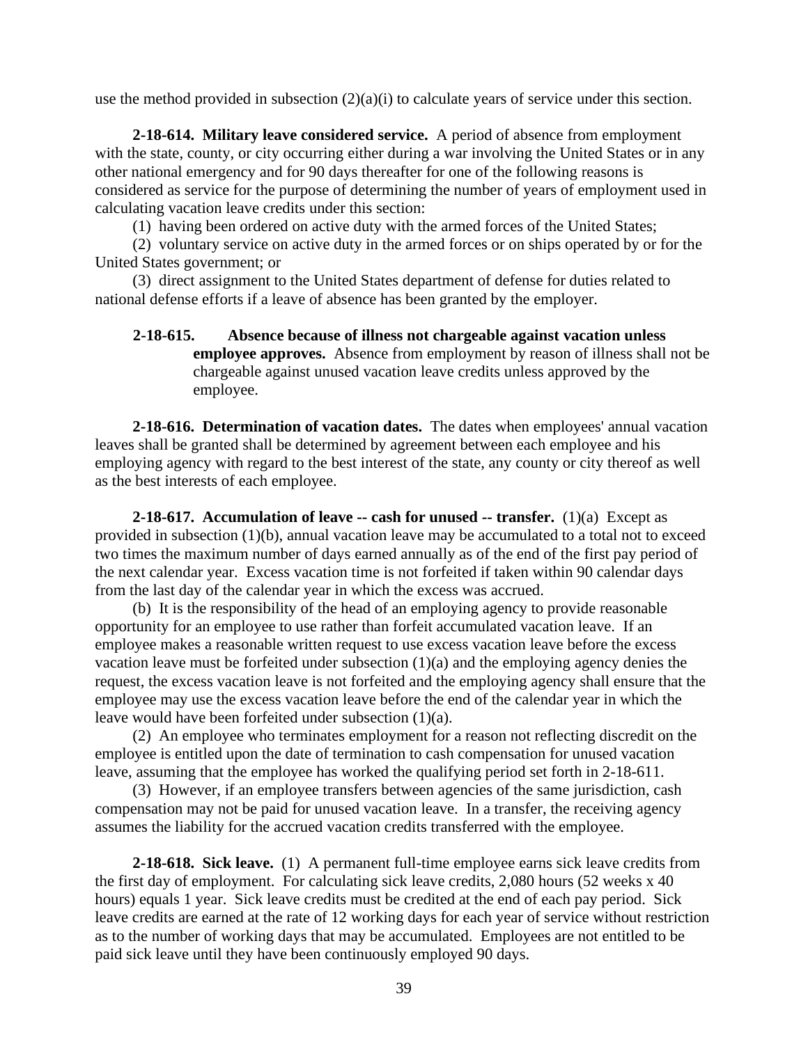use the method provided in subsection (2)(a)(i) to calculate years of service under this section.

**2-18-614. Military leave considered service.** A period of absence from employment with the state, county, or city occurring either during a war involving the United States or in any other national emergency and for 90 days thereafter for one of the following reasons is considered as service for the purpose of determining the number of years of employment used in calculating vacation leave credits under this section:

(1) having been ordered on active duty with the armed forces of the United States;

(2) voluntary service on active duty in the armed forces or on ships operated by or for the United States government; or

(3) direct assignment to the United States department of defense for duties related to national defense efforts if a leave of absence has been granted by the employer.

**2-18-615. Absence because of illness not chargeable against vacation unless employee approves.** Absence from employment by reason of illness shall not be chargeable against unused vacation leave credits unless approved by the employee.

**2-18-616. Determination of vacation dates.** The dates when employees' annual vacation leaves shall be granted shall be determined by agreement between each employee and his employing agency with regard to the best interest of the state, any county or city thereof as well as the best interests of each employee.

**2-18-617. Accumulation of leave -- cash for unused -- transfer.** (1)(a) Except as provided in subsection (1)(b), annual vacation leave may be accumulated to a total not to exceed two times the maximum number of days earned annually as of the end of the first pay period of the next calendar year. Excess vacation time is not forfeited if taken within 90 calendar days from the last day of the calendar year in which the excess was accrued.

(b) It is the responsibility of the head of an employing agency to provide reasonable opportunity for an employee to use rather than forfeit accumulated vacation leave. If an employee makes a reasonable written request to use excess vacation leave before the excess vacation leave must be forfeited under subsection (1)(a) and the employing agency denies the request, the excess vacation leave is not forfeited and the employing agency shall ensure that the employee may use the excess vacation leave before the end of the calendar year in which the leave would have been forfeited under subsection (1)(a).

(2) An employee who terminates employment for a reason not reflecting discredit on the employee is entitled upon the date of termination to cash compensation for unused vacation leave, assuming that the employee has worked the qualifying period set forth in 2-18-611.

(3) However, if an employee transfers between agencies of the same jurisdiction, cash compensation may not be paid for unused vacation leave. In a transfer, the receiving agency assumes the liability for the accrued vacation credits transferred with the employee.

**2-18-618. Sick leave.** (1) A permanent full-time employee earns sick leave credits from the first day of employment. For calculating sick leave credits, 2,080 hours (52 weeks x 40 hours) equals 1 year. Sick leave credits must be credited at the end of each pay period. Sick leave credits are earned at the rate of 12 working days for each year of service without restriction as to the number of working days that may be accumulated. Employees are not entitled to be paid sick leave until they have been continuously employed 90 days.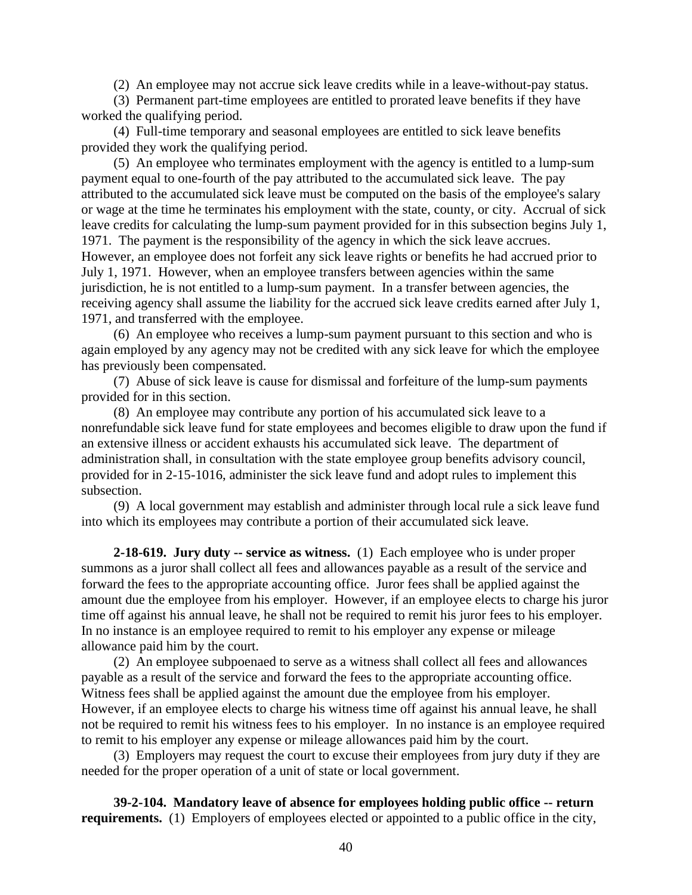(2) An employee may not accrue sick leave credits while in a leave-without-pay status.

(3) Permanent part-time employees are entitled to prorated leave benefits if they have worked the qualifying period.

(4) Full-time temporary and seasonal employees are entitled to sick leave benefits provided they work the qualifying period.

(5) An employee who terminates employment with the agency is entitled to a lump-sum payment equal to one-fourth of the pay attributed to the accumulated sick leave. The pay attributed to the accumulated sick leave must be computed on the basis of the employee's salary or wage at the time he terminates his employment with the state, county, or city. Accrual of sick leave credits for calculating the lump-sum payment provided for in this subsection begins July 1, 1971. The payment is the responsibility of the agency in which the sick leave accrues. However, an employee does not forfeit any sick leave rights or benefits he had accrued prior to July 1, 1971. However, when an employee transfers between agencies within the same jurisdiction, he is not entitled to a lump-sum payment. In a transfer between agencies, the receiving agency shall assume the liability for the accrued sick leave credits earned after July 1, 1971, and transferred with the employee.

(6) An employee who receives a lump-sum payment pursuant to this section and who is again employed by any agency may not be credited with any sick leave for which the employee has previously been compensated.

(7) Abuse of sick leave is cause for dismissal and forfeiture of the lump-sum payments provided for in this section.

(8) An employee may contribute any portion of his accumulated sick leave to a nonrefundable sick leave fund for state employees and becomes eligible to draw upon the fund if an extensive illness or accident exhausts his accumulated sick leave. The department of administration shall, in consultation with the state employee group benefits advisory council, provided for in 2-15-1016, administer the sick leave fund and adopt rules to implement this subsection.

(9) A local government may establish and administer through local rule a sick leave fund into which its employees may contribute a portion of their accumulated sick leave.

**2-18-619. Jury duty -- service as witness.** (1) Each employee who is under proper summons as a juror shall collect all fees and allowances payable as a result of the service and forward the fees to the appropriate accounting office. Juror fees shall be applied against the amount due the employee from his employer. However, if an employee elects to charge his juror time off against his annual leave, he shall not be required to remit his juror fees to his employer. In no instance is an employee required to remit to his employer any expense or mileage allowance paid him by the court.

(2) An employee subpoenaed to serve as a witness shall collect all fees and allowances payable as a result of the service and forward the fees to the appropriate accounting office. Witness fees shall be applied against the amount due the employee from his employer. However, if an employee elects to charge his witness time off against his annual leave, he shall not be required to remit his witness fees to his employer. In no instance is an employee required to remit to his employer any expense or mileage allowances paid him by the court.

(3) Employers may request the court to excuse their employees from jury duty if they are needed for the proper operation of a unit of state or local government.

**39-2-104. Mandatory leave of absence for employees holding public office -- return requirements.** (1) Employers of employees elected or appointed to a public office in the city,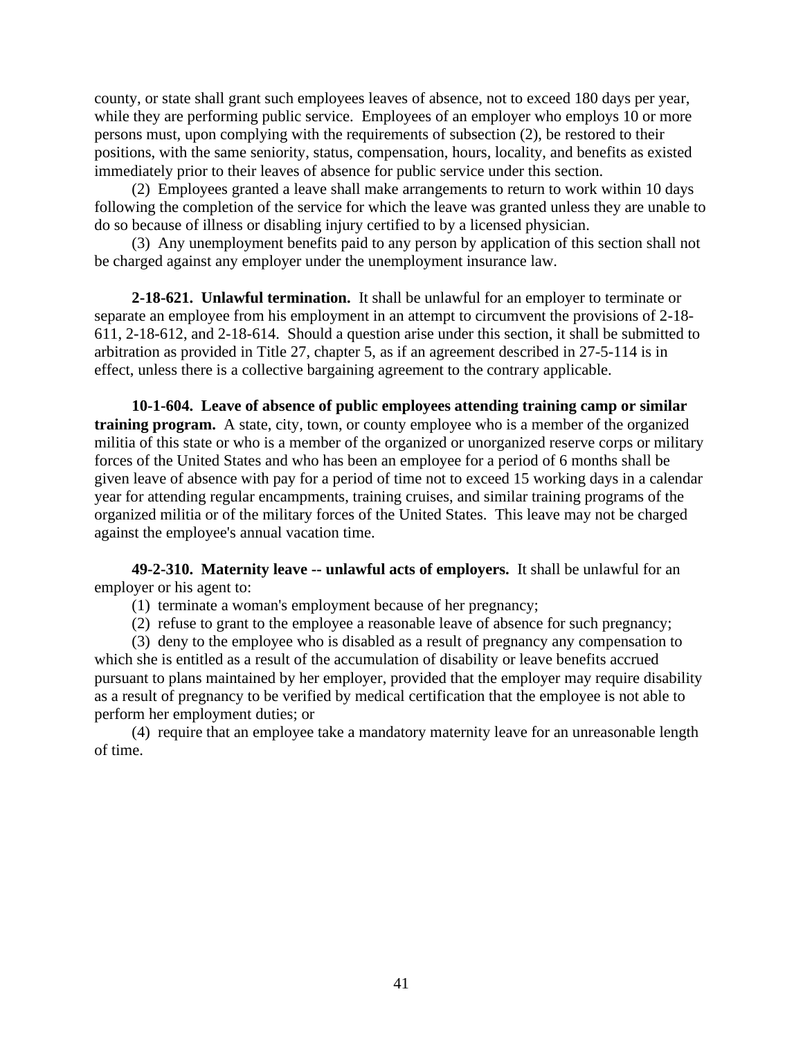county, or state shall grant such employees leaves of absence, not to exceed 180 days per year, while they are performing public service. Employees of an employer who employs 10 or more persons must, upon complying with the requirements of subsection (2), be restored to their positions, with the same seniority, status, compensation, hours, locality, and benefits as existed immediately prior to their leaves of absence for public service under this section.

(2) Employees granted a leave shall make arrangements to return to work within 10 days following the completion of the service for which the leave was granted unless they are unable to do so because of illness or disabling injury certified to by a licensed physician.

(3) Any unemployment benefits paid to any person by application of this section shall not be charged against any employer under the unemployment insurance law.

**2-18-621. Unlawful termination.** It shall be unlawful for an employer to terminate or separate an employee from his employment in an attempt to circumvent the provisions of 2-18-611, 2-18-612, and 2-18-614. Should a question arise under this section, it shall be submitted to arbitration as provided in Title 27, chapter 5, as if an agreement described in 27-5-114 is in effect, unless there is a collective bargaining agreement to the contrary applicable.

**10-1-604. Leave of absence of public employees attending training camp or similar training program.** A state, city, town, or county employee who is a member of the organized militia of this state or who is a member of the organized or unorganized reserve corps or military forces of the United States and who has been an employee for a period of 6 months shall be given leave of absence with pay for a period of time not to exceed 15 working days in a calendar year for attending regular encampments, training cruises, and similar training programs of the organized militia or of the military forces of the United States. This leave may not be charged against the employee's annual vacation time.

**49-2-310. Maternity leave -- unlawful acts of employers.** It shall be unlawful for an employer or his agent to:

(1) terminate a woman's employment because of her pregnancy;

(2) refuse to grant to the employee a reasonable leave of absence for such pregnancy;

(3) deny to the employee who is disabled as a result of pregnancy any compensation to which she is entitled as a result of the accumulation of disability or leave benefits accrued pursuant to plans maintained by her employer, provided that the employer may require disability as a result of pregnancy to be verified by medical certification that the employee is not able to perform her employment duties; or

(4) require that an employee take a mandatory maternity leave for an unreasonable length of time.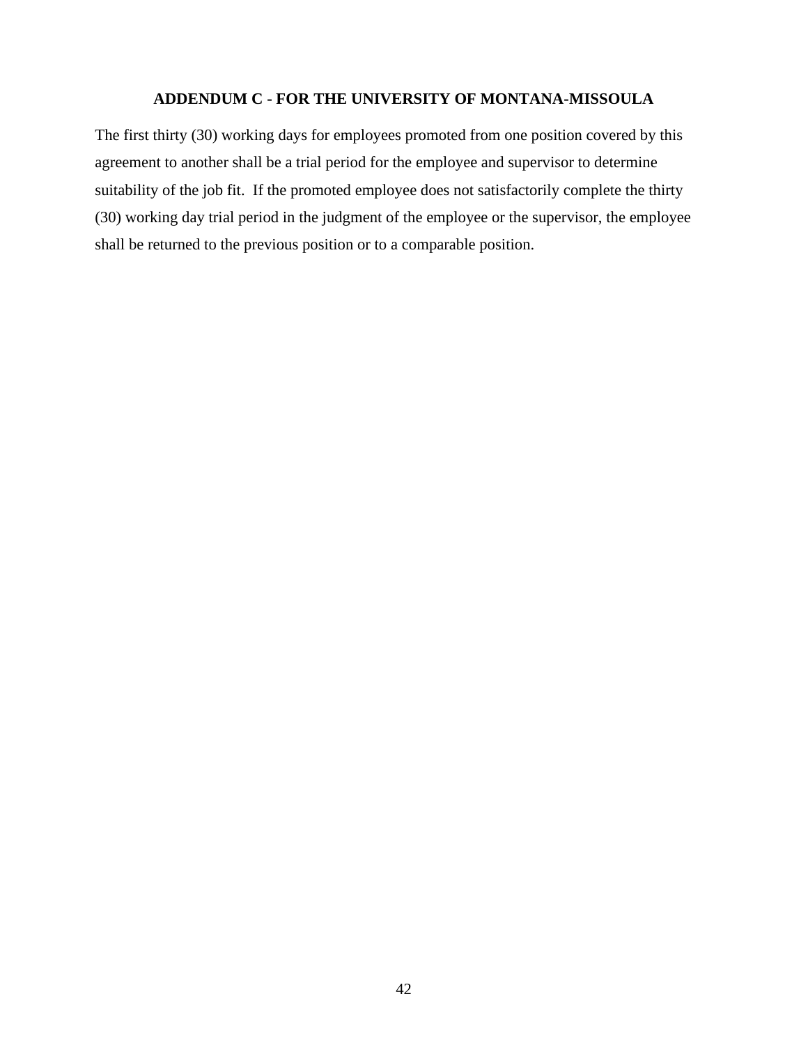## ADDENDUM C - FOR THE UNIVERSITY OF MONTANA-MISSOULA

The first thirty (30) working days for employees promoted from one position covered by this agreement to another shall be a trial period for the employee and supervisor to determine suitability of the job fit. If the promoted employee does not satisfactorily complete the thirty (30) working day trial period in the judgment of the employee or the supervisor, the employee shall be returned to the previous position or to a comparable position.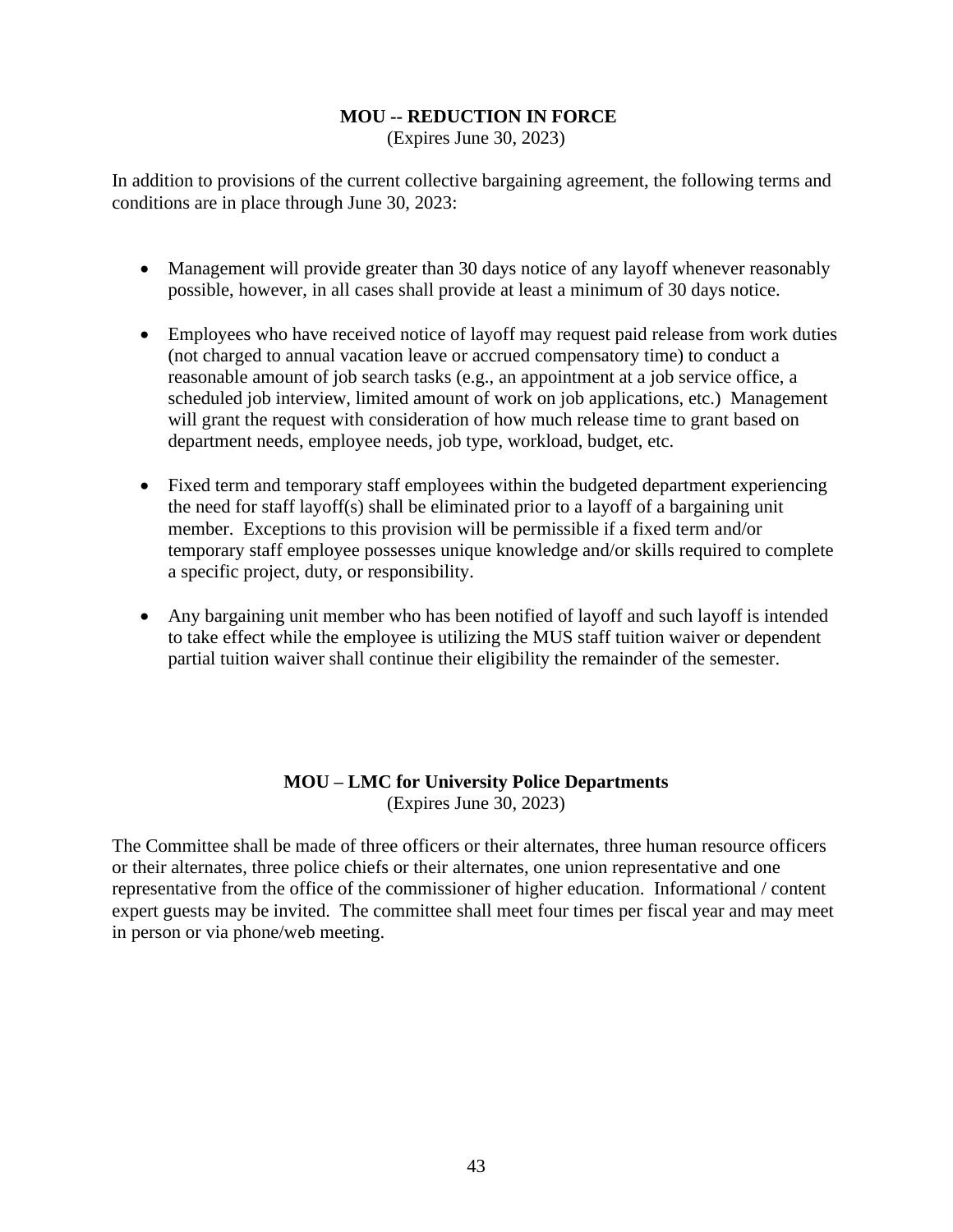## MOU -- REDUCTION IN FORCE

(Expires June 30, 2023)

In addition to provisions of the current collective bargaining agreement, the following terms and conditions are in place through June 30, 2023:

- Management will provide greater than 30 days notice of any layoff whenever reasonably possible, however, in all cases shall provide at least a minimum of 30 days notice.

- Employees who have received notice of layoff may request paid release from work duties (not charged to annual vacation leave or accrued compensatory time) to conduct a reasonable amount of job search tasks (e.g., an appointment at a job service office, a scheduled job interview, limited amount of work on job applications, etc.) Management will grant the request with consideration of how much release time to grant based on department needs, employee needs, job type, workload, budget, etc.

- Fixed term and temporary staff employees within the budgeted department experiencing the need for staff layoff(s) shall be eliminated prior to a layoff of a bargaining unit member. Exceptions to this provision will be permissible if a fixed term and/or temporary staff employee possesses unique knowledge and/or skills required to complete a specific project, duty, or responsibility.

- Any bargaining unit member who has been notified of layoff and such layoff is intended to take effect while the employee is utilizing the MUS staff tuition waiver or dependent partial tuition waiver shall continue their eligibility the remainder of the semester.

## MOU – LMC for University Police Departments

(Expires June 30, 2023)

The Committee shall be made of three officers or their alternates, three human resource officers or their alternates, three police chiefs or their alternates, one union representative and one representative from the office of the commissioner of higher education. Informational / content expert guests may be invited. The committee shall meet four times per fiscal year and may meet in person or via phone/web meeting.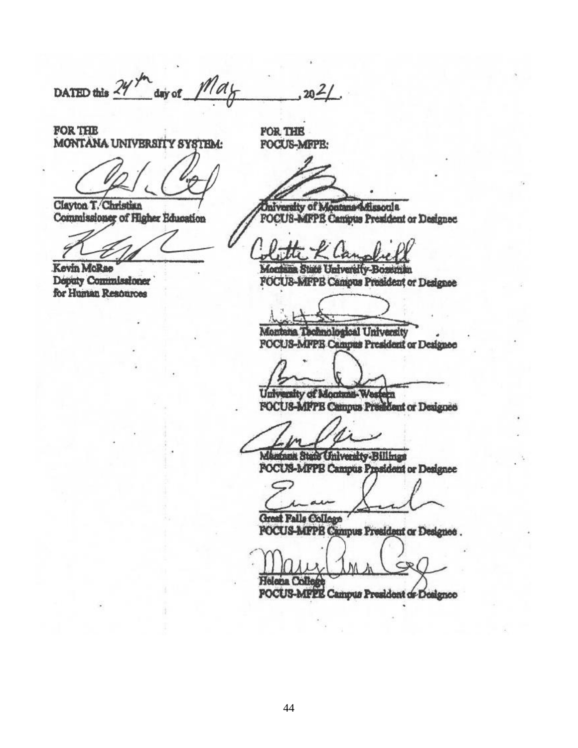DATED this 24th day of May, 2021.

FOR THE
MONTANA UNIVERSITY SYSTEM:

Clayton T. Christian
Commissioner of Higher Education

Kevin McRae
Deputy Commissioner
for Human Resources

FOR THE
FOCUS-MFPE:

University of Montana-Missoula
FOCUS-MFPE Campus President or Designee

Montana State University-Bozeman
FOCUS-MFPE Campus President or Designee

Montana Technological University
FOCUS-MFPE Campus President or Designee

University of Montana-Western
FOCUS-MFPE Campus President or Designee

Montana State University-Billings
FOCUS-MFPE Campus President or Designee

Great Falls College
FOCUS-MFPE Campus President or Designee

Helena College
FOCUS-MFPE Campus President or Designee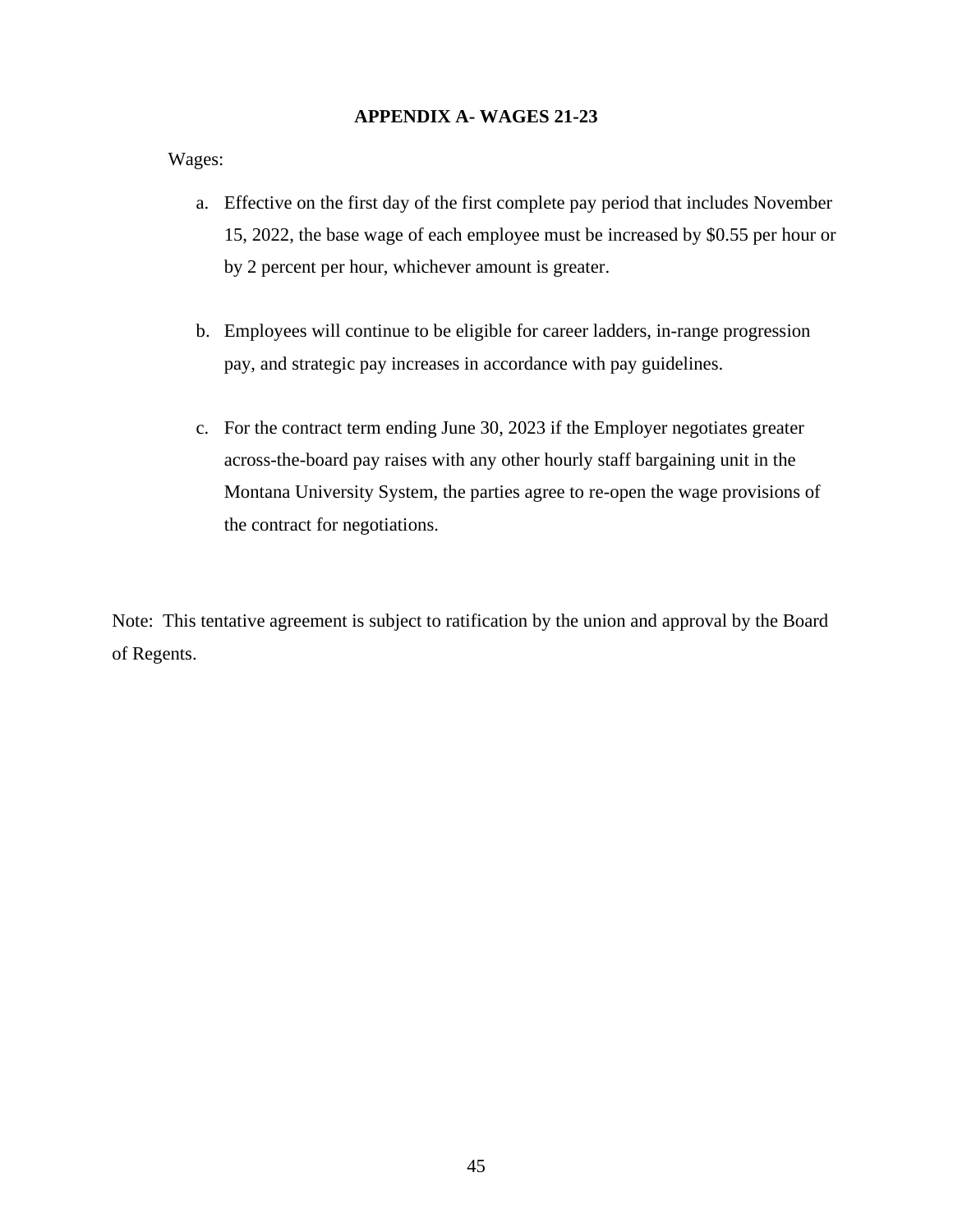## APPENDIX A- WAGES 21-23

Wages:

a. Effective on the first day of the first complete pay period that includes November 15, 2022, the base wage of each employee must be increased by $0.55 per hour or by 2 percent per hour, whichever amount is greater.

b. Employees will continue to be eligible for career ladders, in-range progression pay, and strategic pay increases in accordance with pay guidelines.

c. For the contract term ending June 30, 2023 if the Employer negotiates greater across-the-board pay raises with any other hourly staff bargaining unit in the Montana University System, the parties agree to re-open the wage provisions of the contract for negotiations.

Note: This tentative agreement is subject to ratification by the union and approval by the Board of Regents.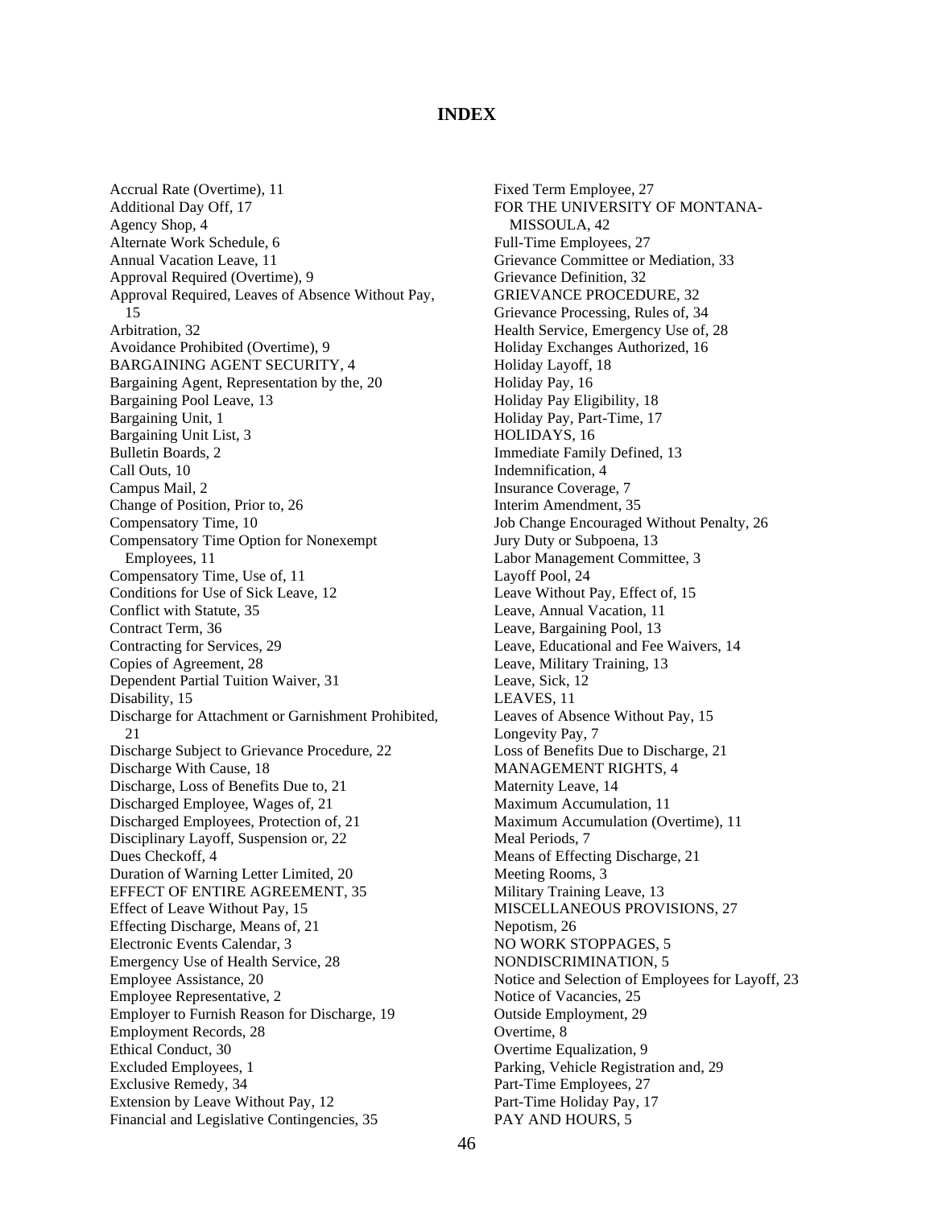# INDEX

Accrual Rate (Overtime), 11
Additional Day Off, 17
Agency Shop, 4
Alternate Work Schedule, 6
Annual Vacation Leave, 11
Approval Required (Overtime), 9
Approval Required, Leaves of Absence Without Pay, 15
Arbitration, 32
Avoidance Prohibited (Overtime), 9
BARGAINING AGENT SECURITY, 4
Bargaining Agent, Representation by the, 20
Bargaining Pool Leave, 13
Bargaining Unit, 1
Bargaining Unit List, 3
Bulletin Boards, 2
Call Outs, 10
Campus Mail, 2
Change of Position, Prior to, 26
Compensatory Time, 10
Compensatory Time Option for Nonexempt Employees, 11
Compensatory Time, Use of, 11
Conditions for Use of Sick Leave, 12
Conflict with Statute, 35
Contract Term, 36
Contracting for Services, 29
Copies of Agreement, 28
Dependent Partial Tuition Waiver, 31
Disability, 15
Discharge for Attachment or Garnishment Prohibited, 21
Discharge Subject to Grievance Procedure, 22
Discharge With Cause, 18
Discharge, Loss of Benefits Due to, 21
Discharged Employee, Wages of, 21
Discharged Employees, Protection of, 21
Disciplinary Layoff, Suspension or, 22
Dues Checkoff, 4
Duration of Warning Letter Limited, 20
EFFECT OF ENTIRE AGREEMENT, 35
Effect of Leave Without Pay, 15
Effecting Discharge, Means of, 21
Electronic Events Calendar, 3
Emergency Use of Health Service, 28
Employee Assistance, 20
Employee Representative, 2
Employer to Furnish Reason for Discharge, 19
Employment Records, 28
Ethical Conduct, 30
Excluded Employees, 1
Exclusive Remedy, 34
Extension by Leave Without Pay, 12
Financial and Legislative Contingencies, 35
Fixed Term Employee, 27
FOR THE UNIVERSITY OF MONTANA-MISSOULA, 42
Full-Time Employees, 27
Grievance Committee or Mediation, 33
Grievance Definition, 32
GRIEVANCE PROCEDURE, 32
Grievance Processing, Rules of, 34
Health Service, Emergency Use of, 28
Holiday Exchanges Authorized, 16
Holiday Layoff, 18
Holiday Pay, 16
Holiday Pay Eligibility, 18
Holiday Pay, Part-Time, 17
HOLIDAYS, 16
Immediate Family Defined, 13
Indemnification, 4
Insurance Coverage, 7
Interim Amendment, 35
Job Change Encouraged Without Penalty, 26
Jury Duty or Subpoena, 13
Labor Management Committee, 3
Layoff Pool, 24
Leave Without Pay, Effect of, 15
Leave, Annual Vacation, 11
Leave, Bargaining Pool, 13
Leave, Educational and Fee Waivers, 14
Leave, Military Training, 13
Leave, Sick, 12
LEAVES, 11
Leaves of Absence Without Pay, 15
Longevity Pay, 7
Loss of Benefits Due to Discharge, 21
MANAGEMENT RIGHTS, 4
Maternity Leave, 14
Maximum Accumulation, 11
Maximum Accumulation (Overtime), 11
Meal Periods, 7
Means of Effecting Discharge, 21
Meeting Rooms, 3
Military Training Leave, 13
MISCELLANEOUS PROVISIONS, 27
Nepotism, 26
NO WORK STOPPAGES, 5
NONDISCRIMINATION, 5
Notice and Selection of Employees for Layoff, 23
Notice of Vacancies, 25
Outside Employment, 29
Overtime, 8
Overtime Equalization, 9
Parking, Vehicle Registration and, 29
Part-Time Employees, 27
Part-Time Holiday Pay, 17
PAY AND HOURS, 5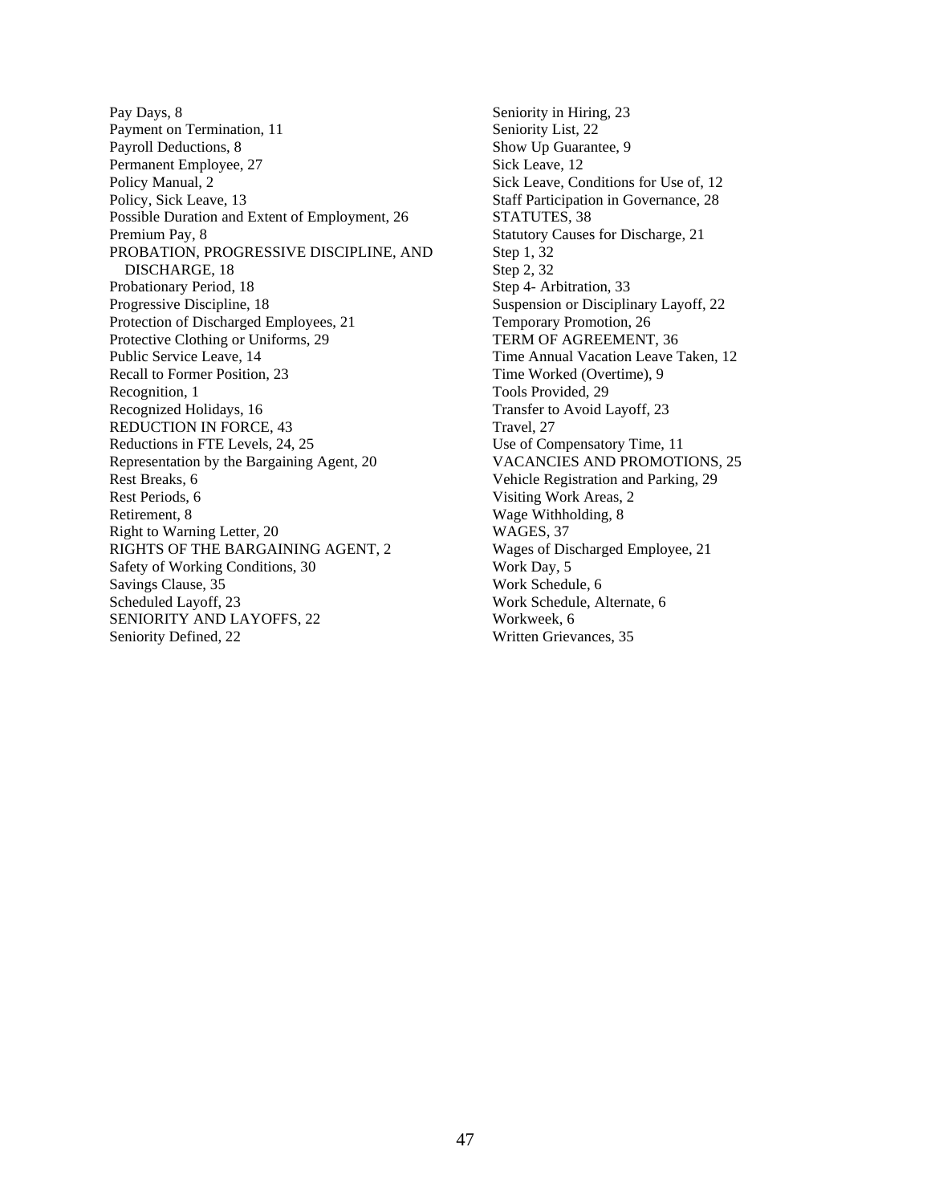Pay Days, 8
Payment on Termination, 11
Payroll Deductions, 8
Permanent Employee, 27
Policy Manual, 2
Policy, Sick Leave, 13
Possible Duration and Extent of Employment, 26
Premium Pay, 8
PROBATION, PROGRESSIVE DISCIPLINE, AND DISCHARGE, 18
Probationary Period, 18
Progressive Discipline, 18
Protection of Discharged Employees, 21
Protective Clothing or Uniforms, 29
Public Service Leave, 14
Recall to Former Position, 23
Recognition, 1
Recognized Holidays, 16
REDUCTION IN FORCE, 43
Reductions in FTE Levels, 24, 25
Representation by the Bargaining Agent, 20
Rest Breaks, 6
Rest Periods, 6
Retirement, 8
Right to Warning Letter, 20
RIGHTS OF THE BARGAINING AGENT, 2
Safety of Working Conditions, 30
Savings Clause, 35
Scheduled Layoff, 23
SENIORITY AND LAYOFFS, 22
Seniority Defined, 22
Seniority in Hiring, 23
Seniority List, 22
Show Up Guarantee, 9
Sick Leave, 12
Sick Leave, Conditions for Use of, 12
Staff Participation in Governance, 28
STATUTES, 38
Statutory Causes for Discharge, 21
Step 1, 32
Step 2, 32
Step 4- Arbitration, 33
Suspension or Disciplinary Layoff, 22
Temporary Promotion, 26
TERM OF AGREEMENT, 36
Time Annual Vacation Leave Taken, 12
Time Worked (Overtime), 9
Tools Provided, 29
Transfer to Avoid Layoff, 23
Travel, 27
Use of Compensatory Time, 11
VACANCIES AND PROMOTIONS, 25
Vehicle Registration and Parking, 29
Visiting Work Areas, 2
Wage Withholding, 8
WAGES, 37
Wages of Discharged Employee, 21
Work Day, 5
Work Schedule, 6
Work Schedule, Alternate, 6
Workweek, 6
Written Grievances, 35